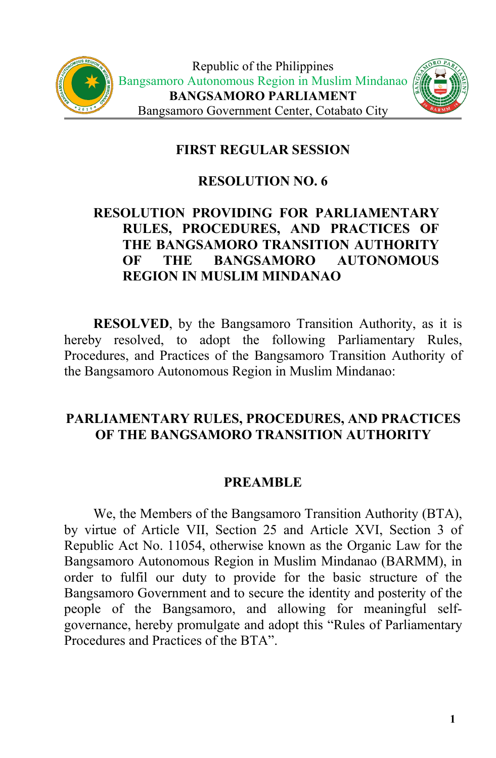Republic of the Philippines
Bangsamoro Autonomous Region in Muslim Mindanao
**BANGSAMORO PARLIAMENT**
Bangsamoro Government Center, Cotabato City

## FIRST REGULAR SESSION

## RESOLUTION NO. 6

**RESOLUTION PROVIDING FOR PARLIAMENTARY RULES, PROCEDURES, AND PRACTICES OF THE BANGSAMORO TRANSITION AUTHORITY OF THE BANGSAMORO AUTONOMOUS REGION IN MUSLIM MINDANAO**

**RESOLVED**, by the Bangsamoro Transition Authority, as it is hereby resolved, to adopt the following Parliamentary Rules, Procedures, and Practices of the Bangsamoro Transition Authority of the Bangsamoro Autonomous Region in Muslim Mindanao:

# PARLIAMENTARY RULES, PROCEDURES, AND PRACTICES OF THE BANGSAMORO TRANSITION AUTHORITY

## PREAMBLE

We, the Members of the Bangsamoro Transition Authority (BTA), by virtue of Article VII, Section 25 and Article XVI, Section 3 of Republic Act No. 11054, otherwise known as the Organic Law for the Bangsamoro Autonomous Region in Muslim Mindanao (BARMM), in order to fulfil our duty to provide for the basic structure of the Bangsamoro Government and to secure the identity and posterity of the people of the Bangsamoro, and allowing for meaningful self-governance, hereby promulgate and adopt this "Rules of Parliamentary Procedures and Practices of the BTA".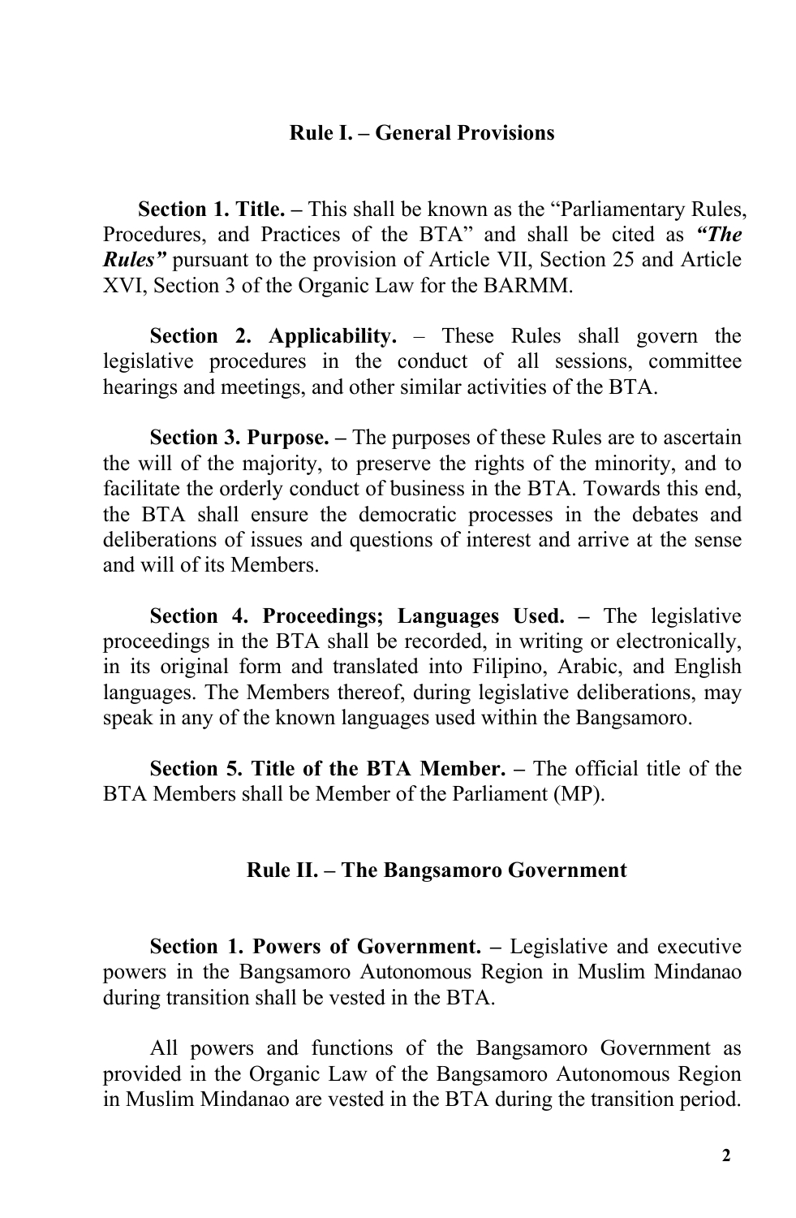## Rule I. – General Provisions

**Section 1. Title. –** This shall be known as the "Parliamentary Rules, Procedures, and Practices of the BTA" and shall be cited as ***"The Rules"*** pursuant to the provision of Article VII, Section 25 and Article XVI, Section 3 of the Organic Law for the BARMM.

**Section 2. Applicability.** – These Rules shall govern the legislative procedures in the conduct of all sessions, committee hearings and meetings, and other similar activities of the BTA.

**Section 3. Purpose. –** The purposes of these Rules are to ascertain the will of the majority, to preserve the rights of the minority, and to facilitate the orderly conduct of business in the BTA. Towards this end, the BTA shall ensure the democratic processes in the debates and deliberations of issues and questions of interest and arrive at the sense and will of its Members.

**Section 4. Proceedings; Languages Used. –** The legislative proceedings in the BTA shall be recorded, in writing or electronically, in its original form and translated into Filipino, Arabic, and English languages. The Members thereof, during legislative deliberations, may speak in any of the known languages used within the Bangsamoro.

**Section 5. Title of the BTA Member. –** The official title of the BTA Members shall be Member of the Parliament (MP).

## Rule II. – The Bangsamoro Government

**Section 1. Powers of Government. –** Legislative and executive powers in the Bangsamoro Autonomous Region in Muslim Mindanao during transition shall be vested in the BTA.

All powers and functions of the Bangsamoro Government as provided in the Organic Law of the Bangsamoro Autonomous Region in Muslim Mindanao are vested in the BTA during the transition period.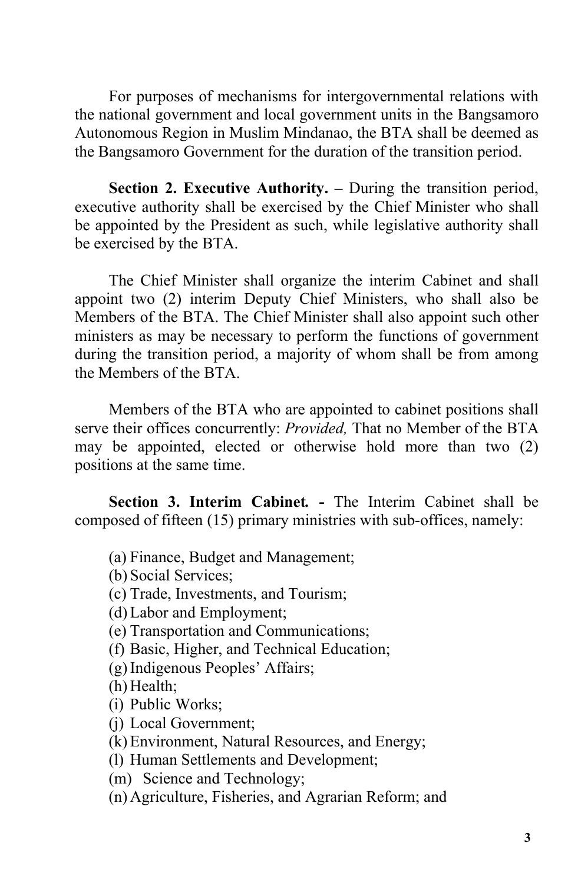For purposes of mechanisms for intergovernmental relations with the national government and local government units in the Bangsamoro Autonomous Region in Muslim Mindanao, the BTA shall be deemed as the Bangsamoro Government for the duration of the transition period.

**Section 2. Executive Authority. –** During the transition period, executive authority shall be exercised by the Chief Minister who shall be appointed by the President as such, while legislative authority shall be exercised by the BTA.

The Chief Minister shall organize the interim Cabinet and shall appoint two (2) interim Deputy Chief Ministers, who shall also be Members of the BTA. The Chief Minister shall also appoint such other ministers as may be necessary to perform the functions of government during the transition period, a majority of whom shall be from among the Members of the BTA.

Members of the BTA who are appointed to cabinet positions shall serve their offices concurrently: *Provided,* That no Member of the BTA may be appointed, elected or otherwise hold more than two (2) positions at the same time.

**Section 3. Interim Cabinet. -** The Interim Cabinet shall be composed of fifteen (15) primary ministries with sub-offices, namely:

(a) Finance, Budget and Management;
(b) Social Services;
(c) Trade, Investments, and Tourism;
(d) Labor and Employment;
(e) Transportation and Communications;
(f) Basic, Higher, and Technical Education;
(g) Indigenous Peoples' Affairs;
(h) Health;
(i) Public Works;
(j) Local Government;
(k) Environment, Natural Resources, and Energy;
(l) Human Settlements and Development;
(m) Science and Technology;
(n) Agriculture, Fisheries, and Agrarian Reform; and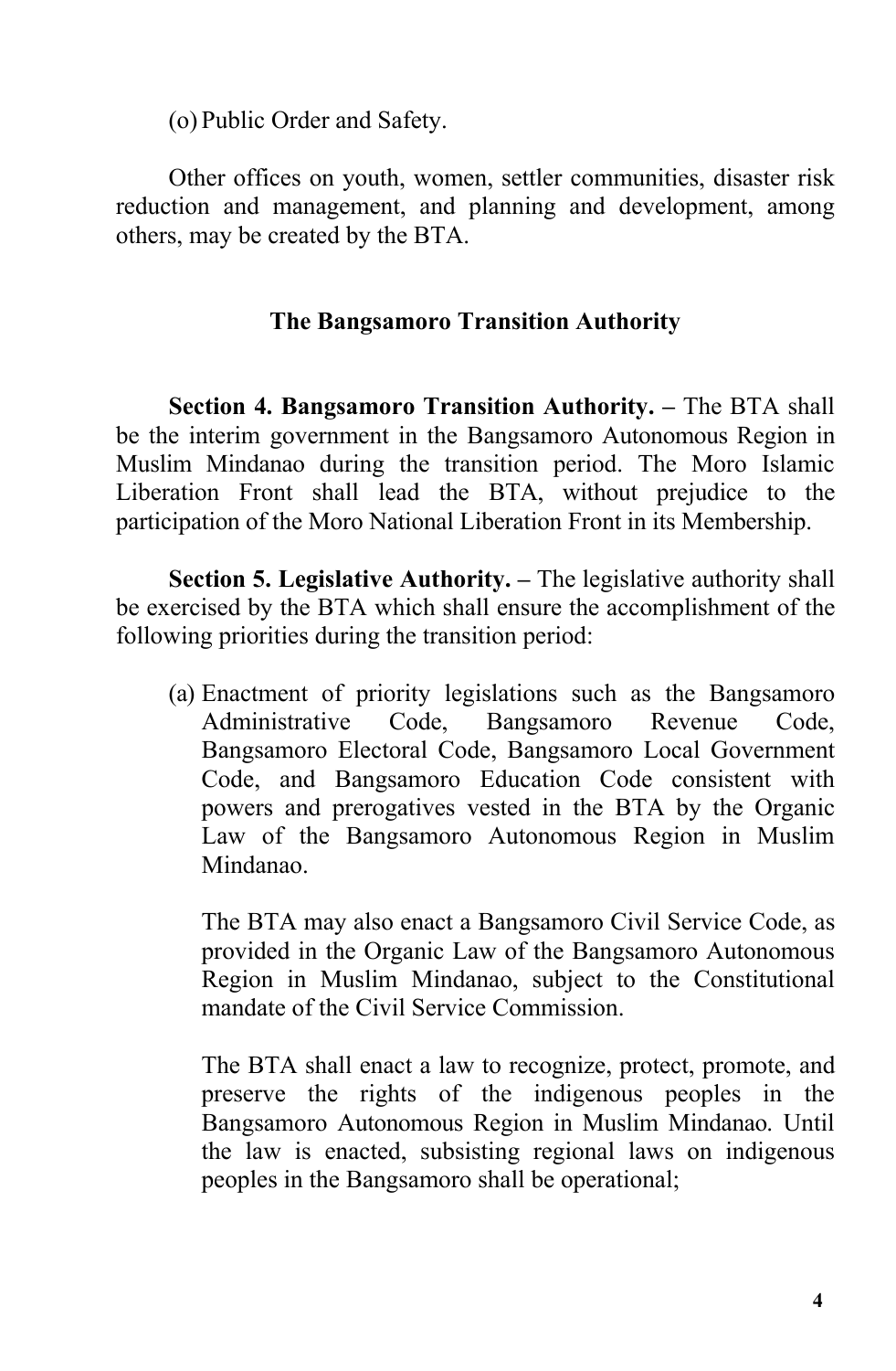(o) Public Order and Safety.

Other offices on youth, women, settler communities, disaster risk reduction and management, and planning and development, among others, may be created by the BTA.

### The Bangsamoro Transition Authority

**Section 4. Bangsamoro Transition Authority. –** The BTA shall be the interim government in the Bangsamoro Autonomous Region in Muslim Mindanao during the transition period. The Moro Islamic Liberation Front shall lead the BTA, without prejudice to the participation of the Moro National Liberation Front in its Membership.

**Section 5. Legislative Authority. –** The legislative authority shall be exercised by the BTA which shall ensure the accomplishment of the following priorities during the transition period:

(a) Enactment of priority legislations such as the Bangsamoro Administrative Code, Bangsamoro Revenue Code, Bangsamoro Electoral Code, Bangsamoro Local Government Code, and Bangsamoro Education Code consistent with powers and prerogatives vested in the BTA by the Organic Law of the Bangsamoro Autonomous Region in Muslim Mindanao.

    The BTA may also enact a Bangsamoro Civil Service Code, as provided in the Organic Law of the Bangsamoro Autonomous Region in Muslim Mindanao, subject to the Constitutional mandate of the Civil Service Commission.

    The BTA shall enact a law to recognize, protect, promote, and preserve the rights of the indigenous peoples in the Bangsamoro Autonomous Region in Muslim Mindanao. Until the law is enacted, subsisting regional laws on indigenous peoples in the Bangsamoro shall be operational;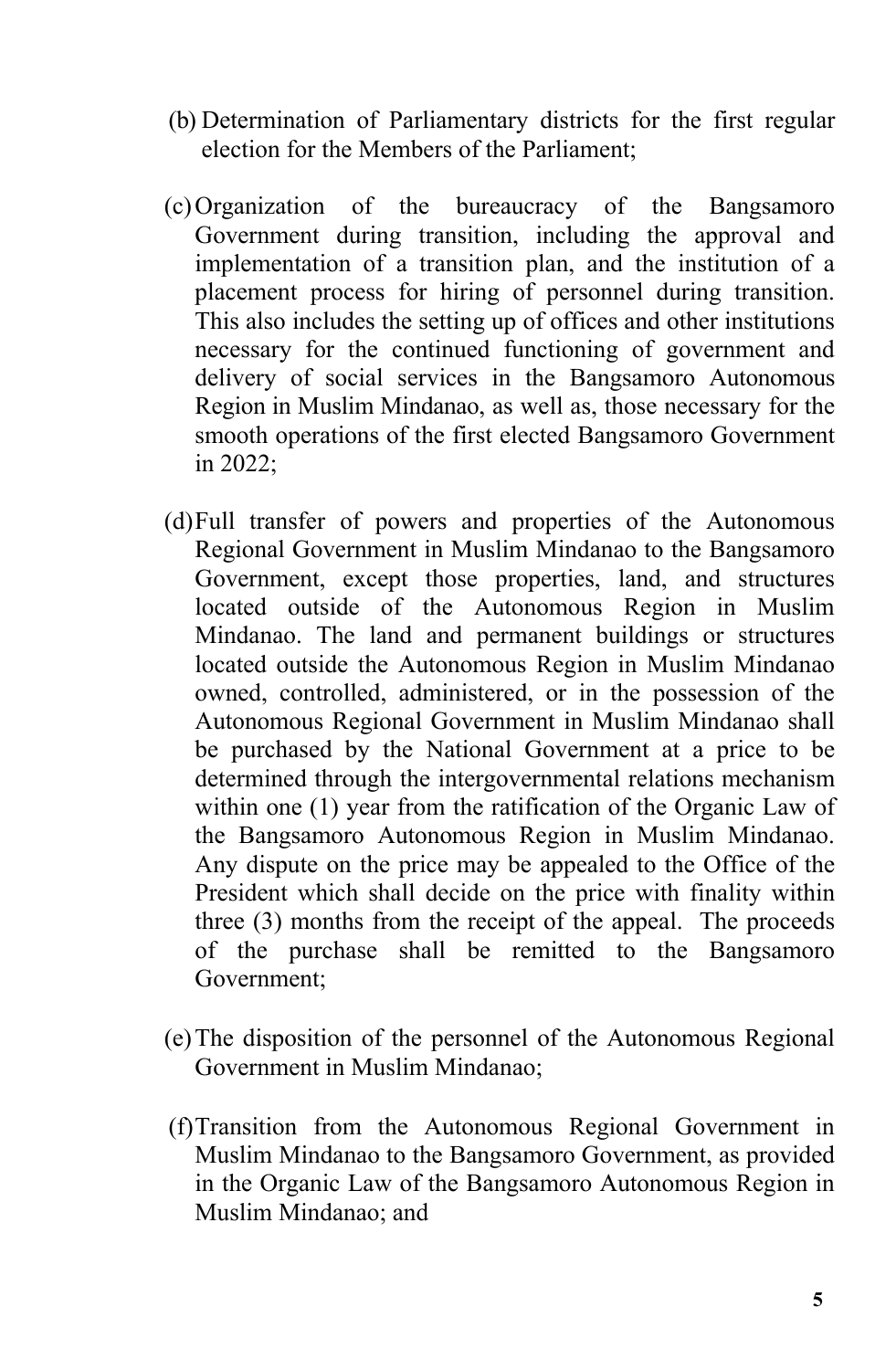(b) Determination of Parliamentary districts for the first regular election for the Members of the Parliament;

(c) Organization of the bureaucracy of the Bangsamoro Government during transition, including the approval and implementation of a transition plan, and the institution of a placement process for hiring of personnel during transition. This also includes the setting up of offices and other institutions necessary for the continued functioning of government and delivery of social services in the Bangsamoro Autonomous Region in Muslim Mindanao, as well as, those necessary for the smooth operations of the first elected Bangsamoro Government in 2022;

(d) Full transfer of powers and properties of the Autonomous Regional Government in Muslim Mindanao to the Bangsamoro Government, except those properties, land, and structures located outside of the Autonomous Region in Muslim Mindanao. The land and permanent buildings or structures located outside the Autonomous Region in Muslim Mindanao owned, controlled, administered, or in the possession of the Autonomous Regional Government in Muslim Mindanao shall be purchased by the National Government at a price to be determined through the intergovernmental relations mechanism within one (1) year from the ratification of the Organic Law of the Bangsamoro Autonomous Region in Muslim Mindanao. Any dispute on the price may be appealed to the Office of the President which shall decide on the price with finality within three (3) months from the receipt of the appeal. The proceeds of the purchase shall be remitted to the Bangsamoro Government;

(e) The disposition of the personnel of the Autonomous Regional Government in Muslim Mindanao;

(f) Transition from the Autonomous Regional Government in Muslim Mindanao to the Bangsamoro Government, as provided in the Organic Law of the Bangsamoro Autonomous Region in Muslim Mindanao; and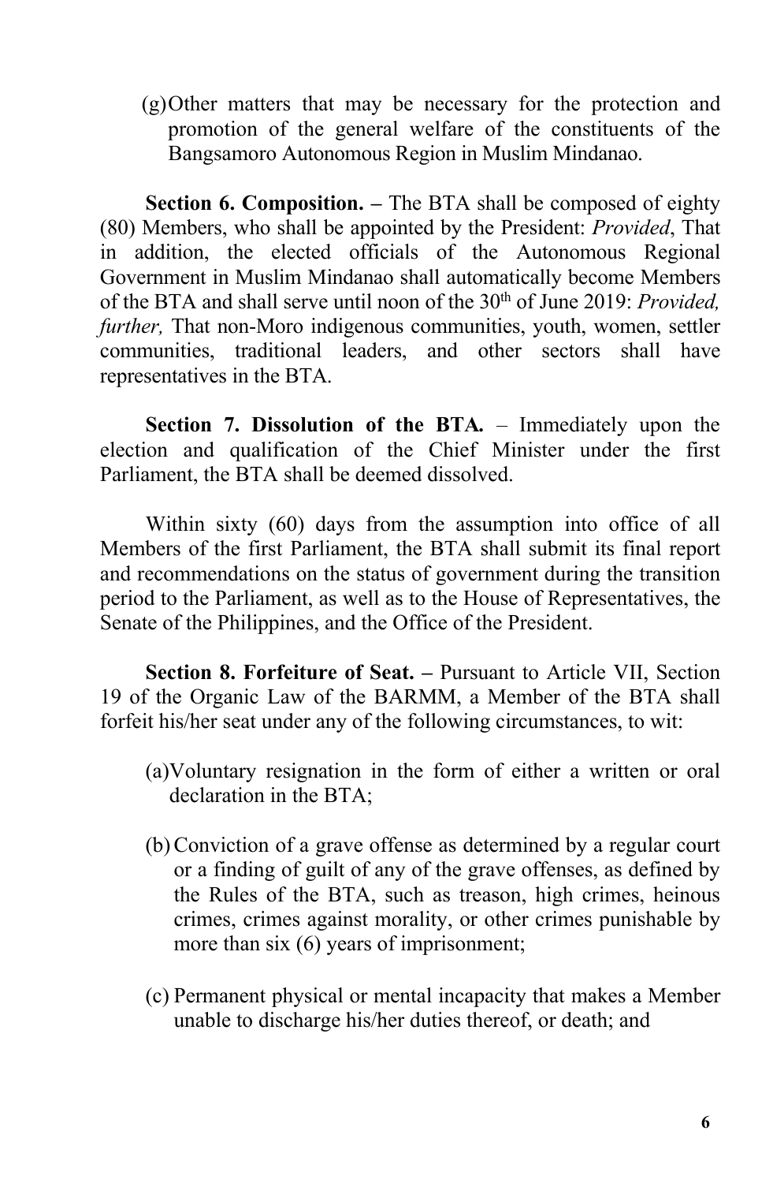(g) Other matters that may be necessary for the protection and promotion of the general welfare of the constituents of the Bangsamoro Autonomous Region in Muslim Mindanao.

**Section 6. Composition. –** The BTA shall be composed of eighty (80) Members, who shall be appointed by the President: *Provided*, That in addition, the elected officials of the Autonomous Regional Government in Muslim Mindanao shall automatically become Members of the BTA and shall serve until noon of the 30th of June 2019: *Provided, further,* That non-Moro indigenous communities, youth, women, settler communities, traditional leaders, and other sectors shall have representatives in the BTA.

**Section 7. Dissolution of the BTA.** – Immediately upon the election and qualification of the Chief Minister under the first Parliament, the BTA shall be deemed dissolved.

Within sixty (60) days from the assumption into office of all Members of the first Parliament, the BTA shall submit its final report and recommendations on the status of government during the transition period to the Parliament, as well as to the House of Representatives, the Senate of the Philippines, and the Office of the President.

**Section 8. Forfeiture of Seat. –** Pursuant to Article VII, Section 19 of the Organic Law of the BARMM, a Member of the BTA shall forfeit his/her seat under any of the following circumstances, to wit:

(a) Voluntary resignation in the form of either a written or oral declaration in the BTA;

(b) Conviction of a grave offense as determined by a regular court or a finding of guilt of any of the grave offenses, as defined by the Rules of the BTA, such as treason, high crimes, heinous crimes, crimes against morality, or other crimes punishable by more than six (6) years of imprisonment;

(c) Permanent physical or mental incapacity that makes a Member unable to discharge his/her duties thereof, or death; and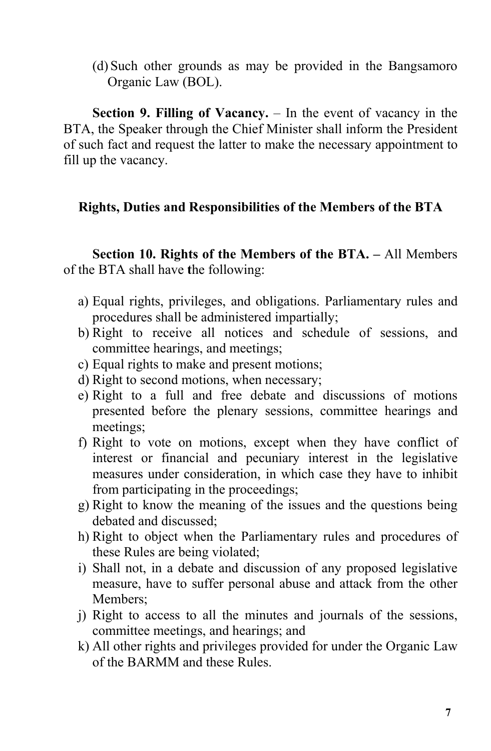(d) Such other grounds as may be provided in the Bangsamoro Organic Law (BOL).

**Section 9. Filling of Vacancy.** – In the event of vacancy in the BTA, the Speaker through the Chief Minister shall inform the President of such fact and request the latter to make the necessary appointment to fill up the vacancy.

## Rights, Duties and Responsibilities of the Members of the BTA

**Section 10. Rights of the Members of the BTA. –** All Members of the BTA shall have the following:

a) Equal rights, privileges, and obligations. Parliamentary rules and procedures shall be administered impartially;
b) Right to receive all notices and schedule of sessions, and committee hearings, and meetings;
c) Equal rights to make and present motions;
d) Right to second motions, when necessary;
e) Right to a full and free debate and discussions of motions presented before the plenary sessions, committee hearings and meetings;
f) Right to vote on motions, except when they have conflict of interest or financial and pecuniary interest in the legislative measures under consideration, in which case they have to inhibit from participating in the proceedings;
g) Right to know the meaning of the issues and the questions being debated and discussed;
h) Right to object when the Parliamentary rules and procedures of these Rules are being violated;
i) Shall not, in a debate and discussion of any proposed legislative measure, have to suffer personal abuse and attack from the other Members;
j) Right to access to all the minutes and journals of the sessions, committee meetings, and hearings; and
k) All other rights and privileges provided for under the Organic Law of the BARMM and these Rules.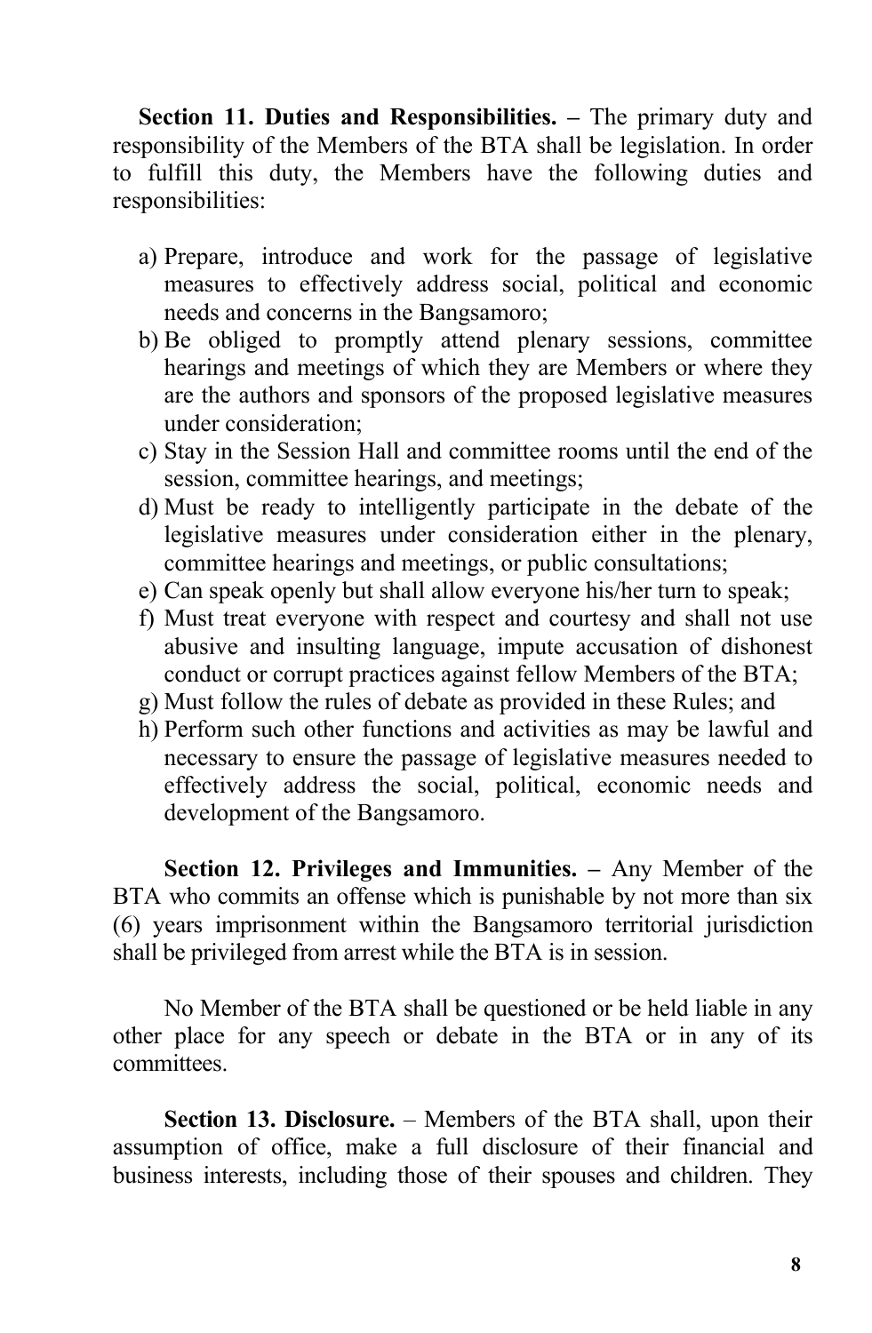**Section 11. Duties and Responsibilities. –** The primary duty and responsibility of the Members of the BTA shall be legislation. In order to fulfill this duty, the Members have the following duties and responsibilities:

a) Prepare, introduce and work for the passage of legislative measures to effectively address social, political and economic needs and concerns in the Bangsamoro;
b) Be obliged to promptly attend plenary sessions, committee hearings and meetings of which they are Members or where they are the authors and sponsors of the proposed legislative measures under consideration;
c) Stay in the Session Hall and committee rooms until the end of the session, committee hearings, and meetings;
d) Must be ready to intelligently participate in the debate of the legislative measures under consideration either in the plenary, committee hearings and meetings, or public consultations;
e) Can speak openly but shall allow everyone his/her turn to speak;
f) Must treat everyone with respect and courtesy and shall not use abusive and insulting language, impute accusation of dishonest conduct or corrupt practices against fellow Members of the BTA;
g) Must follow the rules of debate as provided in these Rules; and
h) Perform such other functions and activities as may be lawful and necessary to ensure the passage of legislative measures needed to effectively address the social, political, economic needs and development of the Bangsamoro.

**Section 12. Privileges and Immunities. –** Any Member of the BTA who commits an offense which is punishable by not more than six (6) years imprisonment within the Bangsamoro territorial jurisdiction shall be privileged from arrest while the BTA is in session.

No Member of the BTA shall be questioned or be held liable in any other place for any speech or debate in the BTA or in any of its committees.

**Section 13. Disclosure.** – Members of the BTA shall, upon their assumption of office, make a full disclosure of their financial and business interests, including those of their spouses and children. They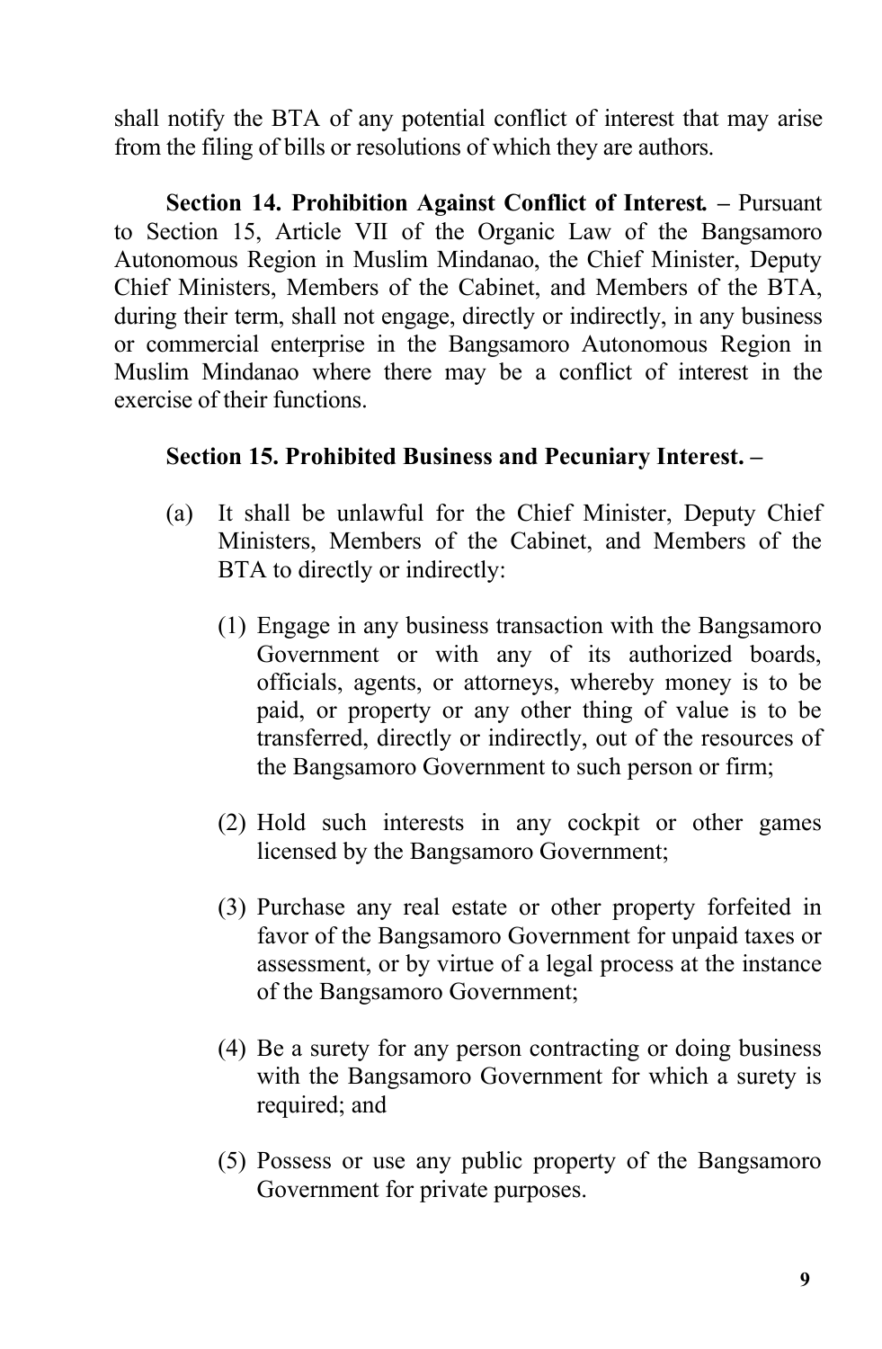shall notify the BTA of any potential conflict of interest that may arise from the filing of bills or resolutions of which they are authors.

**Section 14. Prohibition Against Conflict of Interest. –** Pursuant to Section 15, Article VII of the Organic Law of the Bangsamoro Autonomous Region in Muslim Mindanao, the Chief Minister, Deputy Chief Ministers, Members of the Cabinet, and Members of the BTA, during their term, shall not engage, directly or indirectly, in any business or commercial enterprise in the Bangsamoro Autonomous Region in Muslim Mindanao where there may be a conflict of interest in the exercise of their functions.

**Section 15. Prohibited Business and Pecuniary Interest. –**

(a) It shall be unlawful for the Chief Minister, Deputy Chief Ministers, Members of the Cabinet, and Members of the BTA to directly or indirectly:

   (1) Engage in any business transaction with the Bangsamoro Government or with any of its authorized boards, officials, agents, or attorneys, whereby money is to be paid, or property or any other thing of value is to be transferred, directly or indirectly, out of the resources of the Bangsamoro Government to such person or firm;

   (2) Hold such interests in any cockpit or other games licensed by the Bangsamoro Government;

   (3) Purchase any real estate or other property forfeited in favor of the Bangsamoro Government for unpaid taxes or assessment, or by virtue of a legal process at the instance of the Bangsamoro Government;

   (4) Be a surety for any person contracting or doing business with the Bangsamoro Government for which a surety is required; and

   (5) Possess or use any public property of the Bangsamoro Government for private purposes.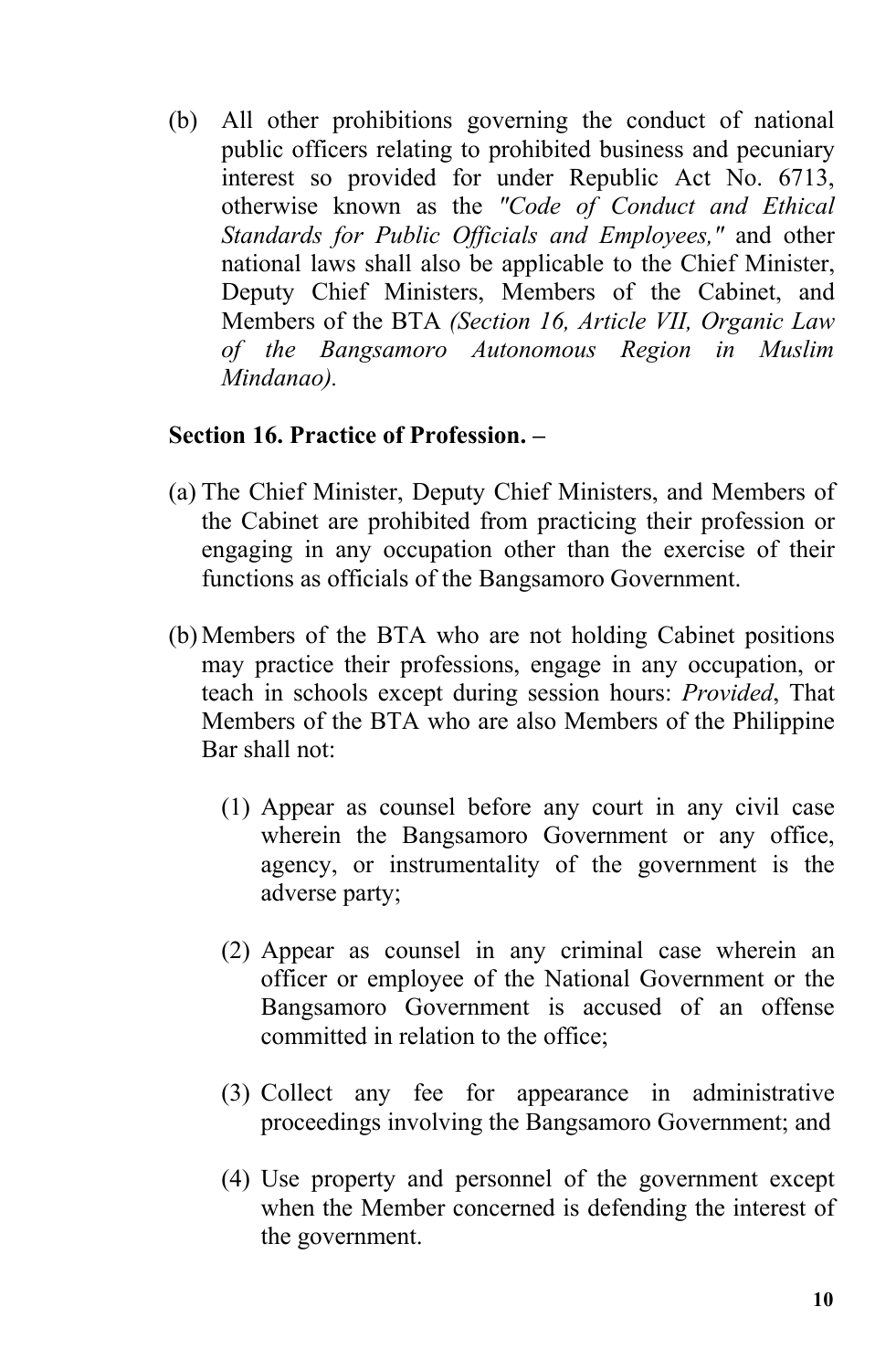(b) All other prohibitions governing the conduct of national public officers relating to prohibited business and pecuniary interest so provided for under Republic Act No. 6713, otherwise known as the *"Code of Conduct and Ethical Standards for Public Officials and Employees,"* and other national laws shall also be applicable to the Chief Minister, Deputy Chief Ministers, Members of the Cabinet, and Members of the BTA *(Section 16, Article VII, Organic Law of the Bangsamoro Autonomous Region in Muslim Mindanao).*

**Section 16. Practice of Profession. –**

(a) The Chief Minister, Deputy Chief Ministers, and Members of the Cabinet are prohibited from practicing their profession or engaging in any occupation other than the exercise of their functions as officials of the Bangsamoro Government.

(b) Members of the BTA who are not holding Cabinet positions may practice their professions, engage in any occupation, or teach in schools except during session hours: *Provided*, That Members of the BTA who are also Members of the Philippine Bar shall not:

   (1) Appear as counsel before any court in any civil case wherein the Bangsamoro Government or any office, agency, or instrumentality of the government is the adverse party;

   (2) Appear as counsel in any criminal case wherein an officer or employee of the National Government or the Bangsamoro Government is accused of an offense committed in relation to the office;

   (3) Collect any fee for appearance in administrative proceedings involving the Bangsamoro Government; and

   (4) Use property and personnel of the government except when the Member concerned is defending the interest of the government.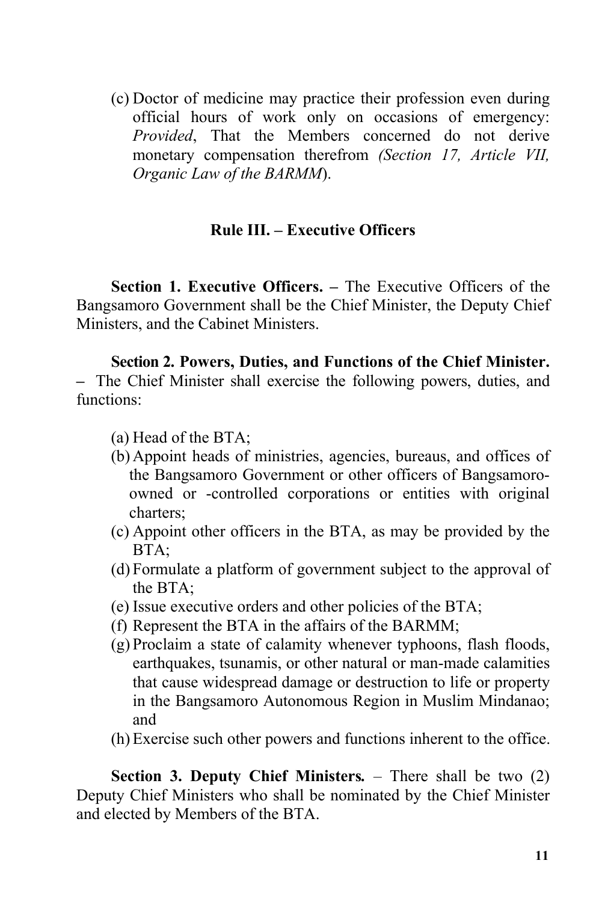(c) Doctor of medicine may practice their profession even during official hours of work only on occasions of emergency: *Provided*, That the Members concerned do not derive monetary compensation therefrom *(Section 17, Article VII, Organic Law of the BARMM*).

## Rule III. – Executive Officers

**Section 1. Executive Officers. –** The Executive Officers of the Bangsamoro Government shall be the Chief Minister, the Deputy Chief Ministers, and the Cabinet Ministers.

**Section 2. Powers, Duties, and Functions of the Chief Minister. –** The Chief Minister shall exercise the following powers, duties, and functions:

(a) Head of the BTA;
(b) Appoint heads of ministries, agencies, bureaus, and offices of the Bangsamoro Government or other officers of Bangsamoro-owned or -controlled corporations or entities with original charters;
(c) Appoint other officers in the BTA, as may be provided by the BTA;
(d) Formulate a platform of government subject to the approval of the BTA;
(e) Issue executive orders and other policies of the BTA;
(f) Represent the BTA in the affairs of the BARMM;
(g) Proclaim a state of calamity whenever typhoons, flash floods, earthquakes, tsunamis, or other natural or man-made calamities that cause widespread damage or destruction to life or property in the Bangsamoro Autonomous Region in Muslim Mindanao; and
(h) Exercise such other powers and functions inherent to the office.

**Section 3. Deputy Chief Ministers.** – There shall be two (2) Deputy Chief Ministers who shall be nominated by the Chief Minister and elected by Members of the BTA.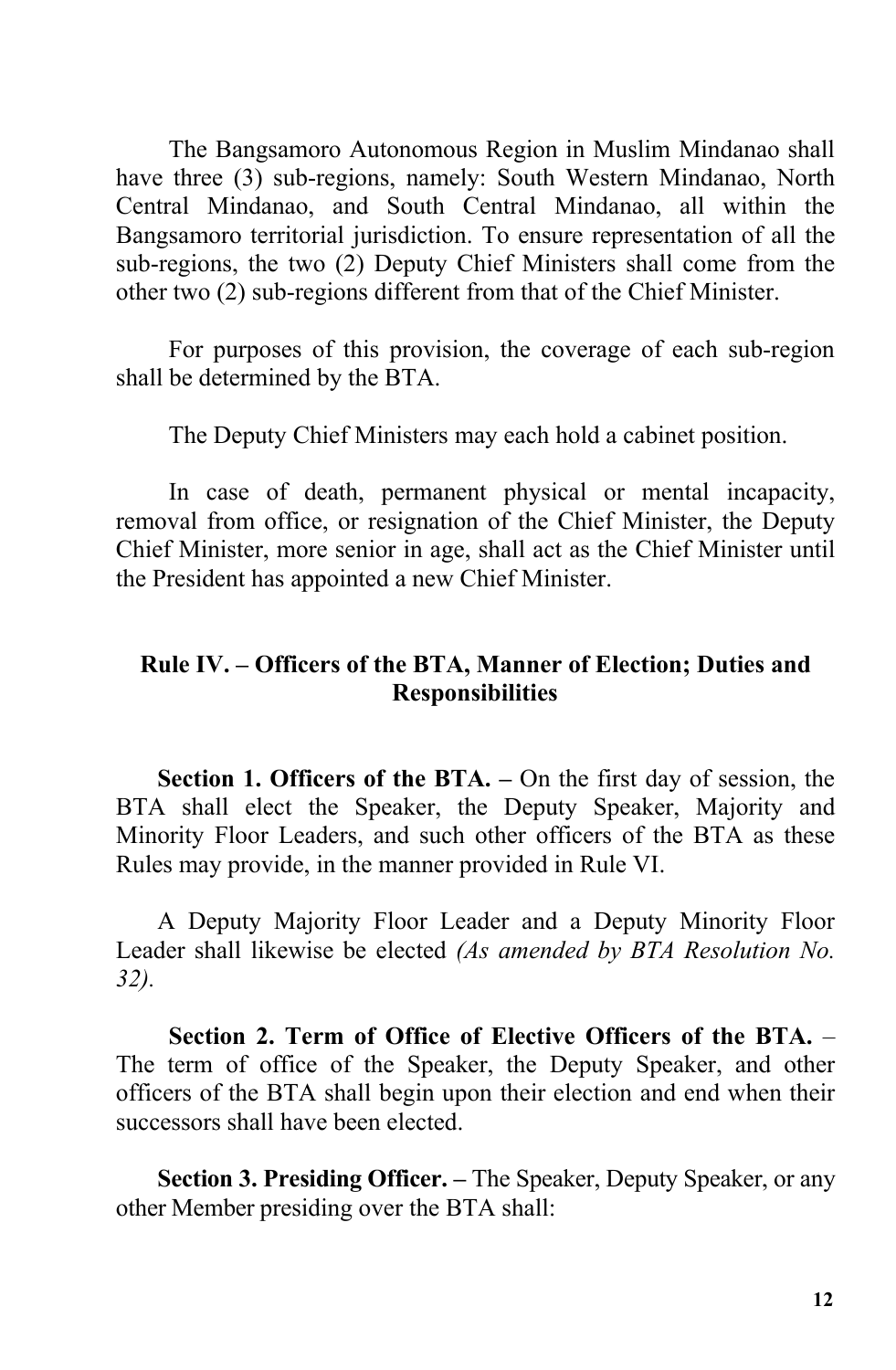The Bangsamoro Autonomous Region in Muslim Mindanao shall have three (3) sub-regions, namely: South Western Mindanao, North Central Mindanao, and South Central Mindanao, all within the Bangsamoro territorial jurisdiction. To ensure representation of all the sub-regions, the two (2) Deputy Chief Ministers shall come from the other two (2) sub-regions different from that of the Chief Minister.

For purposes of this provision, the coverage of each sub-region shall be determined by the BTA.

The Deputy Chief Ministers may each hold a cabinet position.

In case of death, permanent physical or mental incapacity, removal from office, or resignation of the Chief Minister, the Deputy Chief Minister, more senior in age, shall act as the Chief Minister until the President has appointed a new Chief Minister.

## Rule IV. – Officers of the BTA, Manner of Election; Duties and Responsibilities

**Section 1. Officers of the BTA. –** On the first day of session, the BTA shall elect the Speaker, the Deputy Speaker, Majority and Minority Floor Leaders, and such other officers of the BTA as these Rules may provide, in the manner provided in Rule VI.

A Deputy Majority Floor Leader and a Deputy Minority Floor Leader shall likewise be elected *(As amended by BTA Resolution No. 32)*.

**Section 2. Term of Office of Elective Officers of the BTA.** – The term of office of the Speaker, the Deputy Speaker, and other officers of the BTA shall begin upon their election and end when their successors shall have been elected.

**Section 3. Presiding Officer. –** The Speaker, Deputy Speaker, or any other Member presiding over the BTA shall: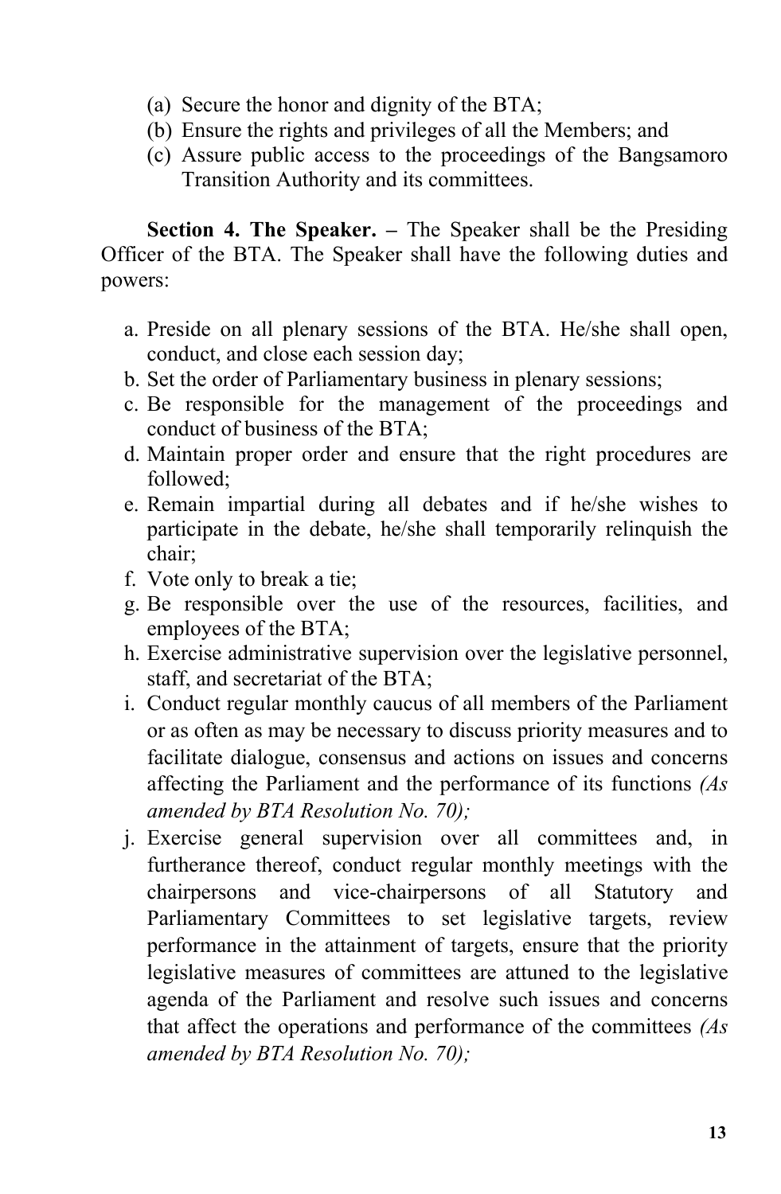(a) Secure the honor and dignity of the BTA;
(b) Ensure the rights and privileges of all the Members; and
(c) Assure public access to the proceedings of the Bangsamoro Transition Authority and its committees.

**Section 4. The Speaker. –** The Speaker shall be the Presiding Officer of the BTA. The Speaker shall have the following duties and powers:

a. Preside on all plenary sessions of the BTA. He/she shall open, conduct, and close each session day;
b. Set the order of Parliamentary business in plenary sessions;
c. Be responsible for the management of the proceedings and conduct of business of the BTA;
d. Maintain proper order and ensure that the right procedures are followed;
e. Remain impartial during all debates and if he/she wishes to participate in the debate, he/she shall temporarily relinquish the chair;
f. Vote only to break a tie;
g. Be responsible over the use of the resources, facilities, and employees of the BTA;
h. Exercise administrative supervision over the legislative personnel, staff, and secretariat of the BTA;
i. Conduct regular monthly caucus of all members of the Parliament or as often as may be necessary to discuss priority measures and to facilitate dialogue, consensus and actions on issues and concerns affecting the Parliament and the performance of its functions *(As amended by BTA Resolution No. 70);*
j. Exercise general supervision over all committees and, in furtherance thereof, conduct regular monthly meetings with the chairpersons and vice-chairpersons of all Statutory and Parliamentary Committees to set legislative targets, review performance in the attainment of targets, ensure that the priority legislative measures of committees are attuned to the legislative agenda of the Parliament and resolve such issues and concerns that affect the operations and performance of the committees *(As amended by BTA Resolution No. 70);*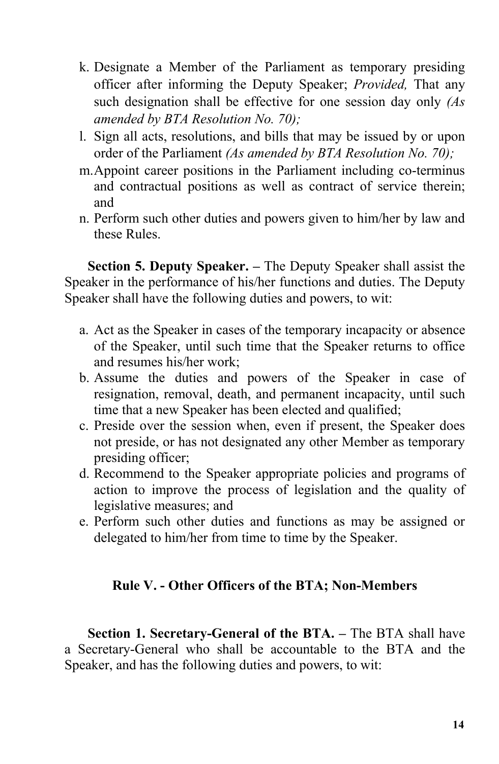k. Designate a Member of the Parliament as temporary presiding officer after informing the Deputy Speaker; *Provided,* That any such designation shall be effective for one session day only *(As amended by BTA Resolution No. 70);*

l. Sign all acts, resolutions, and bills that may be issued by or upon order of the Parliament *(As amended by BTA Resolution No. 70);*

m. Appoint career positions in the Parliament including co-terminus and contractual positions as well as contract of service therein; and

n. Perform such other duties and powers given to him/her by law and these Rules.

**Section 5. Deputy Speaker. –** The Deputy Speaker shall assist the Speaker in the performance of his/her functions and duties. The Deputy Speaker shall have the following duties and powers, to wit:

a. Act as the Speaker in cases of the temporary incapacity or absence of the Speaker, until such time that the Speaker returns to office and resumes his/her work;

b. Assume the duties and powers of the Speaker in case of resignation, removal, death, and permanent incapacity, until such time that a new Speaker has been elected and qualified;

c. Preside over the session when, even if present, the Speaker does not preside, or has not designated any other Member as temporary presiding officer;

d. Recommend to the Speaker appropriate policies and programs of action to improve the process of legislation and the quality of legislative measures; and

e. Perform such other duties and functions as may be assigned or delegated to him/her from time to time by the Speaker.

## Rule V. - Other Officers of the BTA; Non-Members

**Section 1. Secretary-General of the BTA. –** The BTA shall have a Secretary-General who shall be accountable to the BTA and the Speaker, and has the following duties and powers, to wit: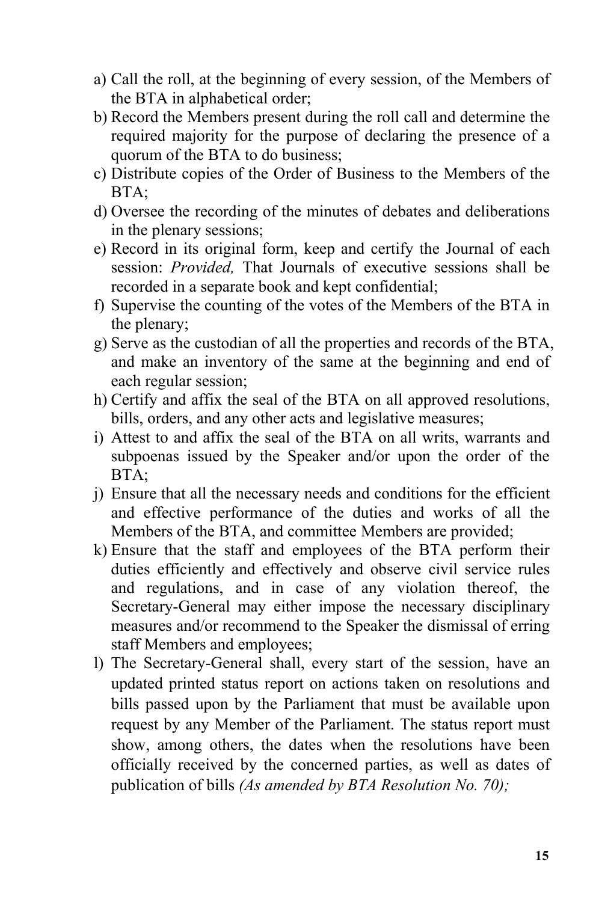a) Call the roll, at the beginning of every session, of the Members of the BTA in alphabetical order;
b) Record the Members present during the roll call and determine the required majority for the purpose of declaring the presence of a quorum of the BTA to do business;
c) Distribute copies of the Order of Business to the Members of the BTA;
d) Oversee the recording of the minutes of debates and deliberations in the plenary sessions;
e) Record in its original form, keep and certify the Journal of each session: *Provided,* That Journals of executive sessions shall be recorded in a separate book and kept confidential;
f) Supervise the counting of the votes of the Members of the BTA in the plenary;
g) Serve as the custodian of all the properties and records of the BTA, and make an inventory of the same at the beginning and end of each regular session;
h) Certify and affix the seal of the BTA on all approved resolutions, bills, orders, and any other acts and legislative measures;
i) Attest to and affix the seal of the BTA on all writs, warrants and subpoenas issued by the Speaker and/or upon the order of the BTA;
j) Ensure that all the necessary needs and conditions for the efficient and effective performance of the duties and works of all the Members of the BTA, and committee Members are provided;
k) Ensure that the staff and employees of the BTA perform their duties efficiently and effectively and observe civil service rules and regulations, and in case of any violation thereof, the Secretary-General may either impose the necessary disciplinary measures and/or recommend to the Speaker the dismissal of erring staff Members and employees;
l) The Secretary-General shall, every start of the session, have an updated printed status report on actions taken on resolutions and bills passed upon by the Parliament that must be available upon request by any Member of the Parliament. The status report must show, among others, the dates when the resolutions have been officially received by the concerned parties, as well as dates of publication of bills *(As amended by BTA Resolution No. 70);*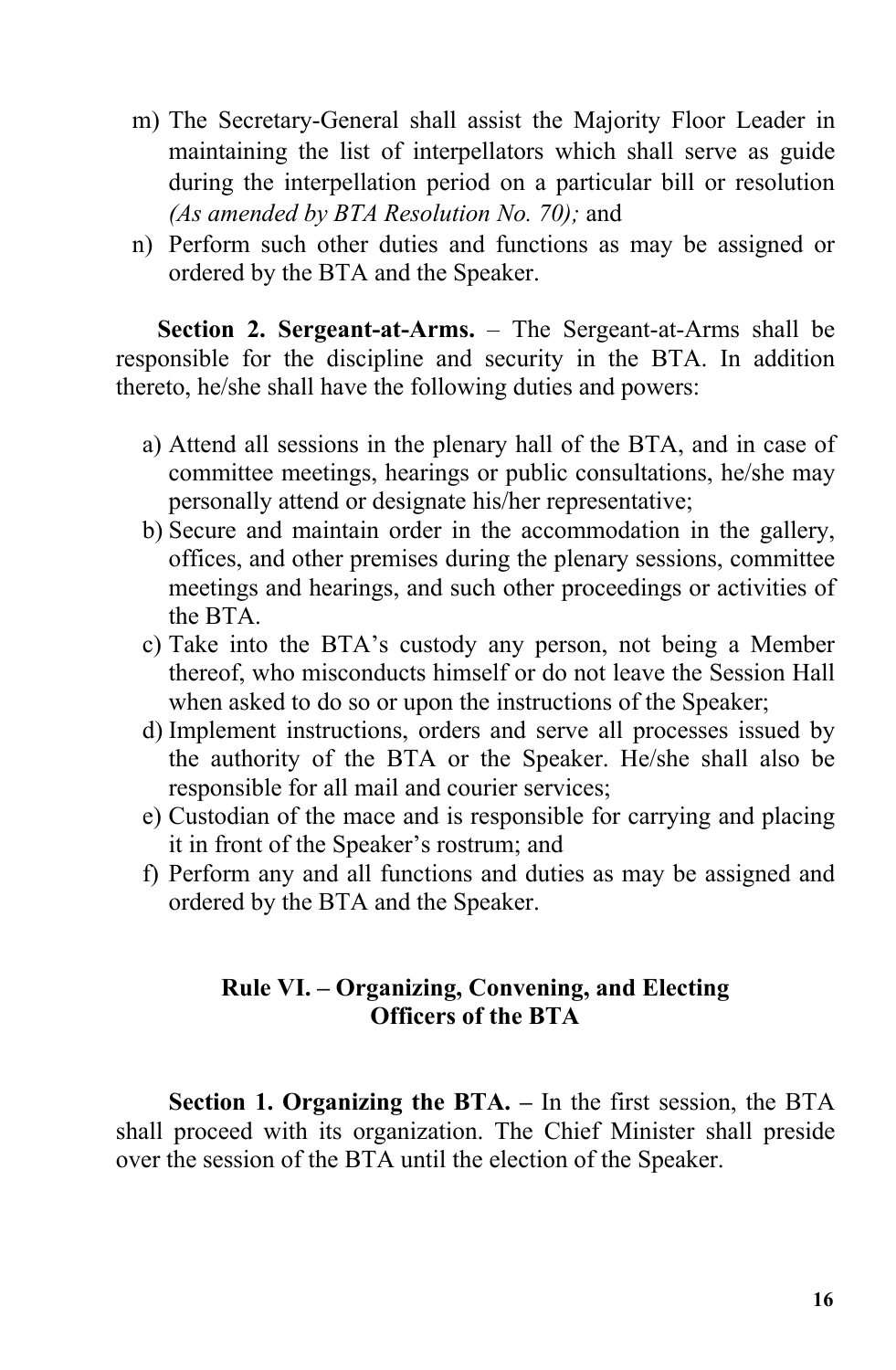m) The Secretary-General shall assist the Majority Floor Leader in maintaining the list of interpellators which shall serve as guide during the interpellation period on a particular bill or resolution *(As amended by BTA Resolution No. 70);* and

n) Perform such other duties and functions as may be assigned or ordered by the BTA and the Speaker.

**Section 2. Sergeant-at-Arms.** – The Sergeant-at-Arms shall be responsible for the discipline and security in the BTA. In addition thereto, he/she shall have the following duties and powers:

a) Attend all sessions in the plenary hall of the BTA, and in case of committee meetings, hearings or public consultations, he/she may personally attend or designate his/her representative;

b) Secure and maintain order in the accommodation in the gallery, offices, and other premises during the plenary sessions, committee meetings and hearings, and such other proceedings or activities of the BTA.

c) Take into the BTA's custody any person, not being a Member thereof, who misconducts himself or do not leave the Session Hall when asked to do so or upon the instructions of the Speaker;

d) Implement instructions, orders and serve all processes issued by the authority of the BTA or the Speaker. He/she shall also be responsible for all mail and courier services;

e) Custodian of the mace and is responsible for carrying and placing it in front of the Speaker's rostrum; and

f) Perform any and all functions and duties as may be assigned and ordered by the BTA and the Speaker.

## Rule VI. – Organizing, Convening, and Electing Officers of the BTA

**Section 1. Organizing the BTA. –** In the first session, the BTA shall proceed with its organization. The Chief Minister shall preside over the session of the BTA until the election of the Speaker.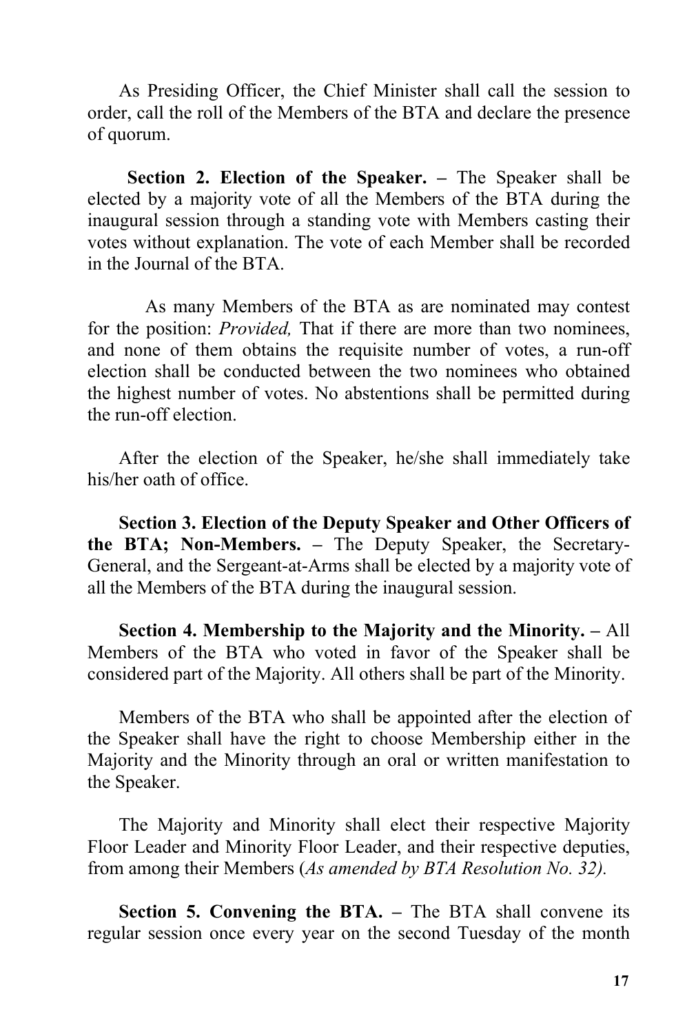As Presiding Officer, the Chief Minister shall call the session to order, call the roll of the Members of the BTA and declare the presence of quorum.

**Section 2. Election of the Speaker. –** The Speaker shall be elected by a majority vote of all the Members of the BTA during the inaugural session through a standing vote with Members casting their votes without explanation. The vote of each Member shall be recorded in the Journal of the BTA.

As many Members of the BTA as are nominated may contest for the position: *Provided,* That if there are more than two nominees, and none of them obtains the requisite number of votes, a run-off election shall be conducted between the two nominees who obtained the highest number of votes. No abstentions shall be permitted during the run-off election.

After the election of the Speaker, he/she shall immediately take his/her oath of office.

**Section 3. Election of the Deputy Speaker and Other Officers of the BTA; Non-Members. –** The Deputy Speaker, the Secretary-General, and the Sergeant-at-Arms shall be elected by a majority vote of all the Members of the BTA during the inaugural session.

**Section 4. Membership to the Majority and the Minority. –** All Members of the BTA who voted in favor of the Speaker shall be considered part of the Majority. All others shall be part of the Minority.

Members of the BTA who shall be appointed after the election of the Speaker shall have the right to choose Membership either in the Majority and the Minority through an oral or written manifestation to the Speaker.

The Majority and Minority shall elect their respective Majority Floor Leader and Minority Floor Leader, and their respective deputies, from among their Members (*As amended by BTA Resolution No. 32).*

**Section 5. Convening the BTA. –** The BTA shall convene its regular session once every year on the second Tuesday of the month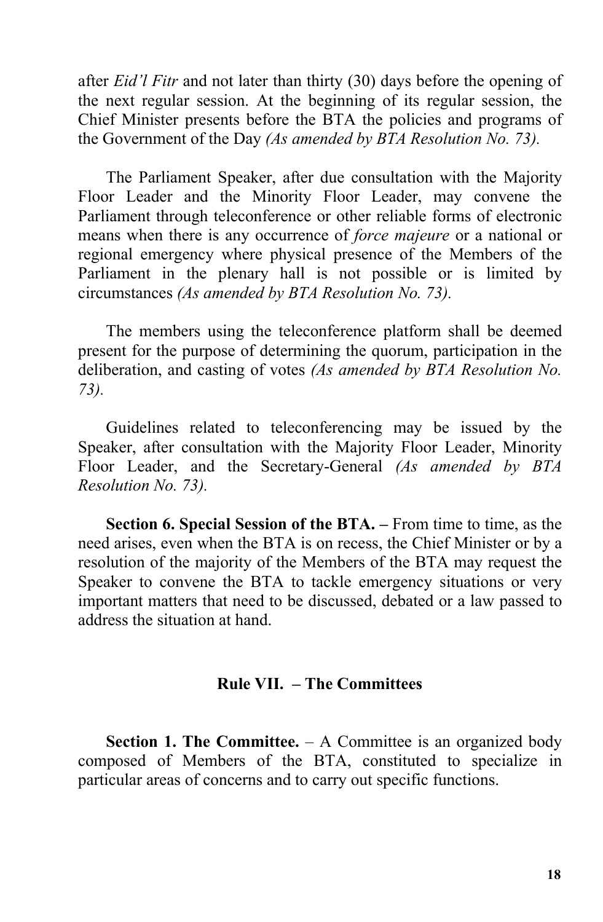after *Eid'l Fitr* and not later than thirty (30) days before the opening of the next regular session. At the beginning of its regular session, the Chief Minister presents before the BTA the policies and programs of the Government of the Day *(As amended by BTA Resolution No. 73).*

The Parliament Speaker, after due consultation with the Majority Floor Leader and the Minority Floor Leader, may convene the Parliament through teleconference or other reliable forms of electronic means when there is any occurrence of *force majeure* or a national or regional emergency where physical presence of the Members of the Parliament in the plenary hall is not possible or is limited by circumstances *(As amended by BTA Resolution No. 73).*

The members using the teleconference platform shall be deemed present for the purpose of determining the quorum, participation in the deliberation, and casting of votes *(As amended by BTA Resolution No. 73).*

Guidelines related to teleconferencing may be issued by the Speaker, after consultation with the Majority Floor Leader, Minority Floor Leader, and the Secretary-General *(As amended by BTA Resolution No. 73).*

**Section 6. Special Session of the BTA. –** From time to time, as the need arises, even when the BTA is on recess, the Chief Minister or by a resolution of the majority of the Members of the BTA may request the Speaker to convene the BTA to tackle emergency situations or very important matters that need to be discussed, debated or a law passed to address the situation at hand.

## Rule VII. – The Committees

**Section 1. The Committee.** – A Committee is an organized body composed of Members of the BTA, constituted to specialize in particular areas of concerns and to carry out specific functions.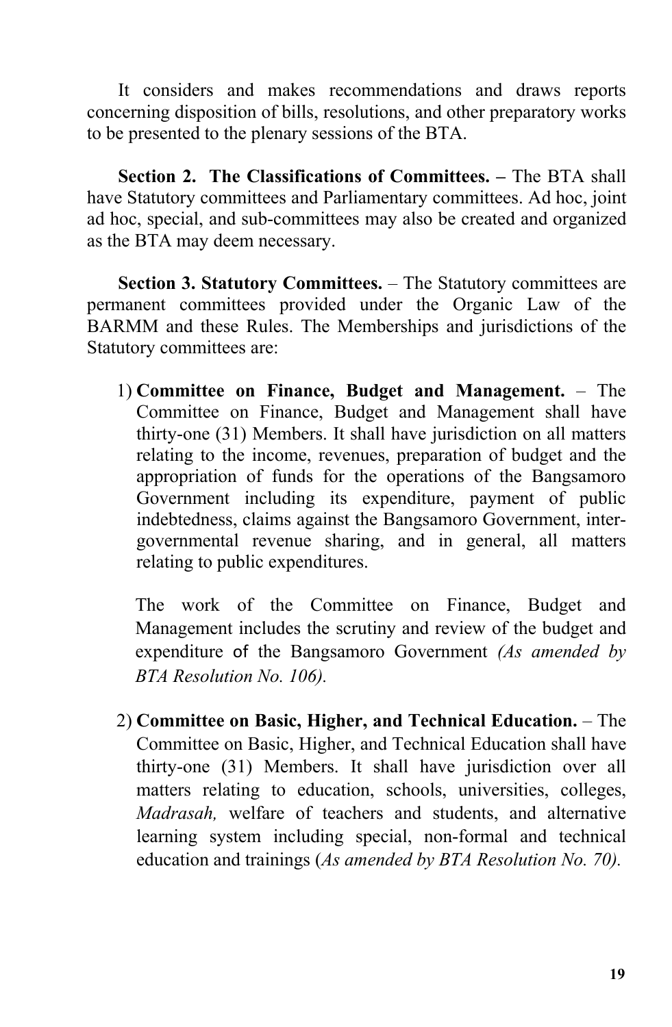It considers and makes recommendations and draws reports concerning disposition of bills, resolutions, and other preparatory works to be presented to the plenary sessions of the BTA.

**Section 2. The Classifications of Committees. –** The BTA shall have Statutory committees and Parliamentary committees. Ad hoc, joint ad hoc, special, and sub-committees may also be created and organized as the BTA may deem necessary.

**Section 3. Statutory Committees.** – The Statutory committees are permanent committees provided under the Organic Law of the BARMM and these Rules. The Memberships and jurisdictions of the Statutory committees are:

1) **Committee on Finance, Budget and Management.** – The Committee on Finance, Budget and Management shall have thirty-one (31) Members. It shall have jurisdiction on all matters relating to the income, revenues, preparation of budget and the appropriation of funds for the operations of the Bangsamoro Government including its expenditure, payment of public indebtedness, claims against the Bangsamoro Government, inter-governmental revenue sharing, and in general, all matters relating to public expenditures.

   The work of the Committee on Finance, Budget and Management includes the scrutiny and review of the budget and expenditure of the Bangsamoro Government *(As amended by BTA Resolution No. 106).*

2) **Committee on Basic, Higher, and Technical Education.** – The Committee on Basic, Higher, and Technical Education shall have thirty-one (31) Members. It shall have jurisdiction over all matters relating to education, schools, universities, colleges, *Madrasah,* welfare of teachers and students, and alternative learning system including special, non-formal and technical education and trainings (*As amended by BTA Resolution No. 70).*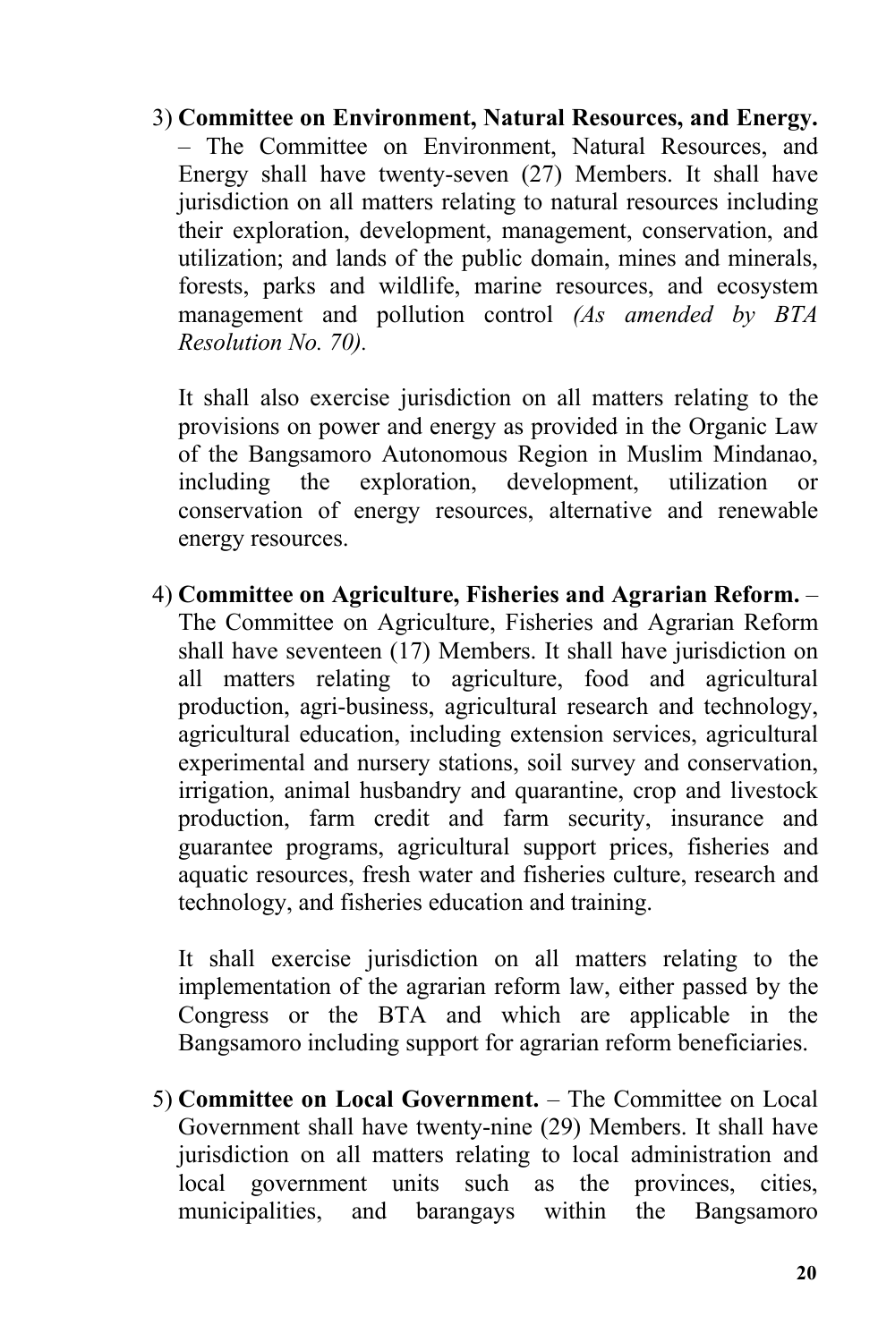3) **Committee on Environment, Natural Resources, and Energy.** – The Committee on Environment, Natural Resources, and Energy shall have twenty-seven (27) Members. It shall have jurisdiction on all matters relating to natural resources including their exploration, development, management, conservation, and utilization; and lands of the public domain, mines and minerals, forests, parks and wildlife, marine resources, and ecosystem management and pollution control *(As amended by BTA Resolution No. 70).*

   It shall also exercise jurisdiction on all matters relating to the provisions on power and energy as provided in the Organic Law of the Bangsamoro Autonomous Region in Muslim Mindanao, including the exploration, development, utilization or conservation of energy resources, alternative and renewable energy resources.

4) **Committee on Agriculture, Fisheries and Agrarian Reform.** – The Committee on Agriculture, Fisheries and Agrarian Reform shall have seventeen (17) Members. It shall have jurisdiction on all matters relating to agriculture, food and agricultural production, agri-business, agricultural research and technology, agricultural education, including extension services, agricultural experimental and nursery stations, soil survey and conservation, irrigation, animal husbandry and quarantine, crop and livestock production, farm credit and farm security, insurance and guarantee programs, agricultural support prices, fisheries and aquatic resources, fresh water and fisheries culture, research and technology, and fisheries education and training.

   It shall exercise jurisdiction on all matters relating to the implementation of the agrarian reform law, either passed by the Congress or the BTA and which are applicable in the Bangsamoro including support for agrarian reform beneficiaries.

5) **Committee on Local Government.** – The Committee on Local Government shall have twenty-nine (29) Members. It shall have jurisdiction on all matters relating to local administration and local government units such as the provinces, cities, municipalities, and barangays within the Bangsamoro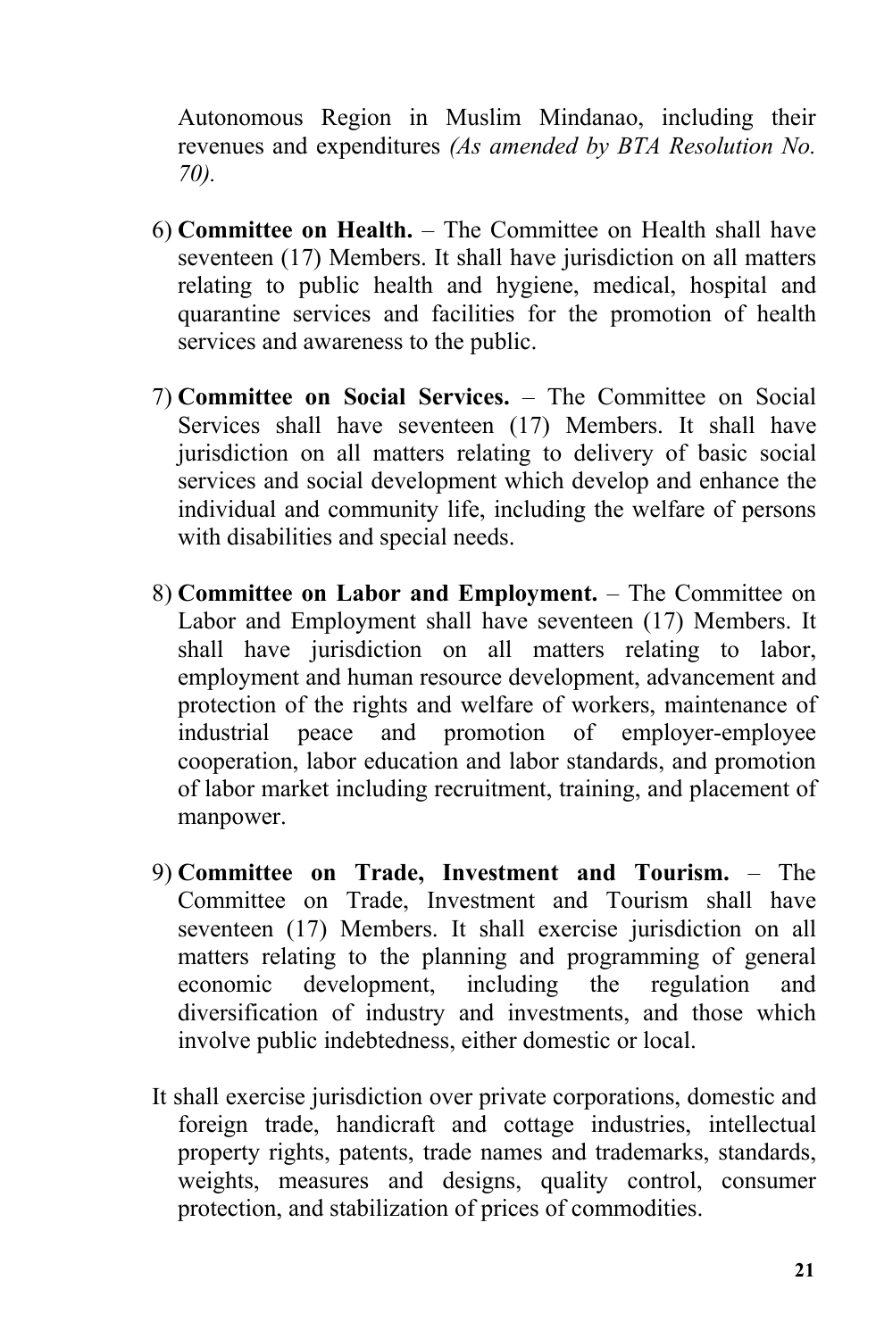Autonomous Region in Muslim Mindanao, including their revenues and expenditures *(As amended by BTA Resolution No. 70).*

6) **Committee on Health.** – The Committee on Health shall have seventeen (17) Members. It shall have jurisdiction on all matters relating to public health and hygiene, medical, hospital and quarantine services and facilities for the promotion of health services and awareness to the public.

7) **Committee on Social Services.** – The Committee on Social Services shall have seventeen (17) Members. It shall have jurisdiction on all matters relating to delivery of basic social services and social development which develop and enhance the individual and community life, including the welfare of persons with disabilities and special needs.

8) **Committee on Labor and Employment.** – The Committee on Labor and Employment shall have seventeen (17) Members. It shall have jurisdiction on all matters relating to labor, employment and human resource development, advancement and protection of the rights and welfare of workers, maintenance of industrial peace and promotion of employer-employee cooperation, labor education and labor standards, and promotion of labor market including recruitment, training, and placement of manpower.

9) **Committee on Trade, Investment and Tourism.** – The Committee on Trade, Investment and Tourism shall have seventeen (17) Members. It shall exercise jurisdiction on all matters relating to the planning and programming of general economic development, including the regulation and diversification of industry and investments, and those which involve public indebtedness, either domestic or local.

It shall exercise jurisdiction over private corporations, domestic and foreign trade, handicraft and cottage industries, intellectual property rights, patents, trade names and trademarks, standards, weights, measures and designs, quality control, consumer protection, and stabilization of prices of commodities.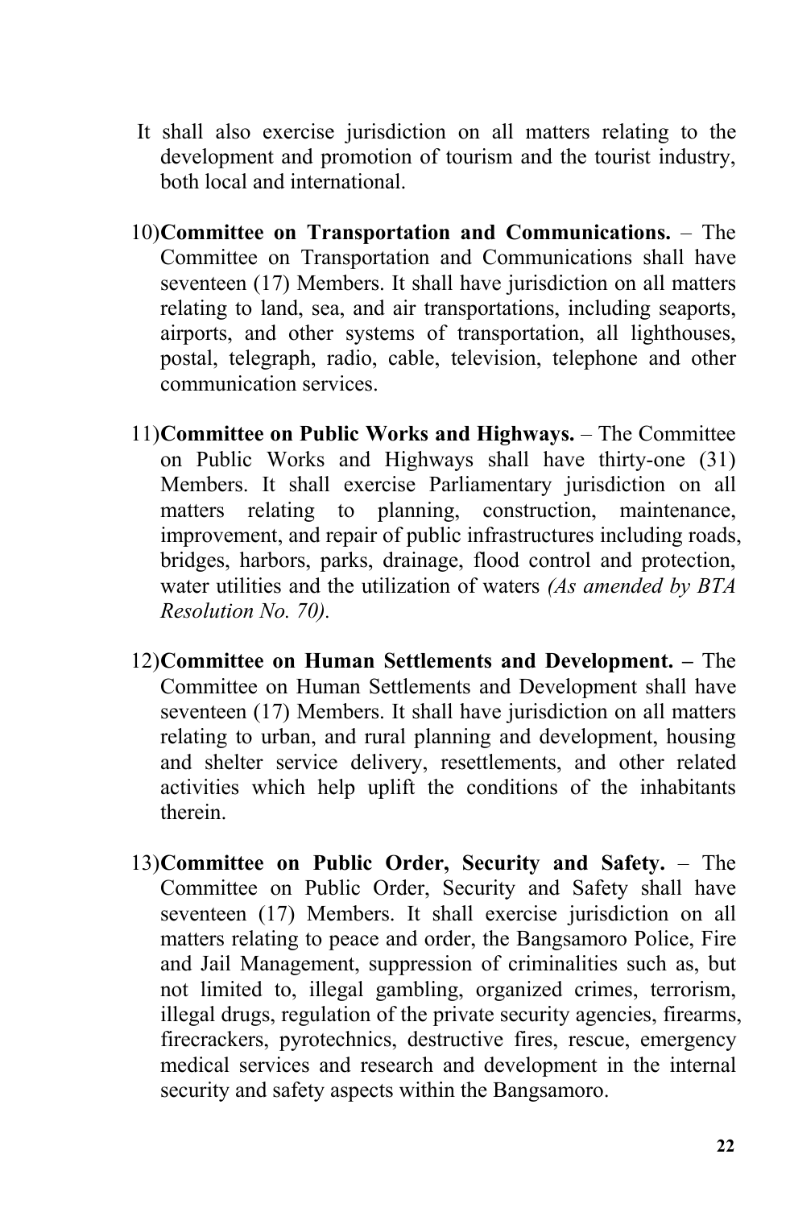It shall also exercise jurisdiction on all matters relating to the development and promotion of tourism and the tourist industry, both local and international.

10) **Committee on Transportation and Communications.** – The Committee on Transportation and Communications shall have seventeen (17) Members. It shall have jurisdiction on all matters relating to land, sea, and air transportations, including seaports, airports, and other systems of transportation, all lighthouses, postal, telegraph, radio, cable, television, telephone and other communication services.

11) **Committee on Public Works and Highways.** – The Committee on Public Works and Highways shall have thirty-one (31) Members. It shall exercise Parliamentary jurisdiction on all matters relating to planning, construction, maintenance, improvement, and repair of public infrastructures including roads, bridges, harbors, parks, drainage, flood control and protection, water utilities and the utilization of waters *(As amended by BTA Resolution No. 70).*

12) **Committee on Human Settlements and Development. –** The Committee on Human Settlements and Development shall have seventeen (17) Members. It shall have jurisdiction on all matters relating to urban, and rural planning and development, housing and shelter service delivery, resettlements, and other related activities which help uplift the conditions of the inhabitants therein.

13) **Committee on Public Order, Security and Safety.** – The Committee on Public Order, Security and Safety shall have seventeen (17) Members. It shall exercise jurisdiction on all matters relating to peace and order, the Bangsamoro Police, Fire and Jail Management, suppression of criminalities such as, but not limited to, illegal gambling, organized crimes, terrorism, illegal drugs, regulation of the private security agencies, firearms, firecrackers, pyrotechnics, destructive fires, rescue, emergency medical services and research and development in the internal security and safety aspects within the Bangsamoro.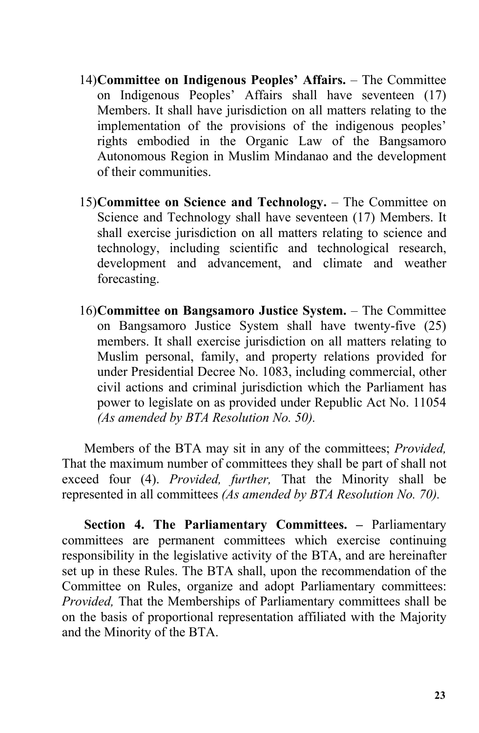14) **Committee on Indigenous Peoples' Affairs.** – The Committee on Indigenous Peoples' Affairs shall have seventeen (17) Members. It shall have jurisdiction on all matters relating to the implementation of the provisions of the indigenous peoples' rights embodied in the Organic Law of the Bangsamoro Autonomous Region in Muslim Mindanao and the development of their communities.

15) **Committee on Science and Technology.** – The Committee on Science and Technology shall have seventeen (17) Members. It shall exercise jurisdiction on all matters relating to science and technology, including scientific and technological research, development and advancement, and climate and weather forecasting.

16) **Committee on Bangsamoro Justice System.** – The Committee on Bangsamoro Justice System shall have twenty-five (25) members. It shall exercise jurisdiction on all matters relating to Muslim personal, family, and property relations provided for under Presidential Decree No. 1083, including commercial, other civil actions and criminal jurisdiction which the Parliament has power to legislate on as provided under Republic Act No. 11054 *(As amended by BTA Resolution No. 50).*

Members of the BTA may sit in any of the committees; *Provided,* That the maximum number of committees they shall be part of shall not exceed four (4). *Provided, further,* That the Minority shall be represented in all committees *(As amended by BTA Resolution No. 70).*

**Section 4. The Parliamentary Committees. –** Parliamentary committees are permanent committees which exercise continuing responsibility in the legislative activity of the BTA, and are hereinafter set up in these Rules. The BTA shall, upon the recommendation of the Committee on Rules, organize and adopt Parliamentary committees: *Provided,* That the Memberships of Parliamentary committees shall be on the basis of proportional representation affiliated with the Majority and the Minority of the BTA.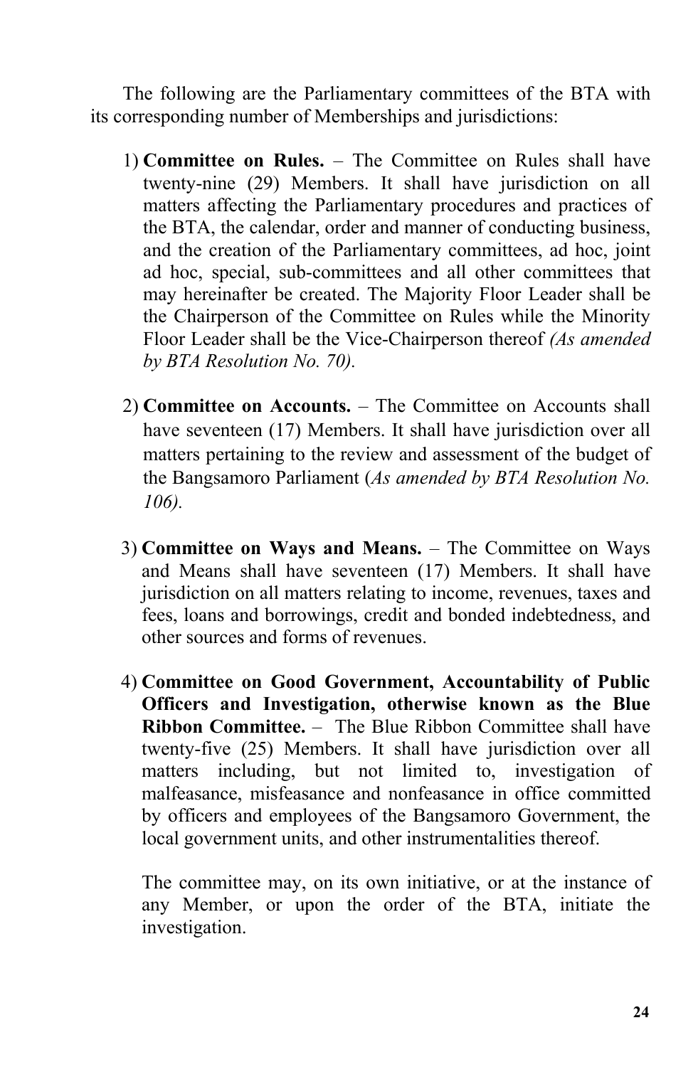The following are the Parliamentary committees of the BTA with its corresponding number of Memberships and jurisdictions:

1) **Committee on Rules.** – The Committee on Rules shall have twenty-nine (29) Members. It shall have jurisdiction on all matters affecting the Parliamentary procedures and practices of the BTA, the calendar, order and manner of conducting business, and the creation of the Parliamentary committees, ad hoc, joint ad hoc, special, sub-committees and all other committees that may hereinafter be created. The Majority Floor Leader shall be the Chairperson of the Committee on Rules while the Minority Floor Leader shall be the Vice-Chairperson thereof *(As amended by BTA Resolution No. 70).*

2) **Committee on Accounts.** – The Committee on Accounts shall have seventeen (17) Members. It shall have jurisdiction over all matters pertaining to the review and assessment of the budget of the Bangsamoro Parliament (*As amended by BTA Resolution No. 106).*

3) **Committee on Ways and Means.** – The Committee on Ways and Means shall have seventeen (17) Members. It shall have jurisdiction on all matters relating to income, revenues, taxes and fees, loans and borrowings, credit and bonded indebtedness, and other sources and forms of revenues.

4) **Committee on Good Government, Accountability of Public Officers and Investigation, otherwise known as the Blue Ribbon Committee.** – The Blue Ribbon Committee shall have twenty-five (25) Members. It shall have jurisdiction over all matters including, but not limited to, investigation of malfeasance, misfeasance and nonfeasance in office committed by officers and employees of the Bangsamoro Government, the local government units, and other instrumentalities thereof.

   The committee may, on its own initiative, or at the instance of any Member, or upon the order of the BTA, initiate the investigation.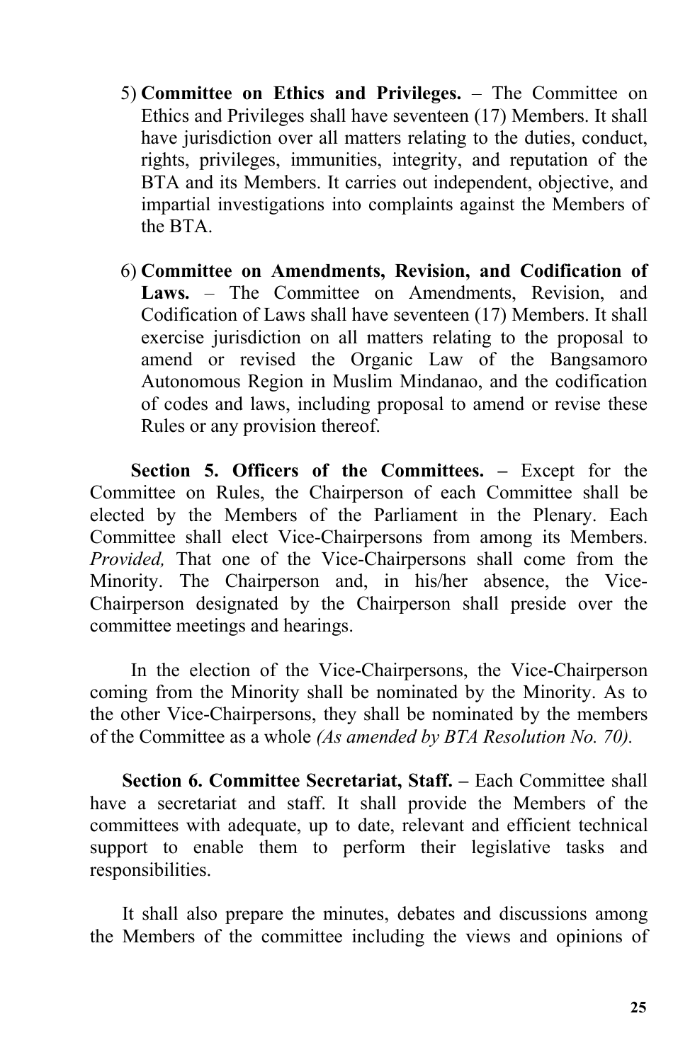5) **Committee on Ethics and Privileges.** – The Committee on Ethics and Privileges shall have seventeen (17) Members. It shall have jurisdiction over all matters relating to the duties, conduct, rights, privileges, immunities, integrity, and reputation of the BTA and its Members. It carries out independent, objective, and impartial investigations into complaints against the Members of the BTA.

6) **Committee on Amendments, Revision, and Codification of Laws.** – The Committee on Amendments, Revision, and Codification of Laws shall have seventeen (17) Members. It shall exercise jurisdiction on all matters relating to the proposal to amend or revised the Organic Law of the Bangsamoro Autonomous Region in Muslim Mindanao, and the codification of codes and laws, including proposal to amend or revise these Rules or any provision thereof.

**Section 5. Officers of the Committees. –** Except for the Committee on Rules, the Chairperson of each Committee shall be elected by the Members of the Parliament in the Plenary. Each Committee shall elect Vice-Chairpersons from among its Members. *Provided,* That one of the Vice-Chairpersons shall come from the Minority. The Chairperson and, in his/her absence, the Vice-Chairperson designated by the Chairperson shall preside over the committee meetings and hearings.

In the election of the Vice-Chairpersons, the Vice-Chairperson coming from the Minority shall be nominated by the Minority. As to the other Vice-Chairpersons, they shall be nominated by the members of the Committee as a whole *(As amended by BTA Resolution No. 70).*

**Section 6. Committee Secretariat, Staff. –** Each Committee shall have a secretariat and staff. It shall provide the Members of the committees with adequate, up to date, relevant and efficient technical support to enable them to perform their legislative tasks and responsibilities.

It shall also prepare the minutes, debates and discussions among the Members of the committee including the views and opinions of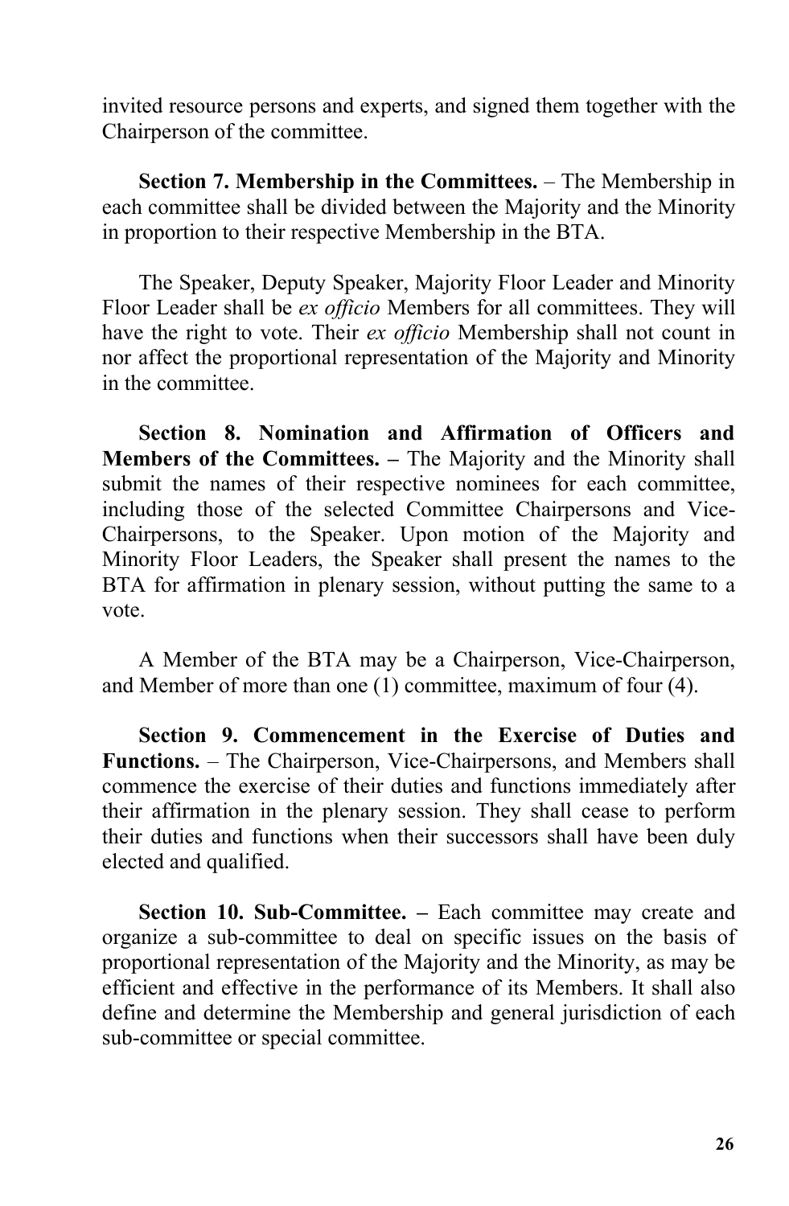invited resource persons and experts, and signed them together with the Chairperson of the committee.

**Section 7. Membership in the Committees.** – The Membership in each committee shall be divided between the Majority and the Minority in proportion to their respective Membership in the BTA.

The Speaker, Deputy Speaker, Majority Floor Leader and Minority Floor Leader shall be *ex officio* Members for all committees. They will have the right to vote. Their *ex officio* Membership shall not count in nor affect the proportional representation of the Majority and Minority in the committee.

**Section 8. Nomination and Affirmation of Officers and Members of the Committees. –** The Majority and the Minority shall submit the names of their respective nominees for each committee, including those of the selected Committee Chairpersons and Vice-Chairpersons, to the Speaker. Upon motion of the Majority and Minority Floor Leaders, the Speaker shall present the names to the BTA for affirmation in plenary session, without putting the same to a vote.

A Member of the BTA may be a Chairperson, Vice-Chairperson, and Member of more than one (1) committee, maximum of four (4).

**Section 9. Commencement in the Exercise of Duties and Functions.** – The Chairperson, Vice-Chairpersons, and Members shall commence the exercise of their duties and functions immediately after their affirmation in the plenary session. They shall cease to perform their duties and functions when their successors shall have been duly elected and qualified.

**Section 10. Sub-Committee. –** Each committee may create and organize a sub-committee to deal on specific issues on the basis of proportional representation of the Majority and the Minority, as may be efficient and effective in the performance of its Members. It shall also define and determine the Membership and general jurisdiction of each sub-committee or special committee.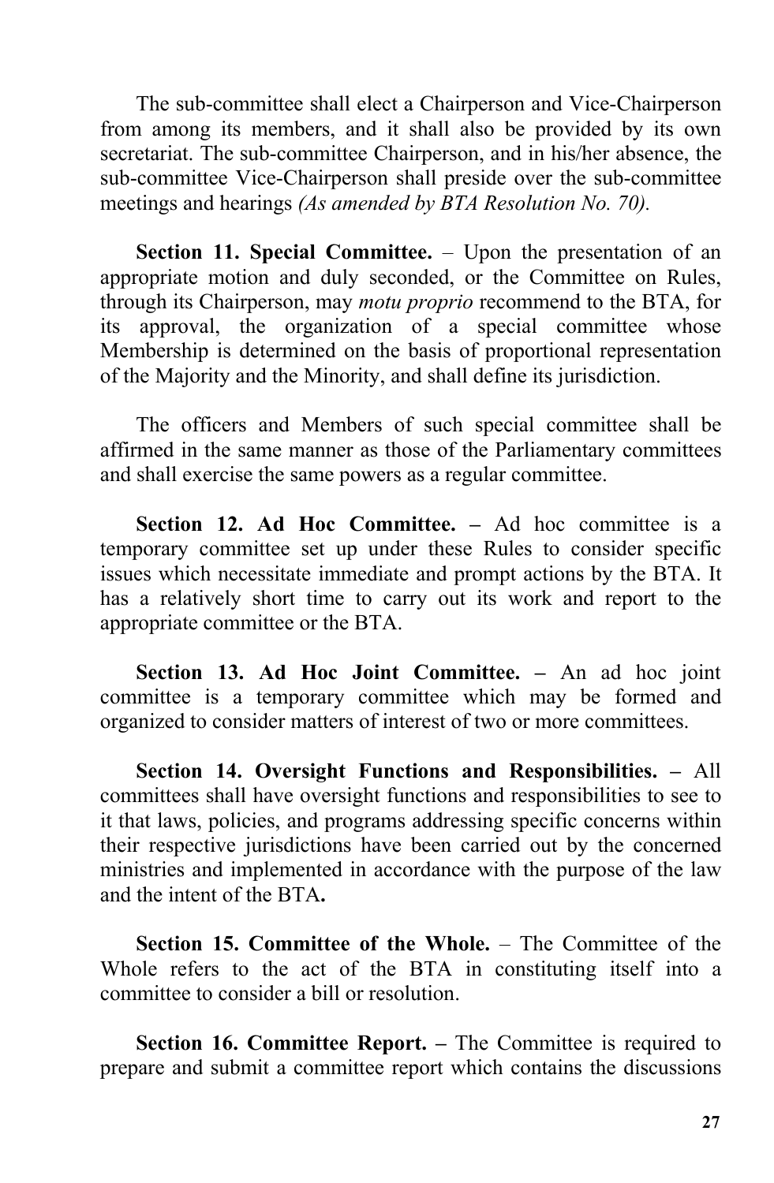The sub-committee shall elect a Chairperson and Vice-Chairperson from among its members, and it shall also be provided by its own secretariat. The sub-committee Chairperson, and in his/her absence, the sub-committee Vice-Chairperson shall preside over the sub-committee meetings and hearings *(As amended by BTA Resolution No. 70).*

**Section 11. Special Committee.** – Upon the presentation of an appropriate motion and duly seconded, or the Committee on Rules, through its Chairperson, may *motu proprio* recommend to the BTA, for its approval, the organization of a special committee whose Membership is determined on the basis of proportional representation of the Majority and the Minority, and shall define its jurisdiction.

The officers and Members of such special committee shall be affirmed in the same manner as those of the Parliamentary committees and shall exercise the same powers as a regular committee.

**Section 12. Ad Hoc Committee. –** Ad hoc committee is a temporary committee set up under these Rules to consider specific issues which necessitate immediate and prompt actions by the BTA. It has a relatively short time to carry out its work and report to the appropriate committee or the BTA.

**Section 13. Ad Hoc Joint Committee. –** An ad hoc joint committee is a temporary committee which may be formed and organized to consider matters of interest of two or more committees.

**Section 14. Oversight Functions and Responsibilities. –** All committees shall have oversight functions and responsibilities to see to it that laws, policies, and programs addressing specific concerns within their respective jurisdictions have been carried out by the concerned ministries and implemented in accordance with the purpose of the law and the intent of the BTA**.**

**Section 15. Committee of the Whole.** – The Committee of the Whole refers to the act of the BTA in constituting itself into a committee to consider a bill or resolution.

**Section 16. Committee Report. –** The Committee is required to prepare and submit a committee report which contains the discussions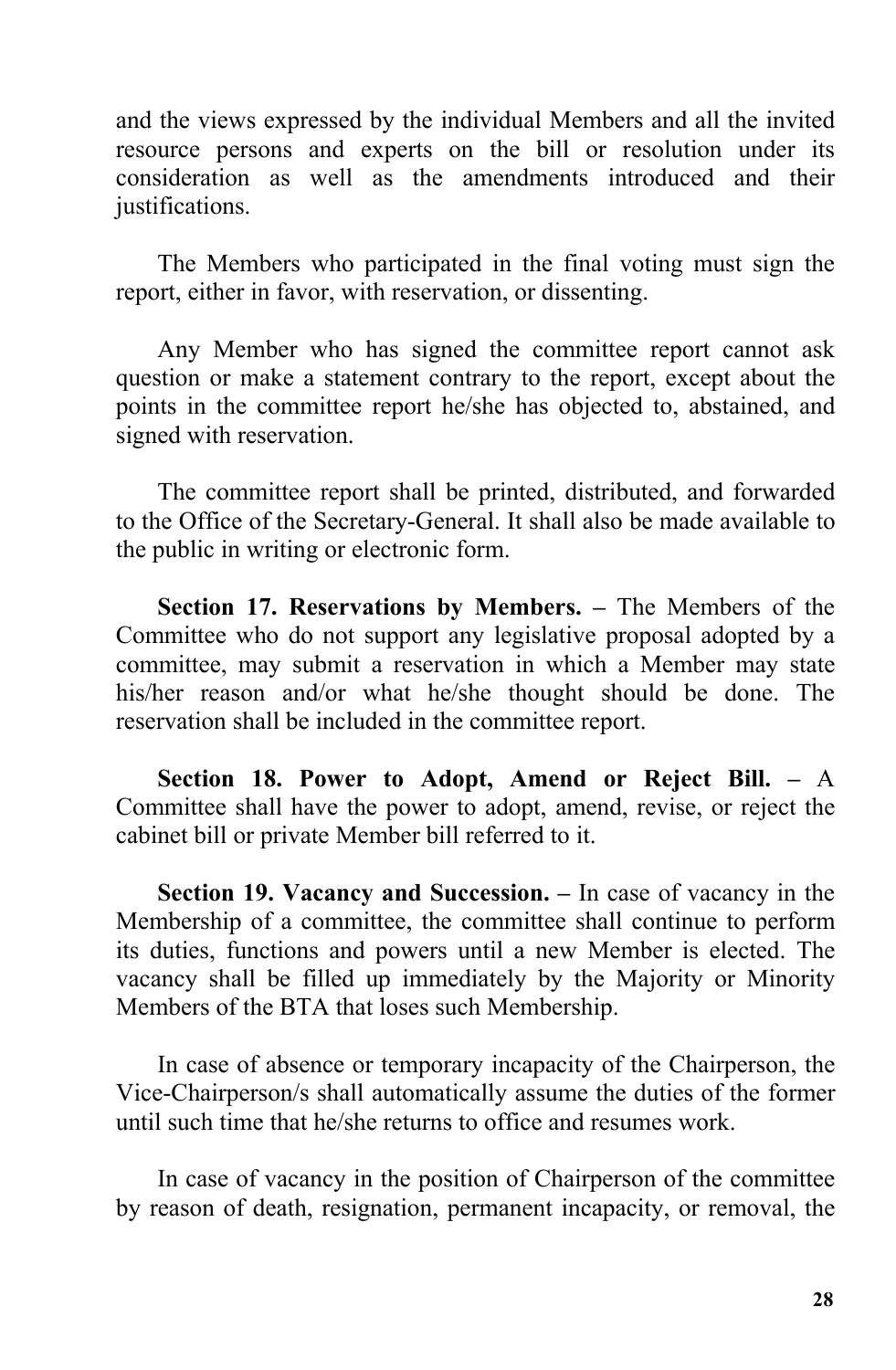and the views expressed by the individual Members and all the invited resource persons and experts on the bill or resolution under its consideration as well as the amendments introduced and their justifications.

The Members who participated in the final voting must sign the report, either in favor, with reservation, or dissenting.

Any Member who has signed the committee report cannot ask question or make a statement contrary to the report, except about the points in the committee report he/she has objected to, abstained, and signed with reservation.

The committee report shall be printed, distributed, and forwarded to the Office of the Secretary-General. It shall also be made available to the public in writing or electronic form.

**Section 17. Reservations by Members. –** The Members of the Committee who do not support any legislative proposal adopted by a committee, may submit a reservation in which a Member may state his/her reason and/or what he/she thought should be done. The reservation shall be included in the committee report.

**Section 18. Power to Adopt, Amend or Reject Bill. –** A Committee shall have the power to adopt, amend, revise, or reject the cabinet bill or private Member bill referred to it.

**Section 19. Vacancy and Succession. –** In case of vacancy in the Membership of a committee, the committee shall continue to perform its duties, functions and powers until a new Member is elected. The vacancy shall be filled up immediately by the Majority or Minority Members of the BTA that loses such Membership.

In case of absence or temporary incapacity of the Chairperson, the Vice-Chairperson/s shall automatically assume the duties of the former until such time that he/she returns to office and resumes work.

In case of vacancy in the position of Chairperson of the committee by reason of death, resignation, permanent incapacity, or removal, the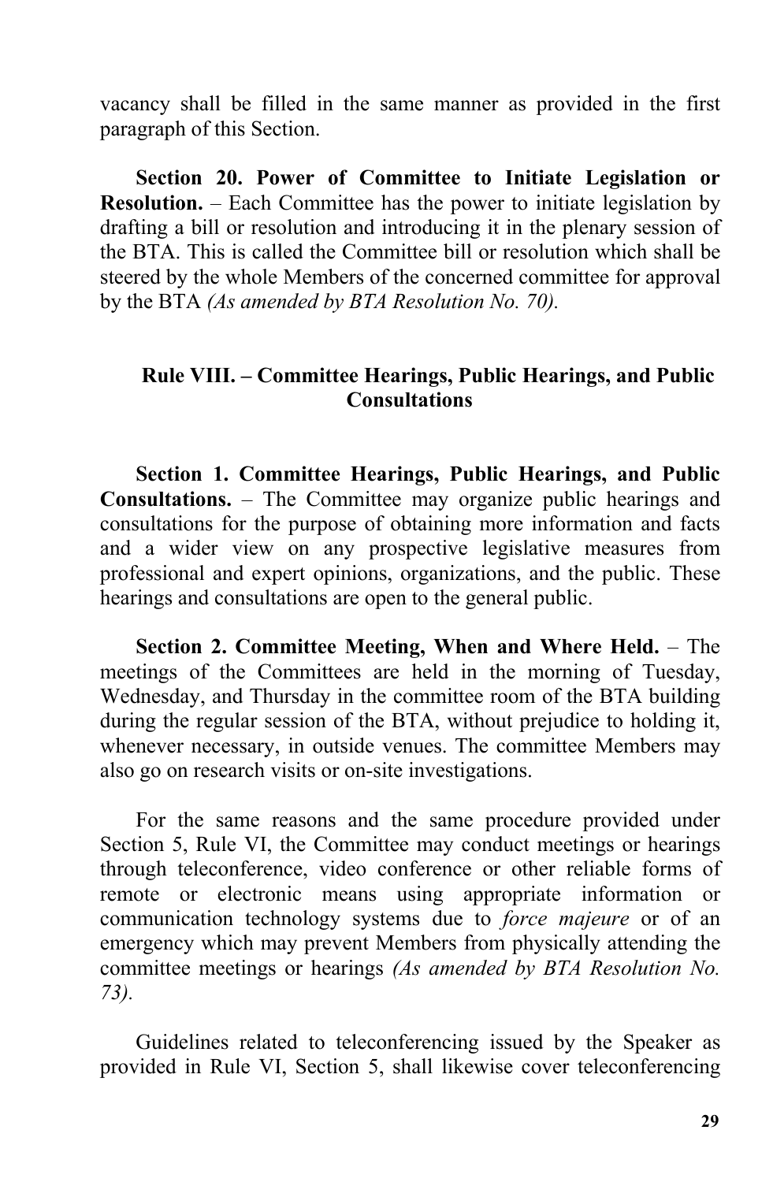vacancy shall be filled in the same manner as provided in the first paragraph of this Section.

**Section 20. Power of Committee to Initiate Legislation or Resolution.** – Each Committee has the power to initiate legislation by drafting a bill or resolution and introducing it in the plenary session of the BTA. This is called the Committee bill or resolution which shall be steered by the whole Members of the concerned committee for approval by the BTA *(As amended by BTA Resolution No. 70).*

## Rule VIII. – Committee Hearings, Public Hearings, and Public Consultations

**Section 1. Committee Hearings, Public Hearings, and Public Consultations.** – The Committee may organize public hearings and consultations for the purpose of obtaining more information and facts and a wider view on any prospective legislative measures from professional and expert opinions, organizations, and the public. These hearings and consultations are open to the general public.

**Section 2. Committee Meeting, When and Where Held.** – The meetings of the Committees are held in the morning of Tuesday, Wednesday, and Thursday in the committee room of the BTA building during the regular session of the BTA, without prejudice to holding it, whenever necessary, in outside venues. The committee Members may also go on research visits or on-site investigations.

For the same reasons and the same procedure provided under Section 5, Rule VI, the Committee may conduct meetings or hearings through teleconference, video conference or other reliable forms of remote or electronic means using appropriate information or communication technology systems due to *force majeure* or of an emergency which may prevent Members from physically attending the committee meetings or hearings *(As amended by BTA Resolution No. 73).*

Guidelines related to teleconferencing issued by the Speaker as provided in Rule VI, Section 5, shall likewise cover teleconferencing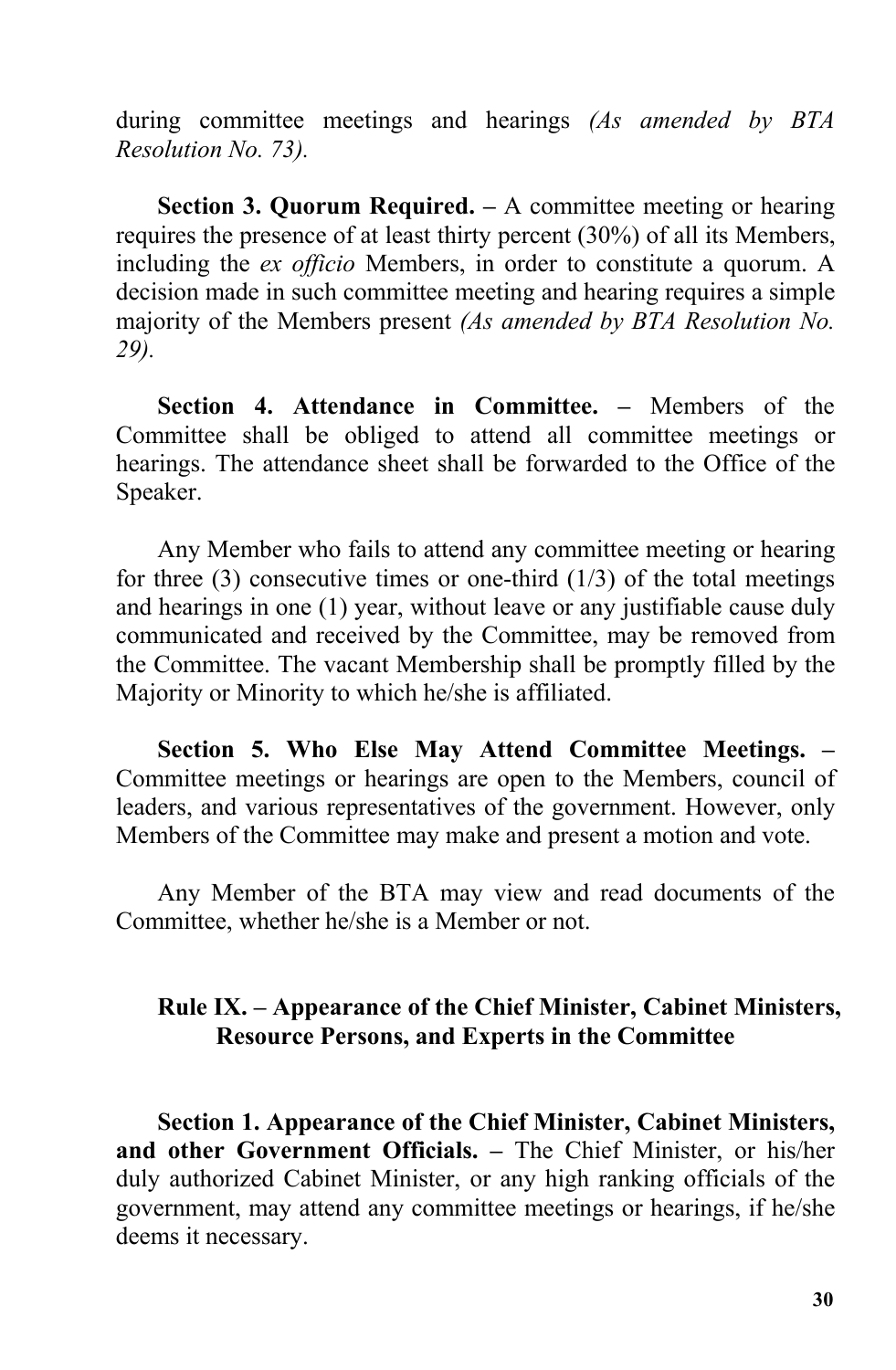during committee meetings and hearings *(As amended by BTA Resolution No. 73).*

**Section 3. Quorum Required. –** A committee meeting or hearing requires the presence of at least thirty percent (30%) of all its Members, including the *ex officio* Members, in order to constitute a quorum. A decision made in such committee meeting and hearing requires a simple majority of the Members present *(As amended by BTA Resolution No. 29).*

**Section 4. Attendance in Committee. –** Members of the Committee shall be obliged to attend all committee meetings or hearings. The attendance sheet shall be forwarded to the Office of the Speaker.

Any Member who fails to attend any committee meeting or hearing for three (3) consecutive times or one-third (1/3) of the total meetings and hearings in one (1) year, without leave or any justifiable cause duly communicated and received by the Committee, may be removed from the Committee. The vacant Membership shall be promptly filled by the Majority or Minority to which he/she is affiliated.

**Section 5. Who Else May Attend Committee Meetings. –** Committee meetings or hearings are open to the Members, council of leaders, and various representatives of the government. However, only Members of the Committee may make and present a motion and vote.

Any Member of the BTA may view and read documents of the Committee, whether he/she is a Member or not.

## Rule IX. – Appearance of the Chief Minister, Cabinet Ministers, Resource Persons, and Experts in the Committee

**Section 1. Appearance of the Chief Minister, Cabinet Ministers, and other Government Officials. –** The Chief Minister, or his/her duly authorized Cabinet Minister, or any high ranking officials of the government, may attend any committee meetings or hearings, if he/she deems it necessary.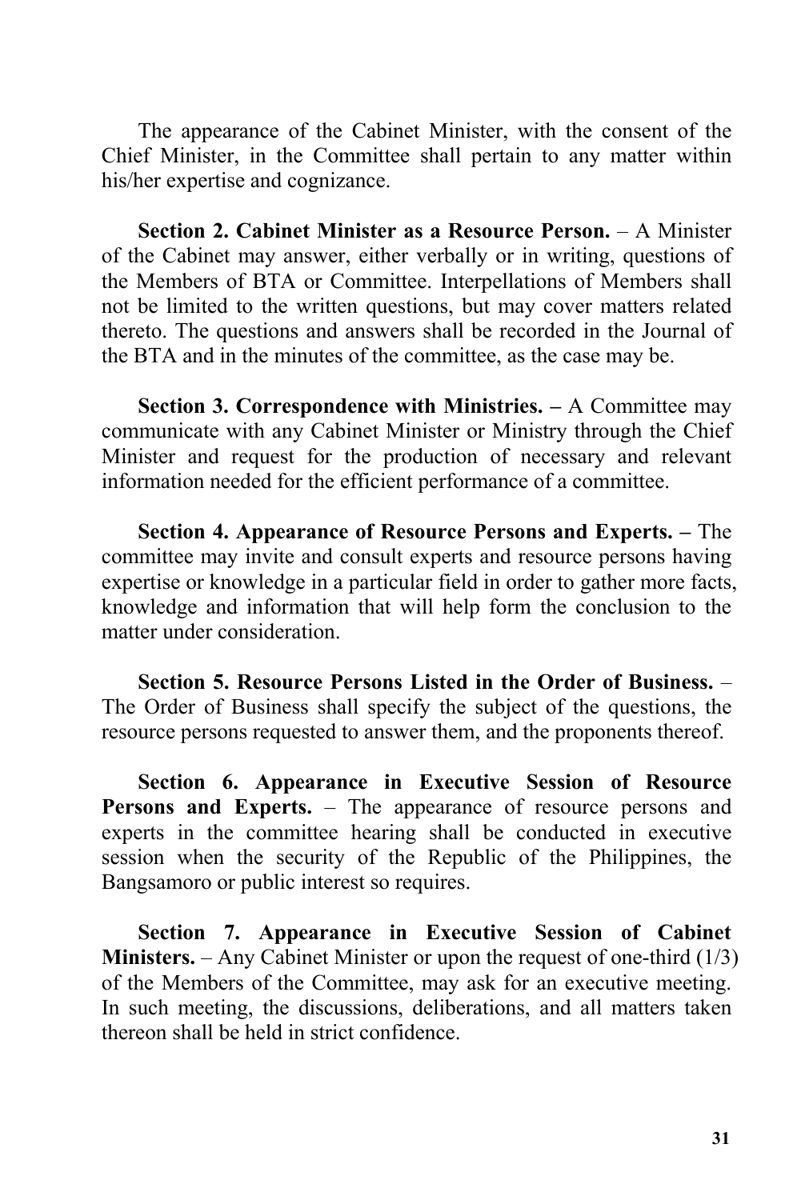The appearance of the Cabinet Minister, with the consent of the Chief Minister, in the Committee shall pertain to any matter within his/her expertise and cognizance.

**Section 2. Cabinet Minister as a Resource Person.** – A Minister of the Cabinet may answer, either verbally or in writing, questions of the Members of BTA or Committee. Interpellations of Members shall not be limited to the written questions, but may cover matters related thereto. The questions and answers shall be recorded in the Journal of the BTA and in the minutes of the committee, as the case may be.

**Section 3. Correspondence with Ministries. –** A Committee may communicate with any Cabinet Minister or Ministry through the Chief Minister and request for the production of necessary and relevant information needed for the efficient performance of a committee.

**Section 4. Appearance of Resource Persons and Experts. –** The committee may invite and consult experts and resource persons having expertise or knowledge in a particular field in order to gather more facts, knowledge and information that will help form the conclusion to the matter under consideration.

**Section 5. Resource Persons Listed in the Order of Business.** – The Order of Business shall specify the subject of the questions, the resource persons requested to answer them, and the proponents thereof.

**Section 6. Appearance in Executive Session of Resource Persons and Experts.** – The appearance of resource persons and experts in the committee hearing shall be conducted in executive session when the security of the Republic of the Philippines, the Bangsamoro or public interest so requires.

**Section 7. Appearance in Executive Session of Cabinet Ministers.** – Any Cabinet Minister or upon the request of one-third (1/3) of the Members of the Committee, may ask for an executive meeting. In such meeting, the discussions, deliberations, and all matters taken thereon shall be held in strict confidence.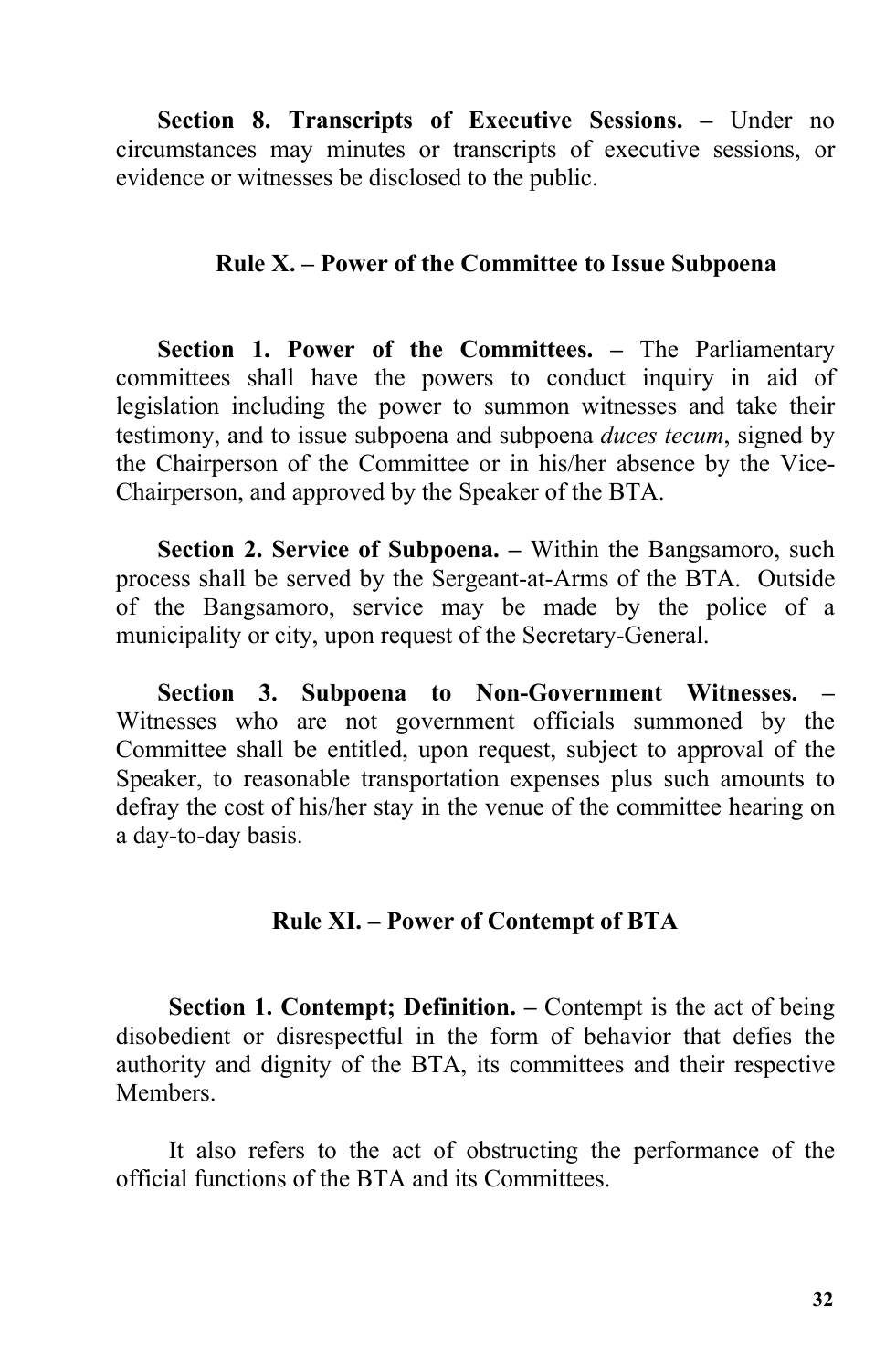**Section 8. Transcripts of Executive Sessions. –** Under no circumstances may minutes or transcripts of executive sessions, or evidence or witnesses be disclosed to the public.

### Rule X. – Power of the Committee to Issue Subpoena

**Section 1. Power of the Committees. –** The Parliamentary committees shall have the powers to conduct inquiry in aid of legislation including the power to summon witnesses and take their testimony, and to issue subpoena and subpoena *duces tecum*, signed by the Chairperson of the Committee or in his/her absence by the Vice-Chairperson, and approved by the Speaker of the BTA.

**Section 2. Service of Subpoena. –** Within the Bangsamoro, such process shall be served by the Sergeant-at-Arms of the BTA. Outside of the Bangsamoro, service may be made by the police of a municipality or city, upon request of the Secretary-General.

**Section 3. Subpoena to Non-Government Witnesses. –** Witnesses who are not government officials summoned by the Committee shall be entitled, upon request, subject to approval of the Speaker, to reasonable transportation expenses plus such amounts to defray the cost of his/her stay in the venue of the committee hearing on a day-to-day basis.

### Rule XI. – Power of Contempt of BTA

**Section 1. Contempt; Definition. –** Contempt is the act of being disobedient or disrespectful in the form of behavior that defies the authority and dignity of the BTA, its committees and their respective Members.

It also refers to the act of obstructing the performance of the official functions of the BTA and its Committees.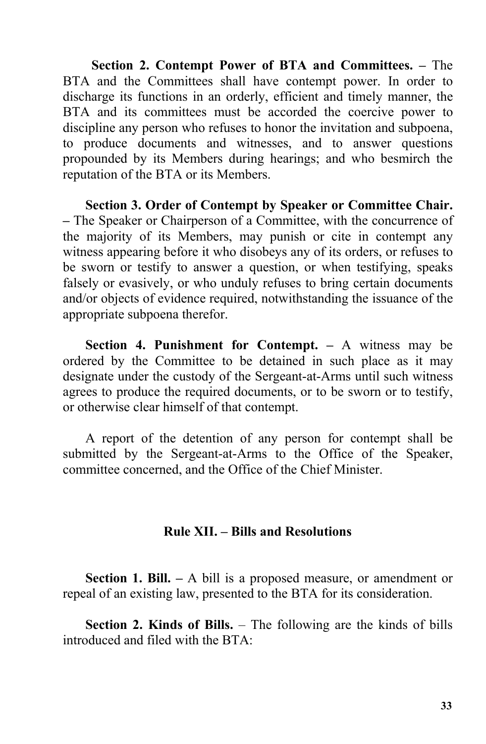**Section 2. Contempt Power of BTA and Committees. –** The BTA and the Committees shall have contempt power. In order to discharge its functions in an orderly, efficient and timely manner, the BTA and its committees must be accorded the coercive power to discipline any person who refuses to honor the invitation and subpoena, to produce documents and witnesses, and to answer questions propounded by its Members during hearings; and who besmirch the reputation of the BTA or its Members.

**Section 3. Order of Contempt by Speaker or Committee Chair. –** The Speaker or Chairperson of a Committee, with the concurrence of the majority of its Members, may punish or cite in contempt any witness appearing before it who disobeys any of its orders, or refuses to be sworn or testify to answer a question, or when testifying, speaks falsely or evasively, or who unduly refuses to bring certain documents and/or objects of evidence required, notwithstanding the issuance of the appropriate subpoena therefor.

**Section 4. Punishment for Contempt. –** A witness may be ordered by the Committee to be detained in such place as it may designate under the custody of the Sergeant-at-Arms until such witness agrees to produce the required documents, or to be sworn or to testify, or otherwise clear himself of that contempt.

A report of the detention of any person for contempt shall be submitted by the Sergeant-at-Arms to the Office of the Speaker, committee concerned, and the Office of the Chief Minister.

## Rule XII. – Bills and Resolutions

**Section 1. Bill. –** A bill is a proposed measure, or amendment or repeal of an existing law, presented to the BTA for its consideration.

**Section 2. Kinds of Bills.** – The following are the kinds of bills introduced and filed with the BTA: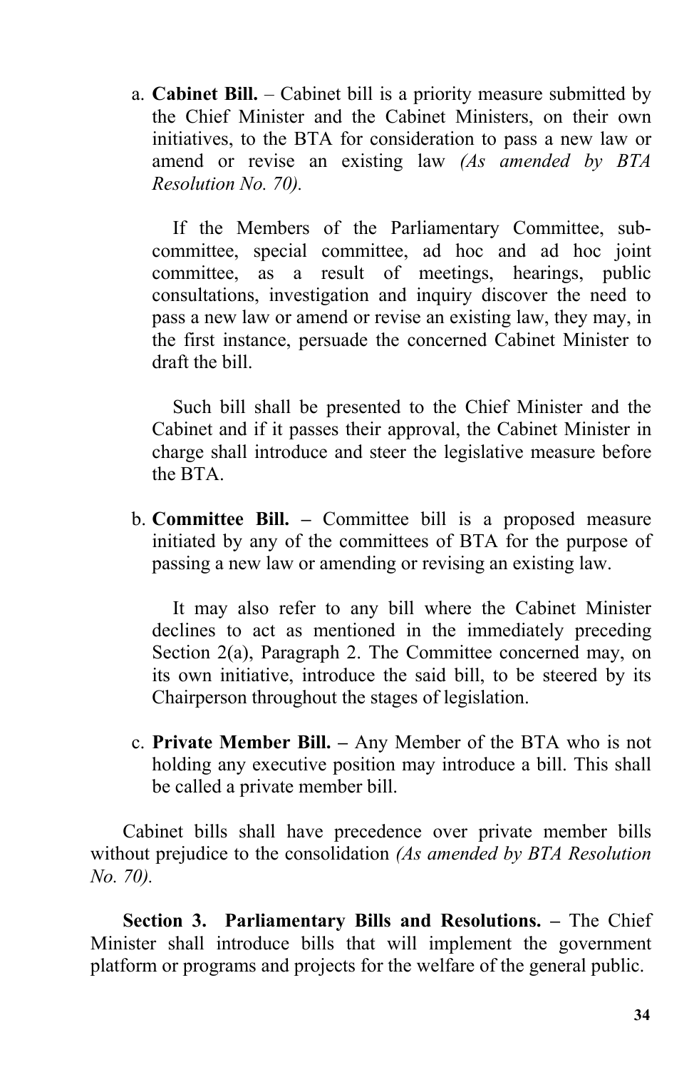a. **Cabinet Bill.** – Cabinet bill is a priority measure submitted by the Chief Minister and the Cabinet Ministers, on their own initiatives, to the BTA for consideration to pass a new law or amend or revise an existing law *(As amended by BTA Resolution No. 70).*

   If the Members of the Parliamentary Committee, sub-committee, special committee, ad hoc and ad hoc joint committee, as a result of meetings, hearings, public consultations, investigation and inquiry discover the need to pass a new law or amend or revise an existing law, they may, in the first instance, persuade the concerned Cabinet Minister to draft the bill.

   Such bill shall be presented to the Chief Minister and the Cabinet and if it passes their approval, the Cabinet Minister in charge shall introduce and steer the legislative measure before the BTA.

b. **Committee Bill. –** Committee bill is a proposed measure initiated by any of the committees of BTA for the purpose of passing a new law or amending or revising an existing law.

   It may also refer to any bill where the Cabinet Minister declines to act as mentioned in the immediately preceding Section 2(a), Paragraph 2. The Committee concerned may, on its own initiative, introduce the said bill, to be steered by its Chairperson throughout the stages of legislation.

c. **Private Member Bill. –** Any Member of the BTA who is not holding any executive position may introduce a bill. This shall be called a private member bill.

Cabinet bills shall have precedence over private member bills without prejudice to the consolidation *(As amended by BTA Resolution No. 70).*

**Section 3. Parliamentary Bills and Resolutions. –** The Chief Minister shall introduce bills that will implement the government platform or programs and projects for the welfare of the general public.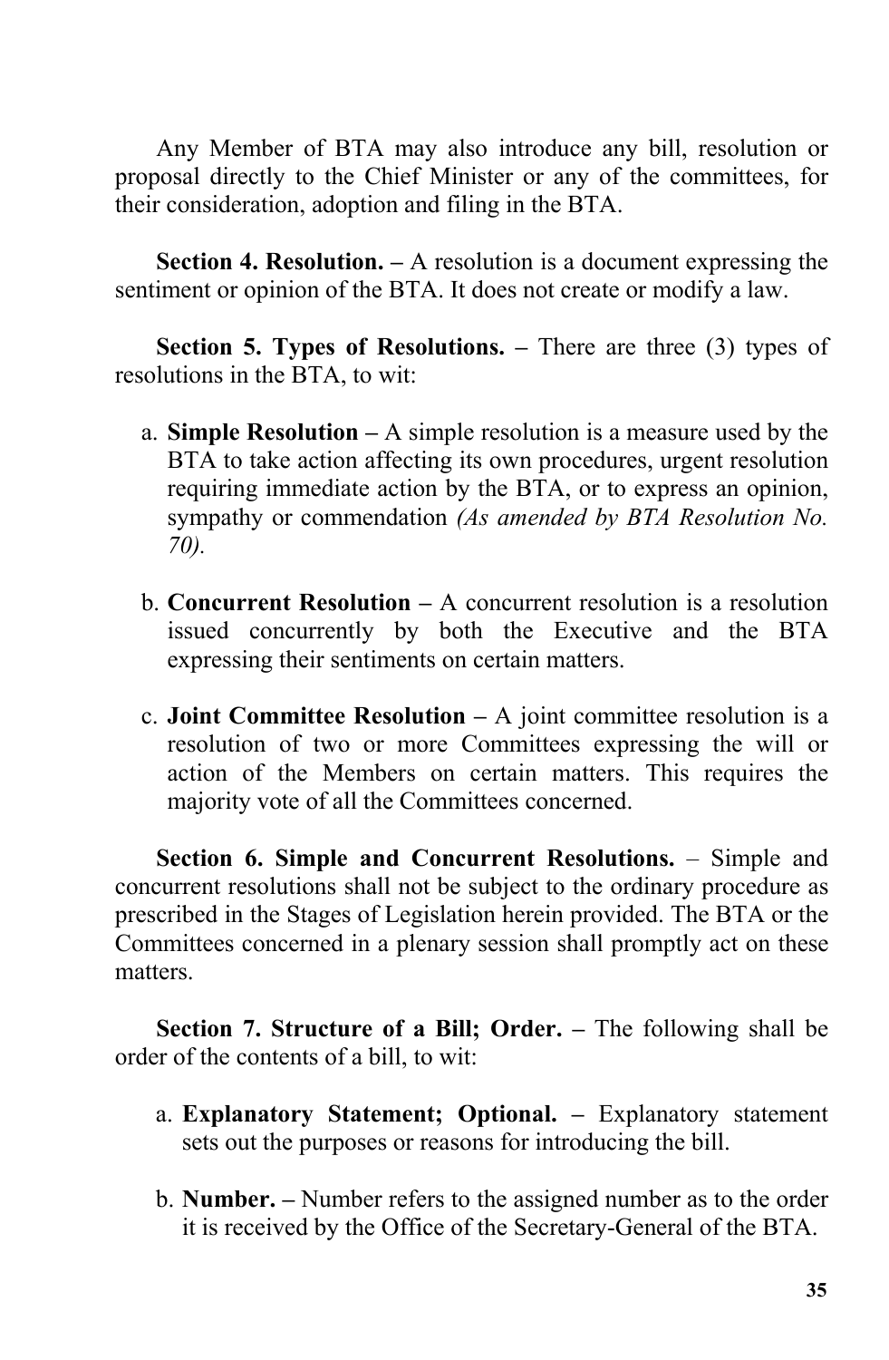Any Member of BTA may also introduce any bill, resolution or proposal directly to the Chief Minister or any of the committees, for their consideration, adoption and filing in the BTA.

**Section 4. Resolution. –** A resolution is a document expressing the sentiment or opinion of the BTA. It does not create or modify a law.

**Section 5. Types of Resolutions. –** There are three (3) types of resolutions in the BTA, to wit:

a. **Simple Resolution –** A simple resolution is a measure used by the BTA to take action affecting its own procedures, urgent resolution requiring immediate action by the BTA, or to express an opinion, sympathy or commendation *(As amended by BTA Resolution No. 70).*

b. **Concurrent Resolution –** A concurrent resolution is a resolution issued concurrently by both the Executive and the BTA expressing their sentiments on certain matters.

c. **Joint Committee Resolution –** A joint committee resolution is a resolution of two or more Committees expressing the will or action of the Members on certain matters. This requires the majority vote of all the Committees concerned.

**Section 6. Simple and Concurrent Resolutions.** – Simple and concurrent resolutions shall not be subject to the ordinary procedure as prescribed in the Stages of Legislation herein provided. The BTA or the Committees concerned in a plenary session shall promptly act on these matters.

**Section 7. Structure of a Bill; Order. –** The following shall be order of the contents of a bill, to wit:

a. **Explanatory Statement; Optional. –** Explanatory statement sets out the purposes or reasons for introducing the bill.

b. **Number. –** Number refers to the assigned number as to the order it is received by the Office of the Secretary-General of the BTA.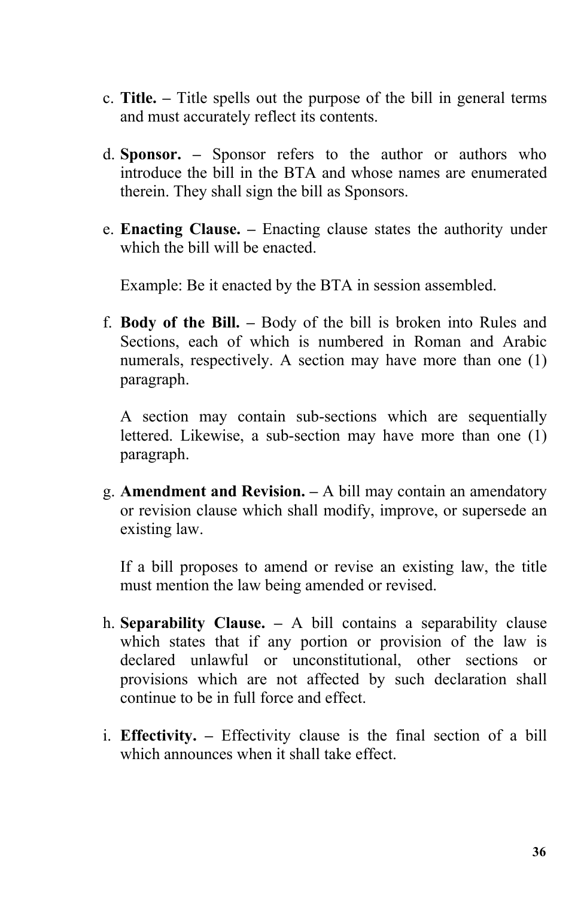c. **Title. –** Title spells out the purpose of the bill in general terms and must accurately reflect its contents.

d. **Sponsor. –** Sponsor refers to the author or authors who introduce the bill in the BTA and whose names are enumerated therein. They shall sign the bill as Sponsors.

e. **Enacting Clause. –** Enacting clause states the authority under which the bill will be enacted.

   Example: Be it enacted by the BTA in session assembled.

f. **Body of the Bill. –** Body of the bill is broken into Rules and Sections, each of which is numbered in Roman and Arabic numerals, respectively. A section may have more than one (1) paragraph.

   A section may contain sub-sections which are sequentially lettered. Likewise, a sub-section may have more than one (1) paragraph.

g. **Amendment and Revision. –** A bill may contain an amendatory or revision clause which shall modify, improve, or supersede an existing law.

   If a bill proposes to amend or revise an existing law, the title must mention the law being amended or revised.

h. **Separability Clause. –** A bill contains a separability clause which states that if any portion or provision of the law is declared unlawful or unconstitutional, other sections or provisions which are not affected by such declaration shall continue to be in full force and effect.

i. **Effectivity. –** Effectivity clause is the final section of a bill which announces when it shall take effect.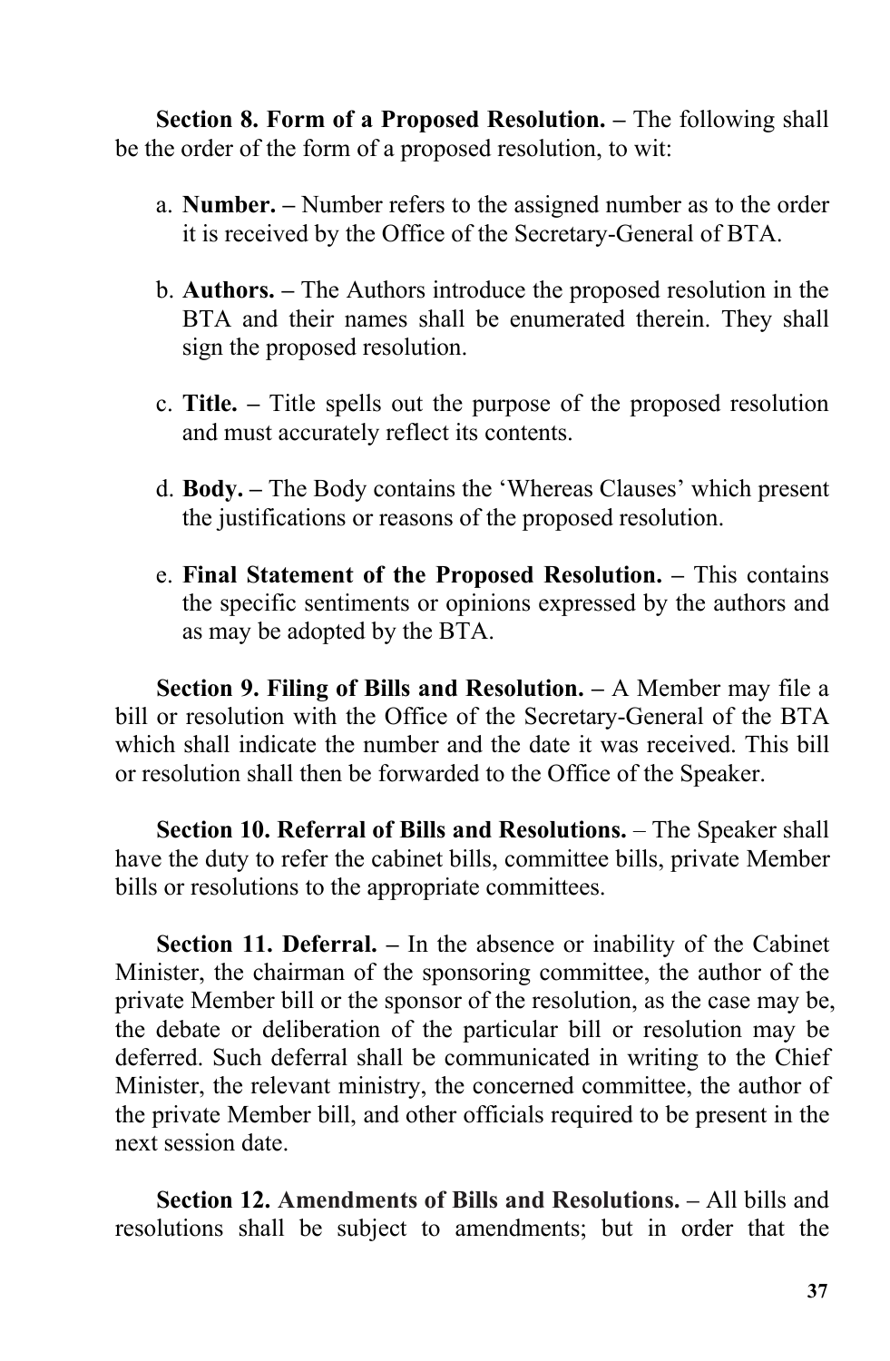**Section 8. Form of a Proposed Resolution. –** The following shall be the order of the form of a proposed resolution, to wit:

a. **Number. –** Number refers to the assigned number as to the order it is received by the Office of the Secretary-General of BTA.

b. **Authors. –** The Authors introduce the proposed resolution in the BTA and their names shall be enumerated therein. They shall sign the proposed resolution.

c. **Title. –** Title spells out the purpose of the proposed resolution and must accurately reflect its contents.

d. **Body. –** The Body contains the 'Whereas Clauses' which present the justifications or reasons of the proposed resolution.

e. **Final Statement of the Proposed Resolution. –** This contains the specific sentiments or opinions expressed by the authors and as may be adopted by the BTA.

**Section 9. Filing of Bills and Resolution. –** A Member may file a bill or resolution with the Office of the Secretary-General of the BTA which shall indicate the number and the date it was received. This bill or resolution shall then be forwarded to the Office of the Speaker.

**Section 10. Referral of Bills and Resolutions.** – The Speaker shall have the duty to refer the cabinet bills, committee bills, private Member bills or resolutions to the appropriate committees.

**Section 11. Deferral. –** In the absence or inability of the Cabinet Minister, the chairman of the sponsoring committee, the author of the private Member bill or the sponsor of the resolution, as the case may be, the debate or deliberation of the particular bill or resolution may be deferred. Such deferral shall be communicated in writing to the Chief Minister, the relevant ministry, the concerned committee, the author of the private Member bill, and other officials required to be present in the next session date.

**Section 12. Amendments of Bills and Resolutions. –** All bills and resolutions shall be subject to amendments; but in order that the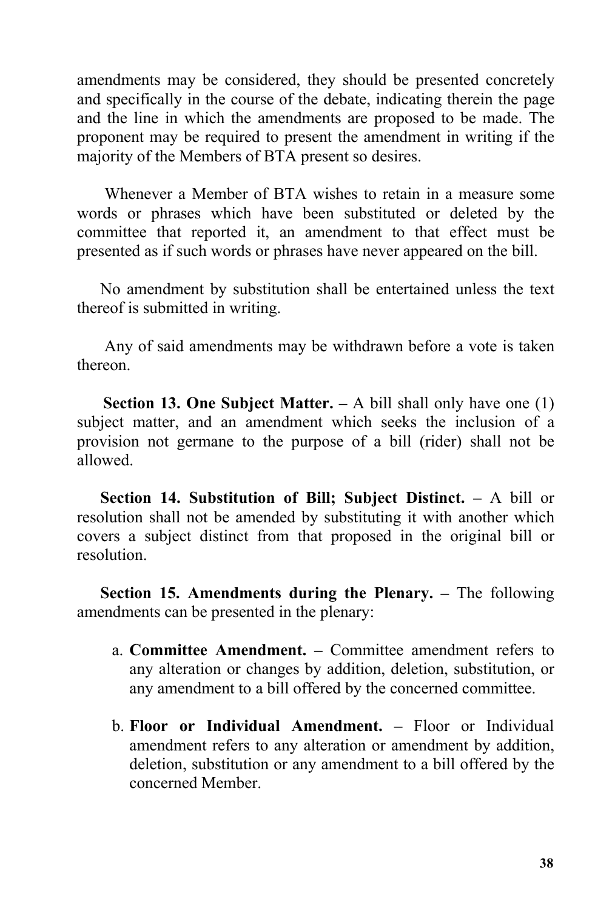amendments may be considered, they should be presented concretely and specifically in the course of the debate, indicating therein the page and the line in which the amendments are proposed to be made. The proponent may be required to present the amendment in writing if the majority of the Members of BTA present so desires.

Whenever a Member of BTA wishes to retain in a measure some words or phrases which have been substituted or deleted by the committee that reported it, an amendment to that effect must be presented as if such words or phrases have never appeared on the bill.

No amendment by substitution shall be entertained unless the text thereof is submitted in writing.

Any of said amendments may be withdrawn before a vote is taken thereon.

**Section 13. One Subject Matter. –** A bill shall only have one (1) subject matter, and an amendment which seeks the inclusion of a provision not germane to the purpose of a bill (rider) shall not be allowed.

**Section 14. Substitution of Bill; Subject Distinct. –** A bill or resolution shall not be amended by substituting it with another which covers a subject distinct from that proposed in the original bill or resolution.

**Section 15. Amendments during the Plenary. –** The following amendments can be presented in the plenary:

a. **Committee Amendment. –** Committee amendment refers to any alteration or changes by addition, deletion, substitution, or any amendment to a bill offered by the concerned committee.

b. **Floor or Individual Amendment. –** Floor or Individual amendment refers to any alteration or amendment by addition, deletion, substitution or any amendment to a bill offered by the concerned Member.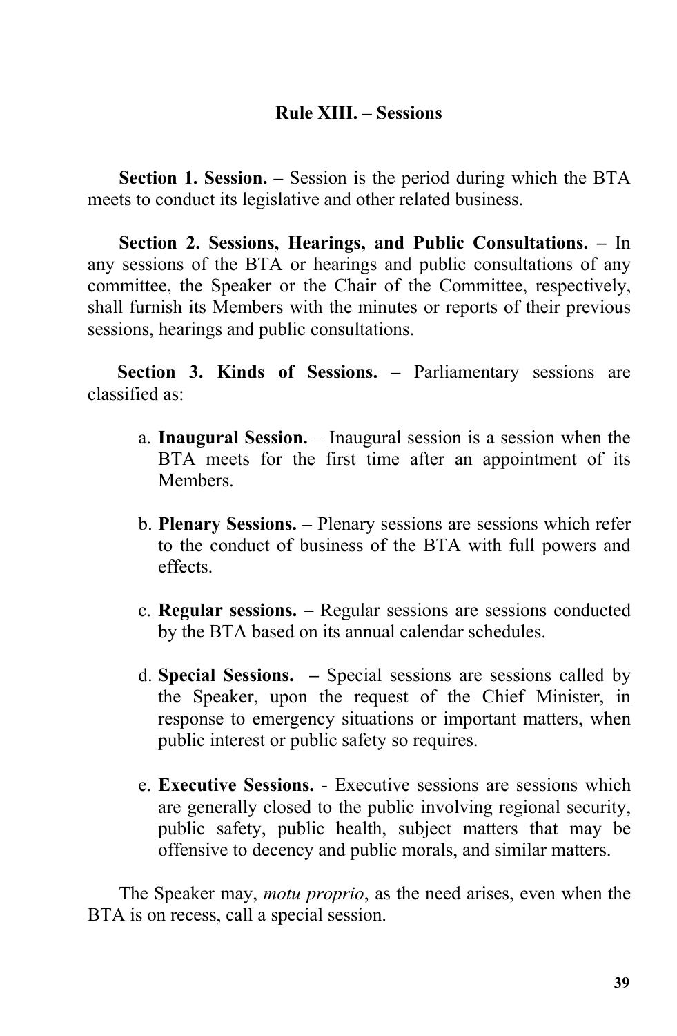## Rule XIII. – Sessions

**Section 1. Session. –** Session is the period during which the BTA meets to conduct its legislative and other related business.

**Section 2. Sessions, Hearings, and Public Consultations. –** In any sessions of the BTA or hearings and public consultations of any committee, the Speaker or the Chair of the Committee, respectively, shall furnish its Members with the minutes or reports of their previous sessions, hearings and public consultations.

**Section 3. Kinds of Sessions. –** Parliamentary sessions are classified as:

a. **Inaugural Session.** – Inaugural session is a session when the BTA meets for the first time after an appointment of its Members.

b. **Plenary Sessions.** – Plenary sessions are sessions which refer to the conduct of business of the BTA with full powers and effects.

c. **Regular sessions.** – Regular sessions are sessions conducted by the BTA based on its annual calendar schedules.

d. **Special Sessions. –** Special sessions are sessions called by the Speaker, upon the request of the Chief Minister, in response to emergency situations or important matters, when public interest or public safety so requires.

e. **Executive Sessions.** - Executive sessions are sessions which are generally closed to the public involving regional security, public safety, public health, subject matters that may be offensive to decency and public morals, and similar matters.

The Speaker may, *motu proprio*, as the need arises, even when the BTA is on recess, call a special session.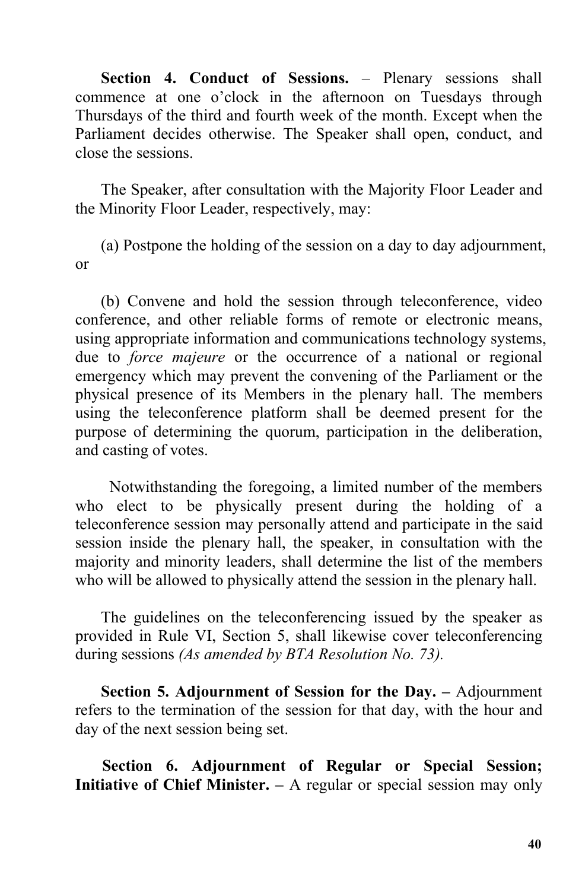**Section 4. Conduct of Sessions.** – Plenary sessions shall commence at one o'clock in the afternoon on Tuesdays through Thursdays of the third and fourth week of the month. Except when the Parliament decides otherwise. The Speaker shall open, conduct, and close the sessions.

The Speaker, after consultation with the Majority Floor Leader and the Minority Floor Leader, respectively, may:

(a) Postpone the holding of the session on a day to day adjournment, or

(b) Convene and hold the session through teleconference, video conference, and other reliable forms of remote or electronic means, using appropriate information and communications technology systems, due to *force majeure* or the occurrence of a national or regional emergency which may prevent the convening of the Parliament or the physical presence of its Members in the plenary hall. The members using the teleconference platform shall be deemed present for the purpose of determining the quorum, participation in the deliberation, and casting of votes.

Notwithstanding the foregoing, a limited number of the members who elect to be physically present during the holding of a teleconference session may personally attend and participate in the said session inside the plenary hall, the speaker, in consultation with the majority and minority leaders, shall determine the list of the members who will be allowed to physically attend the session in the plenary hall.

The guidelines on the teleconferencing issued by the speaker as provided in Rule VI, Section 5, shall likewise cover teleconferencing during sessions *(As amended by BTA Resolution No. 73).*

**Section 5. Adjournment of Session for the Day. –** Adjournment refers to the termination of the session for that day, with the hour and day of the next session being set.

**Section 6. Adjournment of Regular or Special Session; Initiative of Chief Minister. –** A regular or special session may only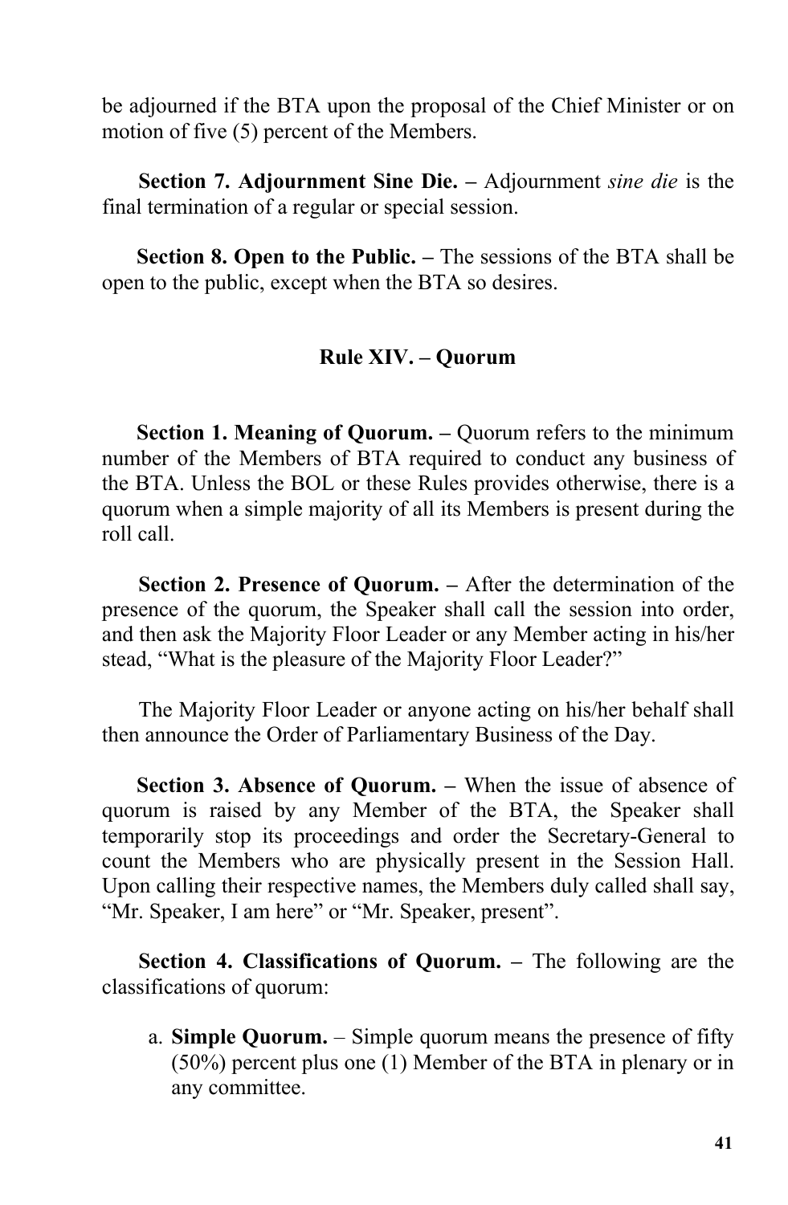be adjourned if the BTA upon the proposal of the Chief Minister or on motion of five (5) percent of the Members.

**Section 7. Adjournment Sine Die. –** Adjournment *sine die* is the final termination of a regular or special session.

**Section 8. Open to the Public. –** The sessions of the BTA shall be open to the public, except when the BTA so desires.

## Rule XIV. – Quorum

**Section 1. Meaning of Quorum. –** Quorum refers to the minimum number of the Members of BTA required to conduct any business of the BTA. Unless the BOL or these Rules provides otherwise, there is a quorum when a simple majority of all its Members is present during the roll call.

**Section 2. Presence of Quorum. –** After the determination of the presence of the quorum, the Speaker shall call the session into order, and then ask the Majority Floor Leader or any Member acting in his/her stead, "What is the pleasure of the Majority Floor Leader?"

The Majority Floor Leader or anyone acting on his/her behalf shall then announce the Order of Parliamentary Business of the Day.

**Section 3. Absence of Quorum. –** When the issue of absence of quorum is raised by any Member of the BTA, the Speaker shall temporarily stop its proceedings and order the Secretary-General to count the Members who are physically present in the Session Hall. Upon calling their respective names, the Members duly called shall say, "Mr. Speaker, I am here" or "Mr. Speaker, present".

**Section 4. Classifications of Quorum. –** The following are the classifications of quorum:

a. **Simple Quorum.** – Simple quorum means the presence of fifty (50%) percent plus one (1) Member of the BTA in plenary or in any committee.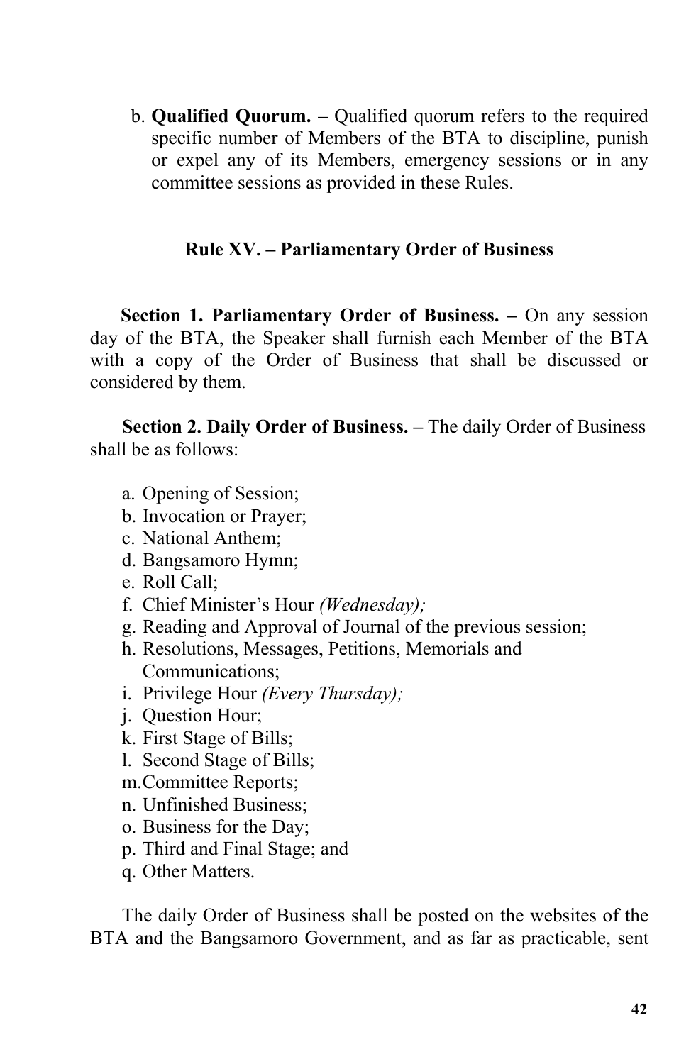b. **Qualified Quorum. –** Qualified quorum refers to the required specific number of Members of the BTA to discipline, punish or expel any of its Members, emergency sessions or in any committee sessions as provided in these Rules.

### Rule XV. – Parliamentary Order of Business

**Section 1. Parliamentary Order of Business. –** On any session day of the BTA, the Speaker shall furnish each Member of the BTA with a copy of the Order of Business that shall be discussed or considered by them.

**Section 2. Daily Order of Business. –** The daily Order of Business shall be as follows:

a. Opening of Session;
b. Invocation or Prayer;
c. National Anthem;
d. Bangsamoro Hymn;
e. Roll Call;
f. Chief Minister's Hour *(Wednesday);*
g. Reading and Approval of Journal of the previous session;
h. Resolutions, Messages, Petitions, Memorials and Communications;
i. Privilege Hour *(Every Thursday);*
j. Question Hour;
k. First Stage of Bills;
l. Second Stage of Bills;
m. Committee Reports;
n. Unfinished Business;
o. Business for the Day;
p. Third and Final Stage; and
q. Other Matters.

The daily Order of Business shall be posted on the websites of the BTA and the Bangsamoro Government, and as far as practicable, sent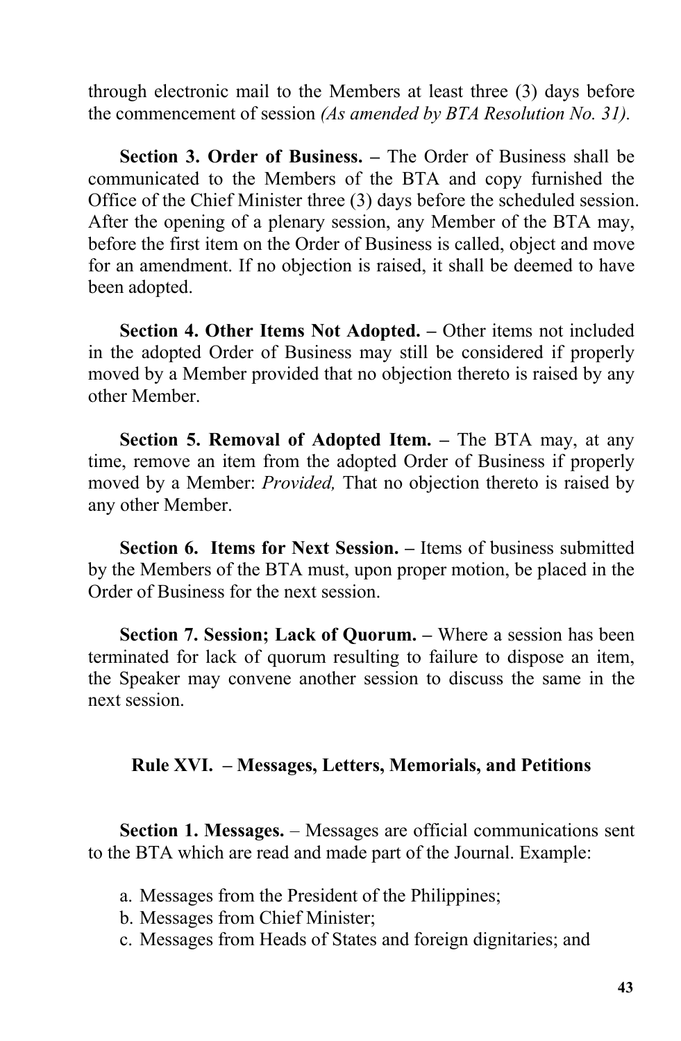through electronic mail to the Members at least three (3) days before the commencement of session *(As amended by BTA Resolution No. 31).*

**Section 3. Order of Business. –** The Order of Business shall be communicated to the Members of the BTA and copy furnished the Office of the Chief Minister three (3) days before the scheduled session. After the opening of a plenary session, any Member of the BTA may, before the first item on the Order of Business is called, object and move for an amendment. If no objection is raised, it shall be deemed to have been adopted.

**Section 4. Other Items Not Adopted. –** Other items not included in the adopted Order of Business may still be considered if properly moved by a Member provided that no objection thereto is raised by any other Member.

**Section 5. Removal of Adopted Item. –** The BTA may, at any time, remove an item from the adopted Order of Business if properly moved by a Member: *Provided,* That no objection thereto is raised by any other Member.

**Section 6. Items for Next Session. –** Items of business submitted by the Members of the BTA must, upon proper motion, be placed in the Order of Business for the next session.

**Section 7. Session; Lack of Quorum. –** Where a session has been terminated for lack of quorum resulting to failure to dispose an item, the Speaker may convene another session to discuss the same in the next session.

## Rule XVI. – Messages, Letters, Memorials, and Petitions

**Section 1. Messages.** – Messages are official communications sent to the BTA which are read and made part of the Journal. Example:

a. Messages from the President of the Philippines;
b. Messages from Chief Minister;
c. Messages from Heads of States and foreign dignitaries; and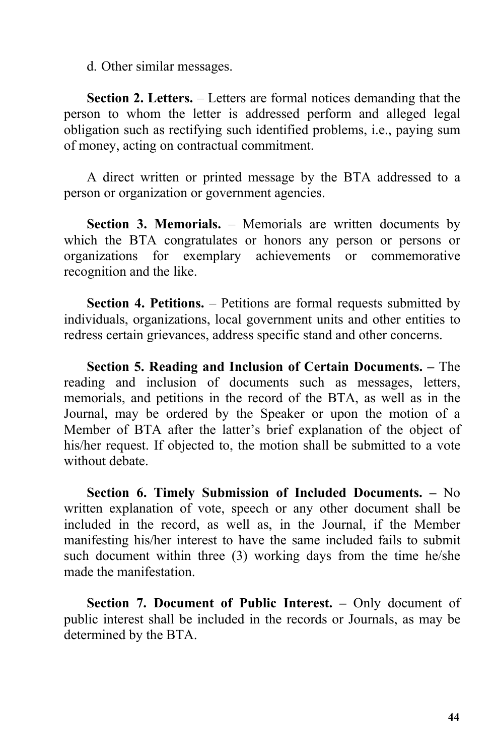d. Other similar messages.

**Section 2. Letters.** – Letters are formal notices demanding that the person to whom the letter is addressed perform and alleged legal obligation such as rectifying such identified problems, i.e., paying sum of money, acting on contractual commitment.

A direct written or printed message by the BTA addressed to a person or organization or government agencies.

**Section 3. Memorials.** – Memorials are written documents by which the BTA congratulates or honors any person or persons or organizations for exemplary achievements or commemorative recognition and the like.

**Section 4. Petitions.** – Petitions are formal requests submitted by individuals, organizations, local government units and other entities to redress certain grievances, address specific stand and other concerns.

**Section 5. Reading and Inclusion of Certain Documents. –** The reading and inclusion of documents such as messages, letters, memorials, and petitions in the record of the BTA, as well as in the Journal, may be ordered by the Speaker or upon the motion of a Member of BTA after the latter's brief explanation of the object of his/her request. If objected to, the motion shall be submitted to a vote without debate.

**Section 6. Timely Submission of Included Documents. –** No written explanation of vote, speech or any other document shall be included in the record, as well as, in the Journal, if the Member manifesting his/her interest to have the same included fails to submit such document within three (3) working days from the time he/she made the manifestation.

**Section 7. Document of Public Interest. –** Only document of public interest shall be included in the records or Journals, as may be determined by the BTA.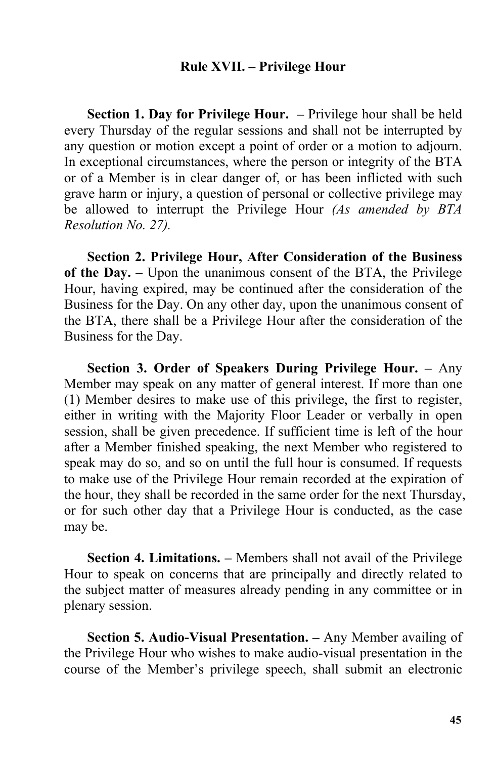### Rule XVII. – Privilege Hour

**Section 1. Day for Privilege Hour. –** Privilege hour shall be held every Thursday of the regular sessions and shall not be interrupted by any question or motion except a point of order or a motion to adjourn. In exceptional circumstances, where the person or integrity of the BTA or of a Member is in clear danger of, or has been inflicted with such grave harm or injury, a question of personal or collective privilege may be allowed to interrupt the Privilege Hour *(As amended by BTA Resolution No. 27).*

**Section 2. Privilege Hour, After Consideration of the Business of the Day.** – Upon the unanimous consent of the BTA, the Privilege Hour, having expired, may be continued after the consideration of the Business for the Day. On any other day, upon the unanimous consent of the BTA, there shall be a Privilege Hour after the consideration of the Business for the Day.

**Section 3. Order of Speakers During Privilege Hour. –** Any Member may speak on any matter of general interest. If more than one (1) Member desires to make use of this privilege, the first to register, either in writing with the Majority Floor Leader or verbally in open session, shall be given precedence. If sufficient time is left of the hour after a Member finished speaking, the next Member who registered to speak may do so, and so on until the full hour is consumed. If requests to make use of the Privilege Hour remain recorded at the expiration of the hour, they shall be recorded in the same order for the next Thursday, or for such other day that a Privilege Hour is conducted, as the case may be.

**Section 4. Limitations. –** Members shall not avail of the Privilege Hour to speak on concerns that are principally and directly related to the subject matter of measures already pending in any committee or in plenary session.

**Section 5. Audio-Visual Presentation. –** Any Member availing of the Privilege Hour who wishes to make audio-visual presentation in the course of the Member's privilege speech, shall submit an electronic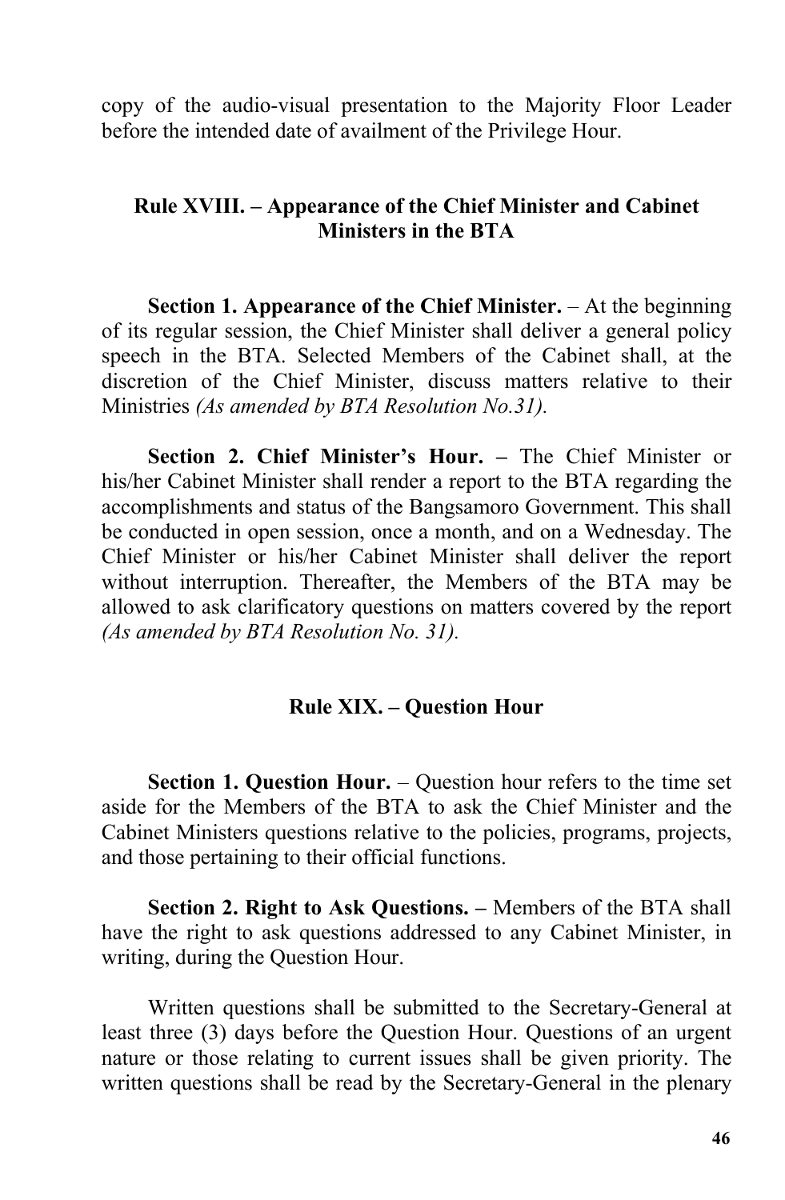copy of the audio-visual presentation to the Majority Floor Leader before the intended date of availment of the Privilege Hour.

## Rule XVIII. – Appearance of the Chief Minister and Cabinet Ministers in the BTA

**Section 1. Appearance of the Chief Minister.** – At the beginning of its regular session, the Chief Minister shall deliver a general policy speech in the BTA. Selected Members of the Cabinet shall, at the discretion of the Chief Minister, discuss matters relative to their Ministries *(As amended by BTA Resolution No.31).*

**Section 2. Chief Minister's Hour. –** The Chief Minister or his/her Cabinet Minister shall render a report to the BTA regarding the accomplishments and status of the Bangsamoro Government. This shall be conducted in open session, once a month, and on a Wednesday. The Chief Minister or his/her Cabinet Minister shall deliver the report without interruption. Thereafter, the Members of the BTA may be allowed to ask clarificatory questions on matters covered by the report *(As amended by BTA Resolution No. 31).*

## Rule XIX. – Question Hour

**Section 1. Question Hour.** – Question hour refers to the time set aside for the Members of the BTA to ask the Chief Minister and the Cabinet Ministers questions relative to the policies, programs, projects, and those pertaining to their official functions.

**Section 2. Right to Ask Questions. –** Members of the BTA shall have the right to ask questions addressed to any Cabinet Minister, in writing, during the Question Hour.

Written questions shall be submitted to the Secretary-General at least three (3) days before the Question Hour. Questions of an urgent nature or those relating to current issues shall be given priority. The written questions shall be read by the Secretary-General in the plenary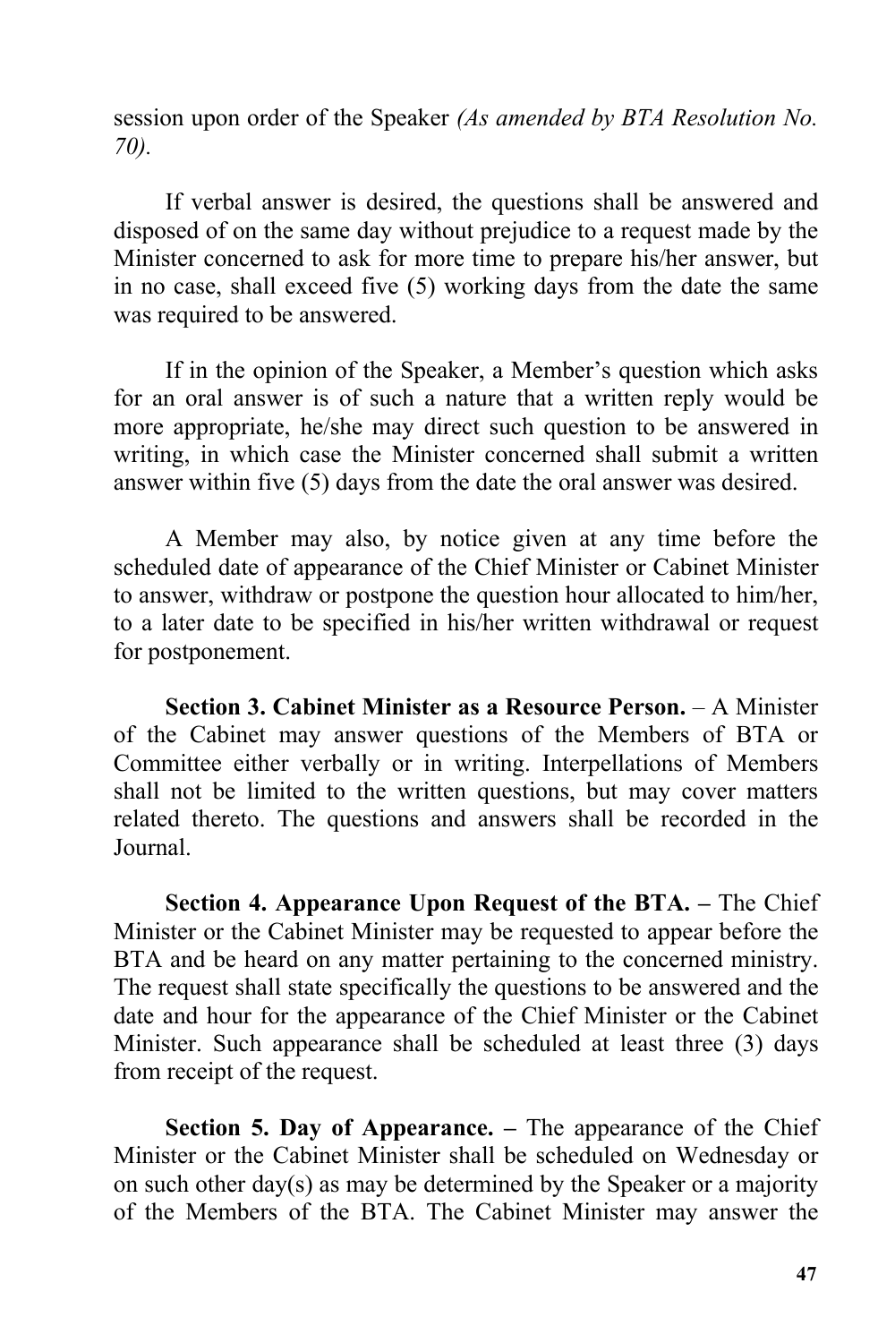session upon order of the Speaker *(As amended by BTA Resolution No. 70)*.

If verbal answer is desired, the questions shall be answered and disposed of on the same day without prejudice to a request made by the Minister concerned to ask for more time to prepare his/her answer, but in no case, shall exceed five (5) working days from the date the same was required to be answered.

If in the opinion of the Speaker, a Member's question which asks for an oral answer is of such a nature that a written reply would be more appropriate, he/she may direct such question to be answered in writing, in which case the Minister concerned shall submit a written answer within five (5) days from the date the oral answer was desired.

A Member may also, by notice given at any time before the scheduled date of appearance of the Chief Minister or Cabinet Minister to answer, withdraw or postpone the question hour allocated to him/her, to a later date to be specified in his/her written withdrawal or request for postponement.

**Section 3. Cabinet Minister as a Resource Person.** – A Minister of the Cabinet may answer questions of the Members of BTA or Committee either verbally or in writing. Interpellations of Members shall not be limited to the written questions, but may cover matters related thereto. The questions and answers shall be recorded in the Journal.

**Section 4. Appearance Upon Request of the BTA. –** The Chief Minister or the Cabinet Minister may be requested to appear before the BTA and be heard on any matter pertaining to the concerned ministry. The request shall state specifically the questions to be answered and the date and hour for the appearance of the Chief Minister or the Cabinet Minister. Such appearance shall be scheduled at least three (3) days from receipt of the request.

**Section 5. Day of Appearance. –** The appearance of the Chief Minister or the Cabinet Minister shall be scheduled on Wednesday or on such other day(s) as may be determined by the Speaker or a majority of the Members of the BTA. The Cabinet Minister may answer the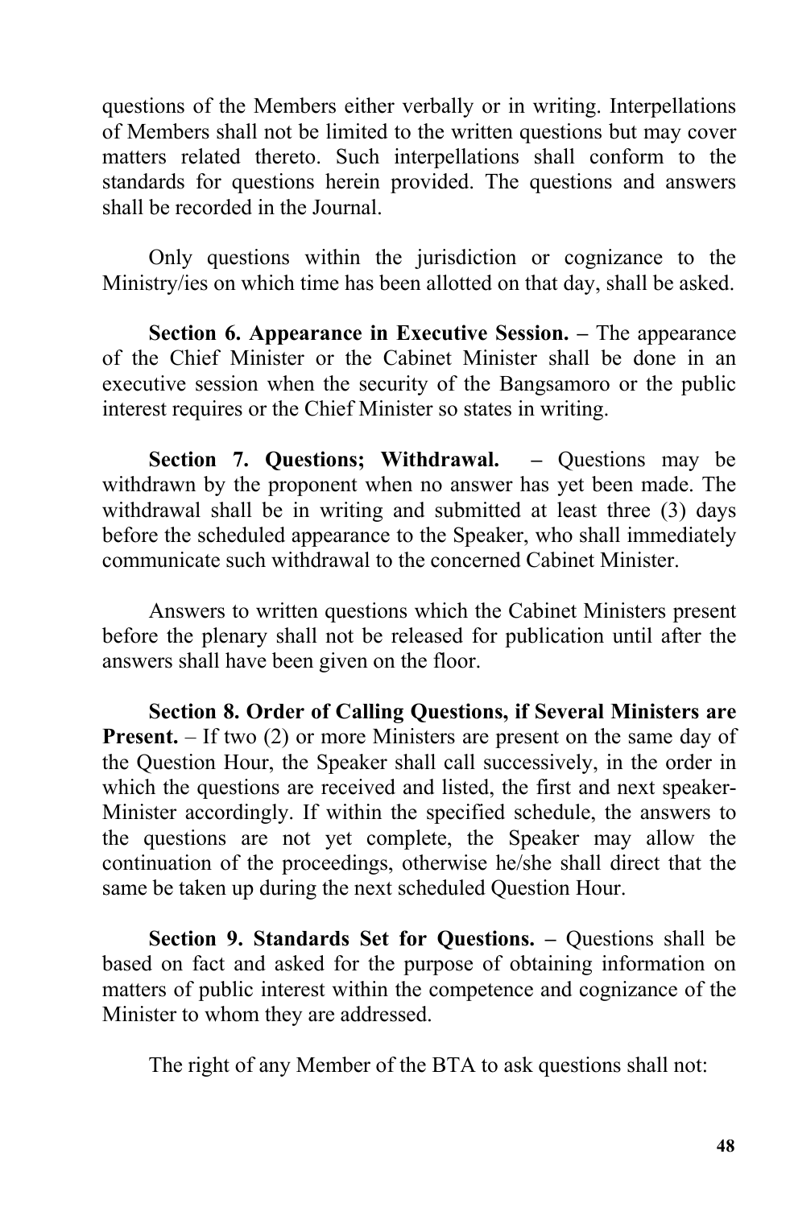questions of the Members either verbally or in writing. Interpellations of Members shall not be limited to the written questions but may cover matters related thereto. Such interpellations shall conform to the standards for questions herein provided. The questions and answers shall be recorded in the Journal.

Only questions within the jurisdiction or cognizance to the Ministry/ies on which time has been allotted on that day, shall be asked.

**Section 6. Appearance in Executive Session. –** The appearance of the Chief Minister or the Cabinet Minister shall be done in an executive session when the security of the Bangsamoro or the public interest requires or the Chief Minister so states in writing.

**Section 7. Questions; Withdrawal. –** Questions may be withdrawn by the proponent when no answer has yet been made. The withdrawal shall be in writing and submitted at least three (3) days before the scheduled appearance to the Speaker, who shall immediately communicate such withdrawal to the concerned Cabinet Minister.

Answers to written questions which the Cabinet Ministers present before the plenary shall not be released for publication until after the answers shall have been given on the floor.

**Section 8. Order of Calling Questions, if Several Ministers are Present.** – If two (2) or more Ministers are present on the same day of the Question Hour, the Speaker shall call successively, in the order in which the questions are received and listed, the first and next speaker-Minister accordingly. If within the specified schedule, the answers to the questions are not yet complete, the Speaker may allow the continuation of the proceedings, otherwise he/she shall direct that the same be taken up during the next scheduled Question Hour.

**Section 9. Standards Set for Questions. –** Questions shall be based on fact and asked for the purpose of obtaining information on matters of public interest within the competence and cognizance of the Minister to whom they are addressed.

The right of any Member of the BTA to ask questions shall not: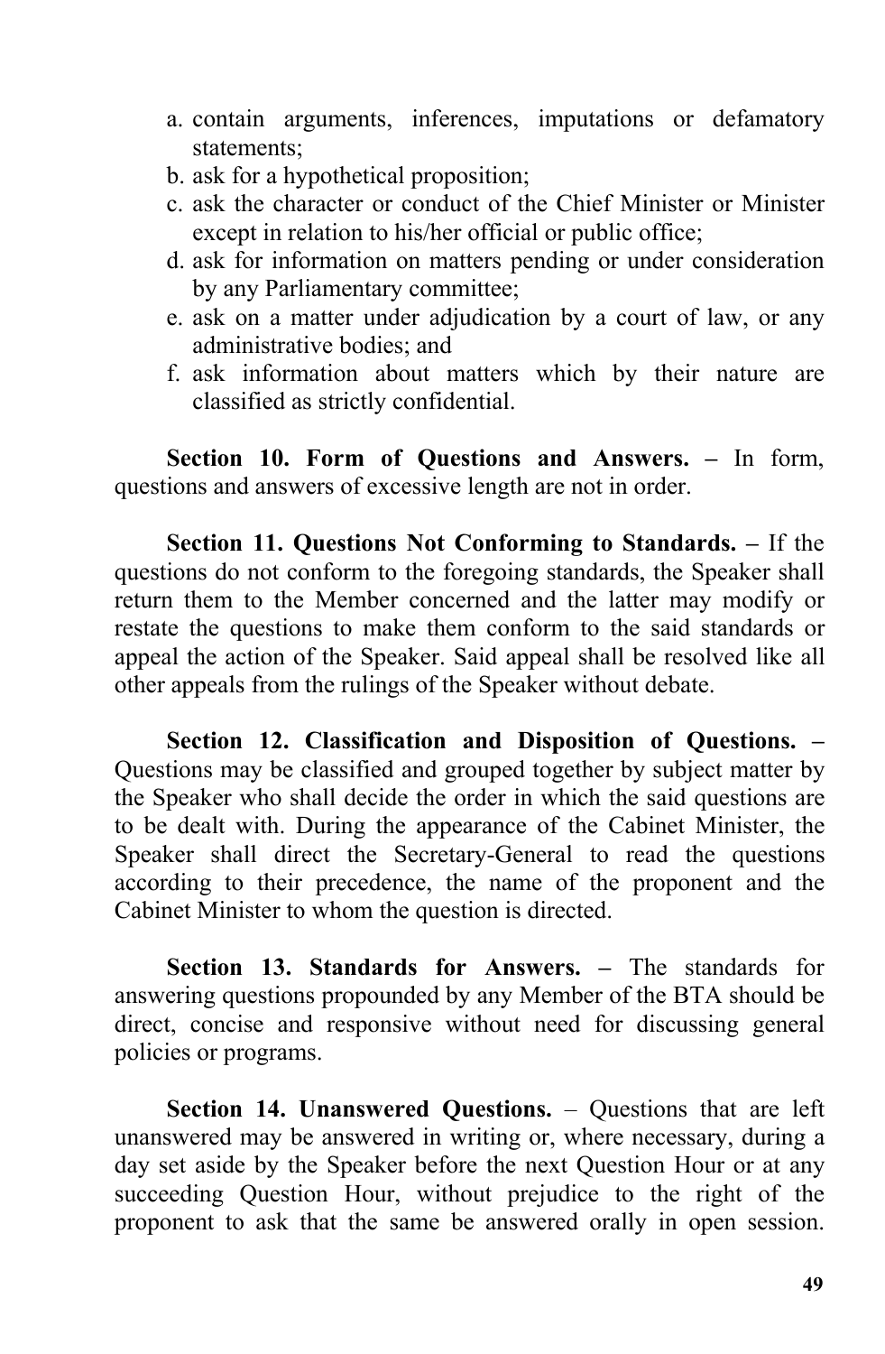a. contain arguments, inferences, imputations or defamatory statements;
b. ask for a hypothetical proposition;
c. ask the character or conduct of the Chief Minister or Minister except in relation to his/her official or public office;
d. ask for information on matters pending or under consideration by any Parliamentary committee;
e. ask on a matter under adjudication by a court of law, or any administrative bodies; and
f. ask information about matters which by their nature are classified as strictly confidential.

**Section 10. Form of Questions and Answers. –** In form, questions and answers of excessive length are not in order.

**Section 11. Questions Not Conforming to Standards. –** If the questions do not conform to the foregoing standards, the Speaker shall return them to the Member concerned and the latter may modify or restate the questions to make them conform to the said standards or appeal the action of the Speaker. Said appeal shall be resolved like all other appeals from the rulings of the Speaker without debate.

**Section 12. Classification and Disposition of Questions. –** Questions may be classified and grouped together by subject matter by the Speaker who shall decide the order in which the said questions are to be dealt with. During the appearance of the Cabinet Minister, the Speaker shall direct the Secretary-General to read the questions according to their precedence, the name of the proponent and the Cabinet Minister to whom the question is directed.

**Section 13. Standards for Answers. –** The standards for answering questions propounded by any Member of the BTA should be direct, concise and responsive without need for discussing general policies or programs.

**Section 14. Unanswered Questions.** – Questions that are left unanswered may be answered in writing or, where necessary, during a day set aside by the Speaker before the next Question Hour or at any succeeding Question Hour, without prejudice to the right of the proponent to ask that the same be answered orally in open session.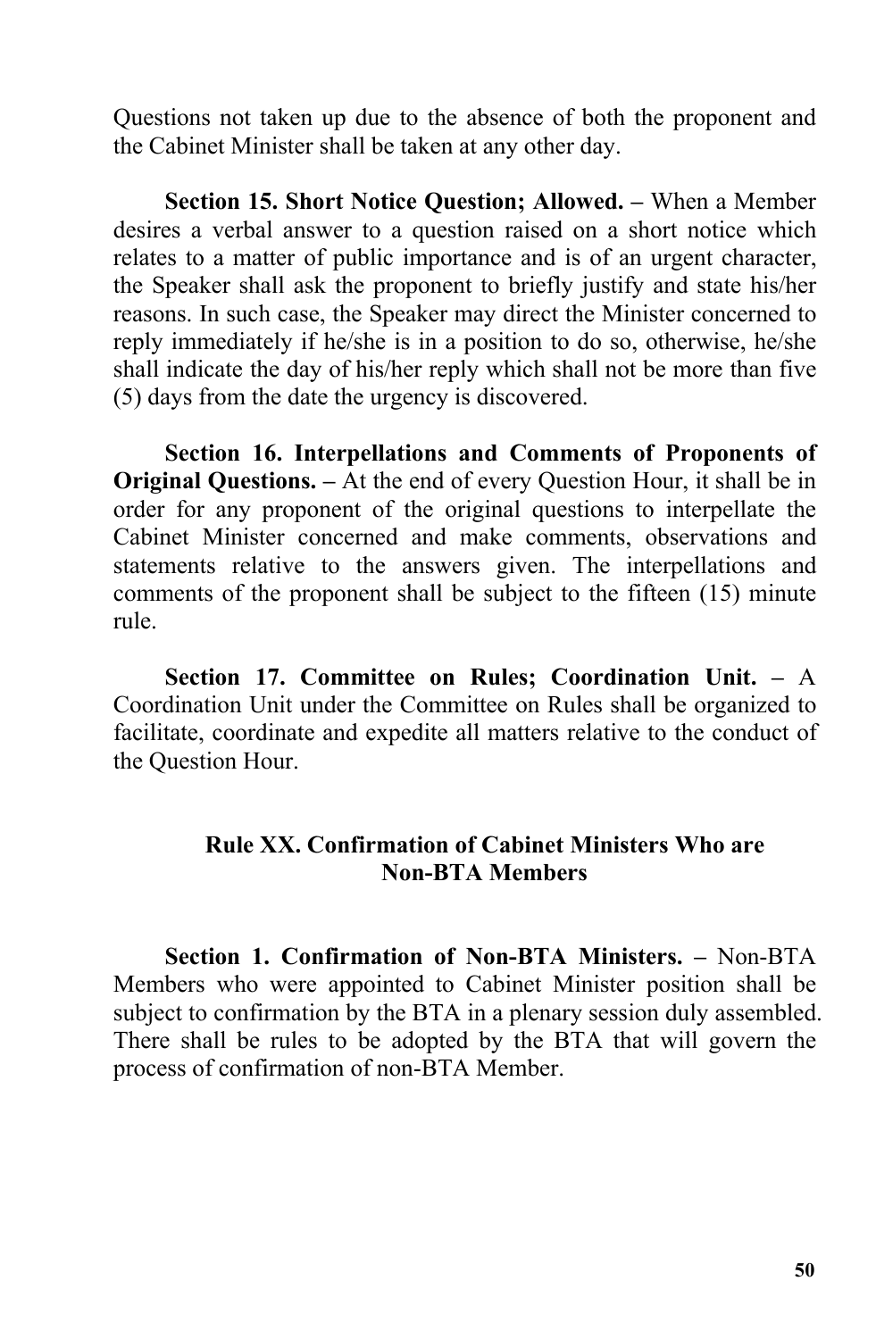Questions not taken up due to the absence of both the proponent and the Cabinet Minister shall be taken at any other day.

**Section 15. Short Notice Question; Allowed. –** When a Member desires a verbal answer to a question raised on a short notice which relates to a matter of public importance and is of an urgent character, the Speaker shall ask the proponent to briefly justify and state his/her reasons. In such case, the Speaker may direct the Minister concerned to reply immediately if he/she is in a position to do so, otherwise, he/she shall indicate the day of his/her reply which shall not be more than five (5) days from the date the urgency is discovered.

**Section 16. Interpellations and Comments of Proponents of Original Questions. –** At the end of every Question Hour, it shall be in order for any proponent of the original questions to interpellate the Cabinet Minister concerned and make comments, observations and statements relative to the answers given. The interpellations and comments of the proponent shall be subject to the fifteen (15) minute rule.

**Section 17. Committee on Rules; Coordination Unit. –** A Coordination Unit under the Committee on Rules shall be organized to facilitate, coordinate and expedite all matters relative to the conduct of the Question Hour.

## Rule XX. Confirmation of Cabinet Ministers Who are Non-BTA Members

**Section 1. Confirmation of Non-BTA Ministers. –** Non-BTA Members who were appointed to Cabinet Minister position shall be subject to confirmation by the BTA in a plenary session duly assembled. There shall be rules to be adopted by the BTA that will govern the process of confirmation of non-BTA Member.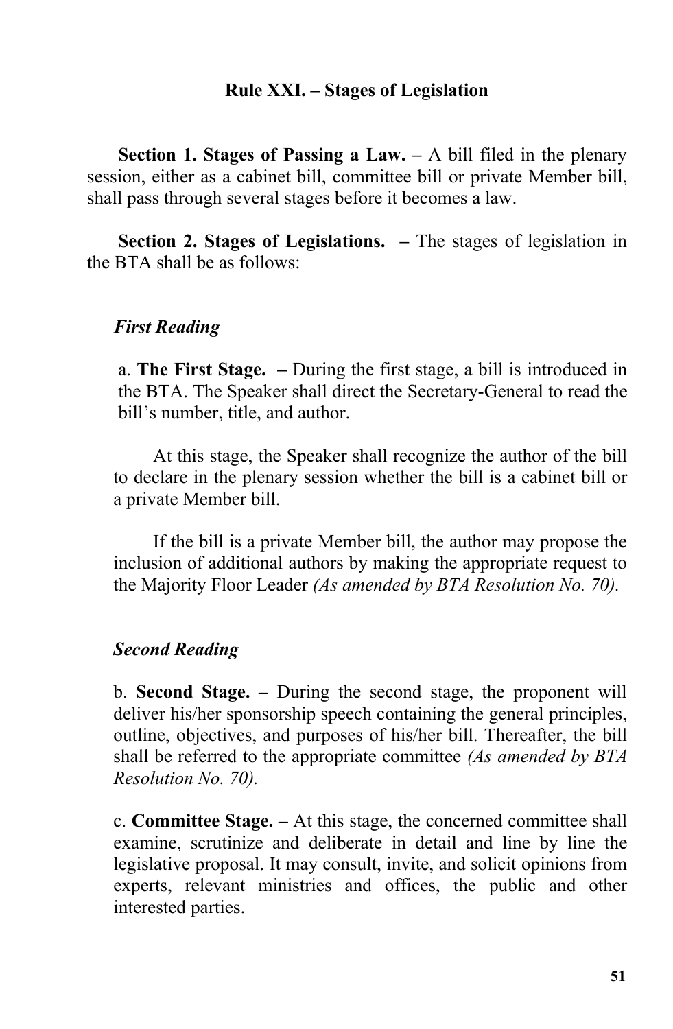## Rule XXI. – Stages of Legislation

**Section 1. Stages of Passing a Law. –** A bill filed in the plenary session, either as a cabinet bill, committee bill or private Member bill, shall pass through several stages before it becomes a law.

**Section 2. Stages of Legislations. –** The stages of legislation in the BTA shall be as follows:

***First Reading***

a. **The First Stage. –** During the first stage, a bill is introduced in the BTA. The Speaker shall direct the Secretary-General to read the bill's number, title, and author.

At this stage, the Speaker shall recognize the author of the bill to declare in the plenary session whether the bill is a cabinet bill or a private Member bill.

If the bill is a private Member bill, the author may propose the inclusion of additional authors by making the appropriate request to the Majority Floor Leader *(As amended by BTA Resolution No. 70).*

***Second Reading***

b. **Second Stage. –** During the second stage, the proponent will deliver his/her sponsorship speech containing the general principles, outline, objectives, and purposes of his/her bill. Thereafter, the bill shall be referred to the appropriate committee *(As amended by BTA Resolution No. 70).*

c. **Committee Stage. –** At this stage, the concerned committee shall examine, scrutinize and deliberate in detail and line by line the legislative proposal. It may consult, invite, and solicit opinions from experts, relevant ministries and offices, the public and other interested parties.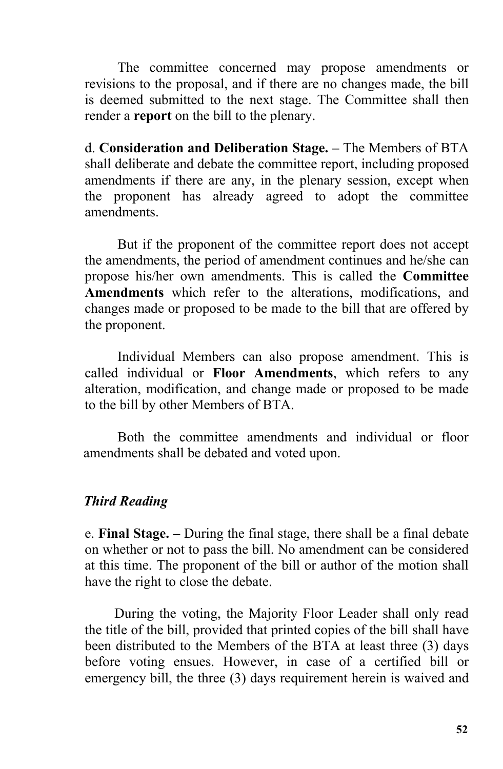The committee concerned may propose amendments or revisions to the proposal, and if there are no changes made, the bill is deemed submitted to the next stage. The Committee shall then render a **report** on the bill to the plenary.

d. **Consideration and Deliberation Stage. –** The Members of BTA shall deliberate and debate the committee report, including proposed amendments if there are any, in the plenary session, except when the proponent has already agreed to adopt the committee amendments.

But if the proponent of the committee report does not accept the amendments, the period of amendment continues and he/she can propose his/her own amendments. This is called the **Committee Amendments** which refer to the alterations, modifications, and changes made or proposed to be made to the bill that are offered by the proponent.

Individual Members can also propose amendment. This is called individual or **Floor Amendments**, which refers to any alteration, modification, and change made or proposed to be made to the bill by other Members of BTA.

Both the committee amendments and individual or floor amendments shall be debated and voted upon.

***Third Reading***

e. **Final Stage. –** During the final stage, there shall be a final debate on whether or not to pass the bill. No amendment can be considered at this time. The proponent of the bill or author of the motion shall have the right to close the debate.

During the voting, the Majority Floor Leader shall only read the title of the bill, provided that printed copies of the bill shall have been distributed to the Members of the BTA at least three (3) days before voting ensues. However, in case of a certified bill or emergency bill, the three (3) days requirement herein is waived and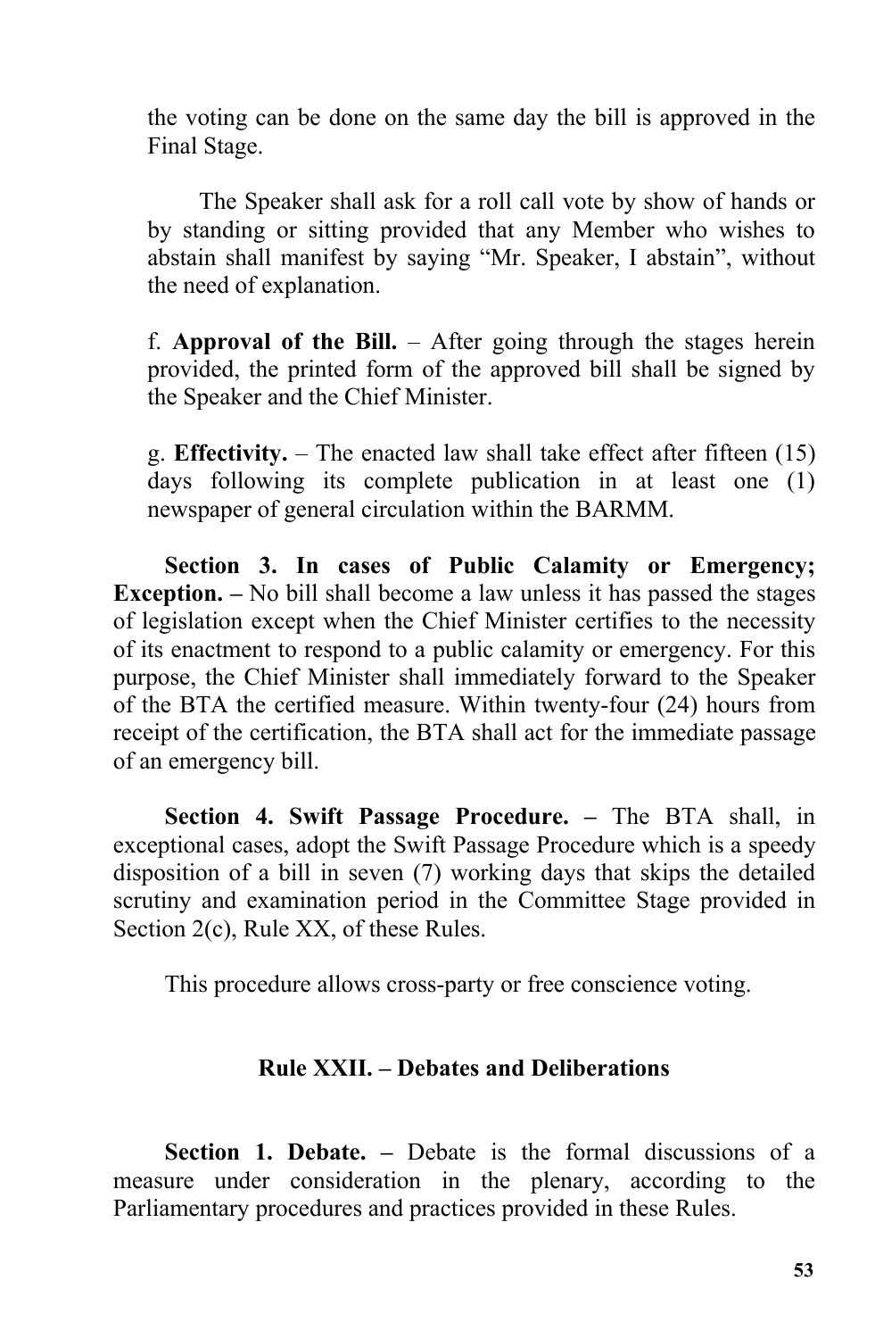the voting can be done on the same day the bill is approved in the Final Stage.

The Speaker shall ask for a roll call vote by show of hands or by standing or sitting provided that any Member who wishes to abstain shall manifest by saying "Mr. Speaker, I abstain", without the need of explanation.

f. **Approval of the Bill.** – After going through the stages herein provided, the printed form of the approved bill shall be signed by the Speaker and the Chief Minister.

g. **Effectivity.** – The enacted law shall take effect after fifteen (15) days following its complete publication in at least one (1) newspaper of general circulation within the BARMM.

**Section 3. In cases of Public Calamity or Emergency; Exception. –** No bill shall become a law unless it has passed the stages of legislation except when the Chief Minister certifies to the necessity of its enactment to respond to a public calamity or emergency. For this purpose, the Chief Minister shall immediately forward to the Speaker of the BTA the certified measure. Within twenty-four (24) hours from receipt of the certification, the BTA shall act for the immediate passage of an emergency bill.

**Section 4. Swift Passage Procedure. –** The BTA shall, in exceptional cases, adopt the Swift Passage Procedure which is a speedy disposition of a bill in seven (7) working days that skips the detailed scrutiny and examination period in the Committee Stage provided in Section 2(c), Rule XX, of these Rules.

This procedure allows cross-party or free conscience voting.

## Rule XXII. – Debates and Deliberations

**Section 1. Debate. –** Debate is the formal discussions of a measure under consideration in the plenary, according to the Parliamentary procedures and practices provided in these Rules.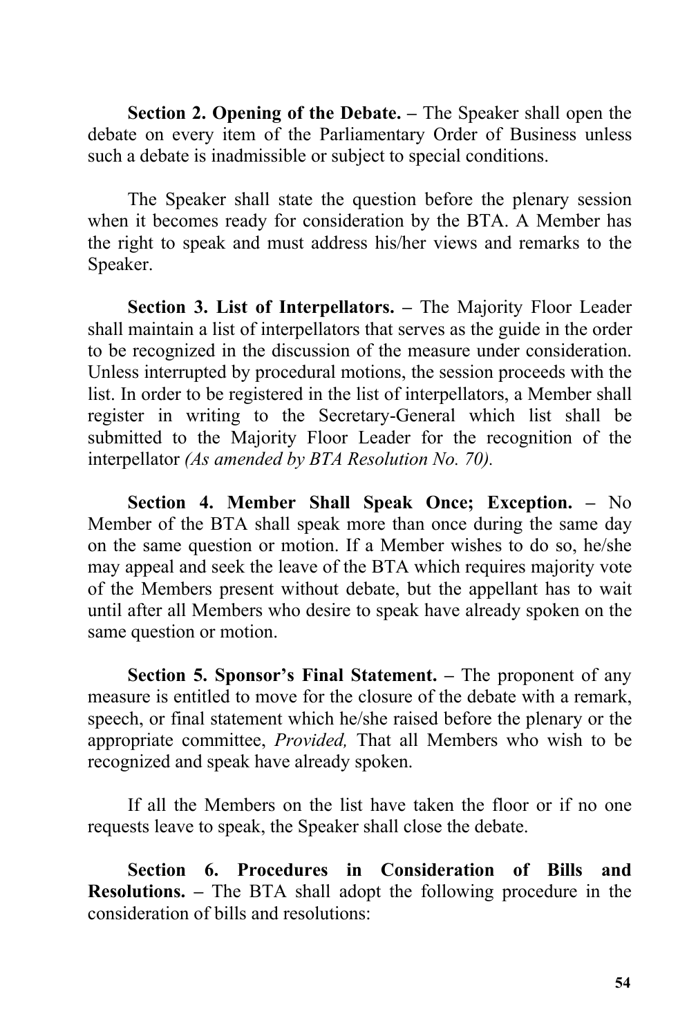**Section 2. Opening of the Debate. –** The Speaker shall open the debate on every item of the Parliamentary Order of Business unless such a debate is inadmissible or subject to special conditions.

The Speaker shall state the question before the plenary session when it becomes ready for consideration by the BTA. A Member has the right to speak and must address his/her views and remarks to the Speaker.

**Section 3. List of Interpellators. –** The Majority Floor Leader shall maintain a list of interpellators that serves as the guide in the order to be recognized in the discussion of the measure under consideration. Unless interrupted by procedural motions, the session proceeds with the list. In order to be registered in the list of interpellators, a Member shall register in writing to the Secretary-General which list shall be submitted to the Majority Floor Leader for the recognition of the interpellator *(As amended by BTA Resolution No. 70).*

**Section 4. Member Shall Speak Once; Exception. –** No Member of the BTA shall speak more than once during the same day on the same question or motion. If a Member wishes to do so, he/she may appeal and seek the leave of the BTA which requires majority vote of the Members present without debate, but the appellant has to wait until after all Members who desire to speak have already spoken on the same question or motion.

**Section 5. Sponsor's Final Statement. –** The proponent of any measure is entitled to move for the closure of the debate with a remark, speech, or final statement which he/she raised before the plenary or the appropriate committee, *Provided,* That all Members who wish to be recognized and speak have already spoken.

If all the Members on the list have taken the floor or if no one requests leave to speak, the Speaker shall close the debate.

**Section 6. Procedures in Consideration of Bills and Resolutions. –** The BTA shall adopt the following procedure in the consideration of bills and resolutions: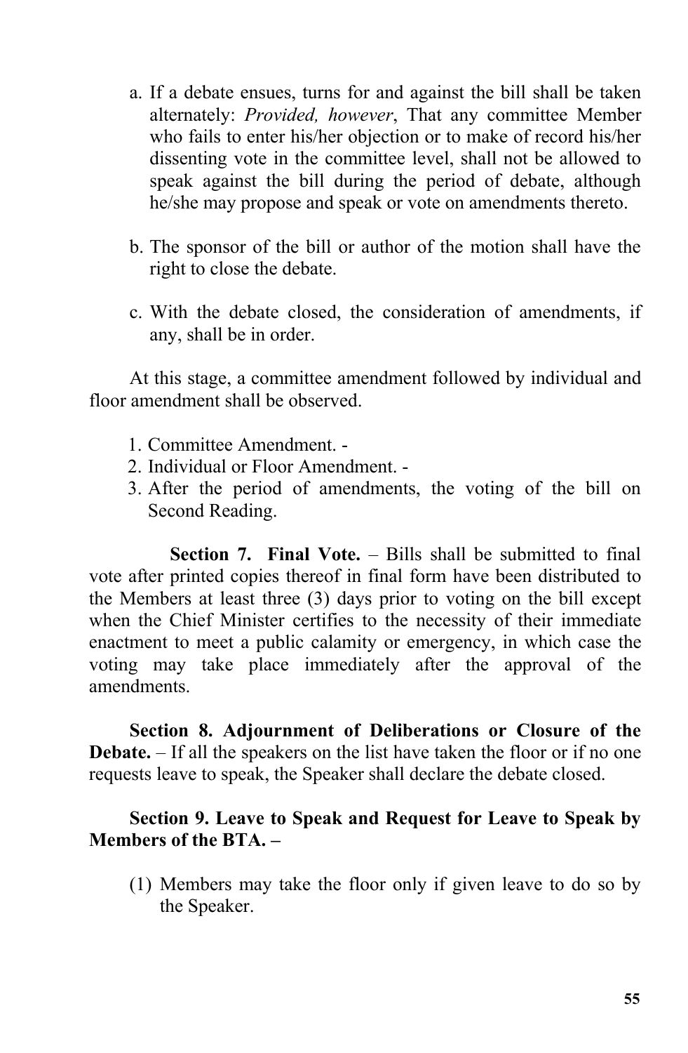a. If a debate ensues, turns for and against the bill shall be taken alternately: *Provided, however*, That any committee Member who fails to enter his/her objection or to make of record his/her dissenting vote in the committee level, shall not be allowed to speak against the bill during the period of debate, although he/she may propose and speak or vote on amendments thereto.

b. The sponsor of the bill or author of the motion shall have the right to close the debate.

c. With the debate closed, the consideration of amendments, if any, shall be in order.

At this stage, a committee amendment followed by individual and floor amendment shall be observed.

1. Committee Amendment. -
2. Individual or Floor Amendment. -
3. After the period of amendments, the voting of the bill on Second Reading.

**Section 7. Final Vote.** – Bills shall be submitted to final vote after printed copies thereof in final form have been distributed to the Members at least three (3) days prior to voting on the bill except when the Chief Minister certifies to the necessity of their immediate enactment to meet a public calamity or emergency, in which case the voting may take place immediately after the approval of the amendments.

**Section 8. Adjournment of Deliberations or Closure of the Debate.** – If all the speakers on the list have taken the floor or if no one requests leave to speak, the Speaker shall declare the debate closed.

**Section 9. Leave to Speak and Request for Leave to Speak by Members of the BTA. –**

(1) Members may take the floor only if given leave to do so by the Speaker.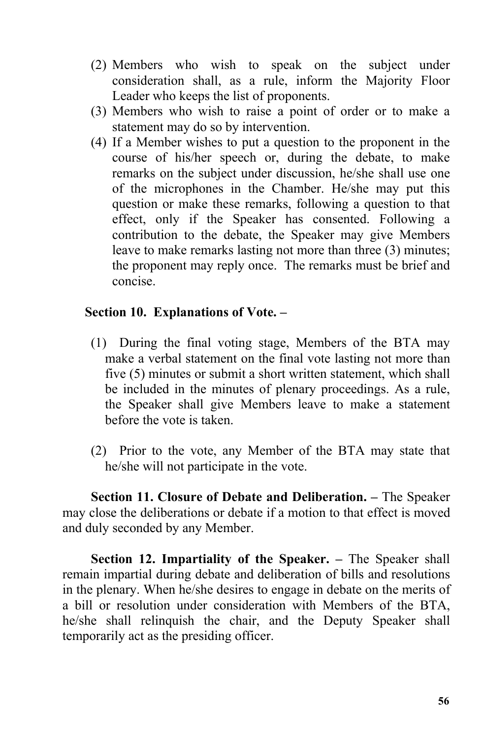(2) Members who wish to speak on the subject under consideration shall, as a rule, inform the Majority Floor Leader who keeps the list of proponents.

(3) Members who wish to raise a point of order or to make a statement may do so by intervention.

(4) If a Member wishes to put a question to the proponent in the course of his/her speech or, during the debate, to make remarks on the subject under discussion, he/she shall use one of the microphones in the Chamber. He/she may put this question or make these remarks, following a question to that effect, only if the Speaker has consented. Following a contribution to the debate, the Speaker may give Members leave to make remarks lasting not more than three (3) minutes; the proponent may reply once. The remarks must be brief and concise.

**Section 10. Explanations of Vote. –**

(1) During the final voting stage, Members of the BTA may make a verbal statement on the final vote lasting not more than five (5) minutes or submit a short written statement, which shall be included in the minutes of plenary proceedings. As a rule, the Speaker shall give Members leave to make a statement before the vote is taken.

(2) Prior to the vote, any Member of the BTA may state that he/she will not participate in the vote.

**Section 11. Closure of Debate and Deliberation. –** The Speaker may close the deliberations or debate if a motion to that effect is moved and duly seconded by any Member.

**Section 12. Impartiality of the Speaker. –** The Speaker shall remain impartial during debate and deliberation of bills and resolutions in the plenary. When he/she desires to engage in debate on the merits of a bill or resolution under consideration with Members of the BTA, he/she shall relinquish the chair, and the Deputy Speaker shall temporarily act as the presiding officer.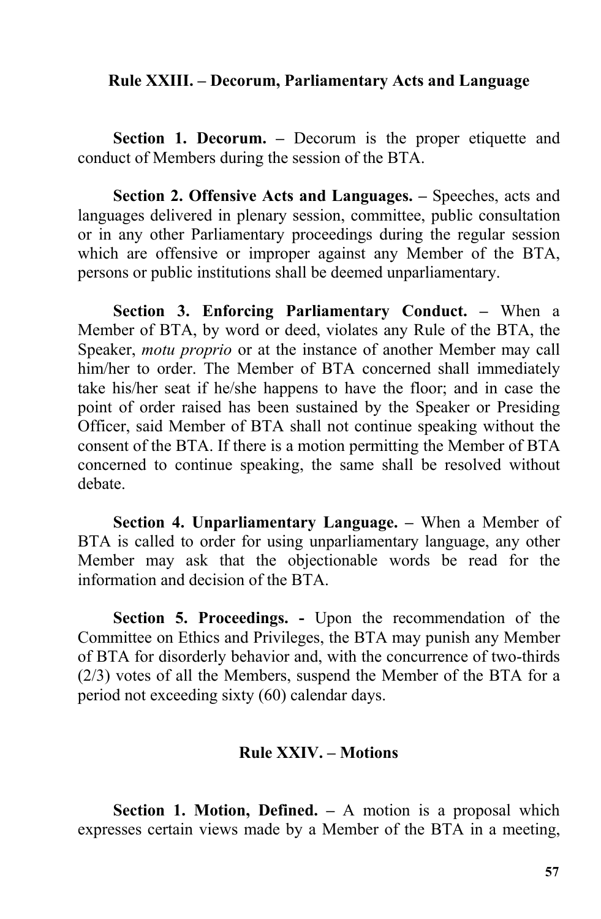## Rule XXIII. – Decorum, Parliamentary Acts and Language

**Section 1. Decorum. –** Decorum is the proper etiquette and conduct of Members during the session of the BTA.

**Section 2. Offensive Acts and Languages. –** Speeches, acts and languages delivered in plenary session, committee, public consultation or in any other Parliamentary proceedings during the regular session which are offensive or improper against any Member of the BTA, persons or public institutions shall be deemed unparliamentary.

**Section 3. Enforcing Parliamentary Conduct. –** When a Member of BTA, by word or deed, violates any Rule of the BTA, the Speaker, *motu proprio* or at the instance of another Member may call him/her to order. The Member of BTA concerned shall immediately take his/her seat if he/she happens to have the floor; and in case the point of order raised has been sustained by the Speaker or Presiding Officer, said Member of BTA shall not continue speaking without the consent of the BTA. If there is a motion permitting the Member of BTA concerned to continue speaking, the same shall be resolved without debate.

**Section 4. Unparliamentary Language. –** When a Member of BTA is called to order for using unparliamentary language, any other Member may ask that the objectionable words be read for the information and decision of the BTA.

**Section 5. Proceedings. -** Upon the recommendation of the Committee on Ethics and Privileges, the BTA may punish any Member of BTA for disorderly behavior and, with the concurrence of two-thirds (2/3) votes of all the Members, suspend the Member of the BTA for a period not exceeding sixty (60) calendar days.

## Rule XXIV. – Motions

**Section 1. Motion, Defined. –** A motion is a proposal which expresses certain views made by a Member of the BTA in a meeting,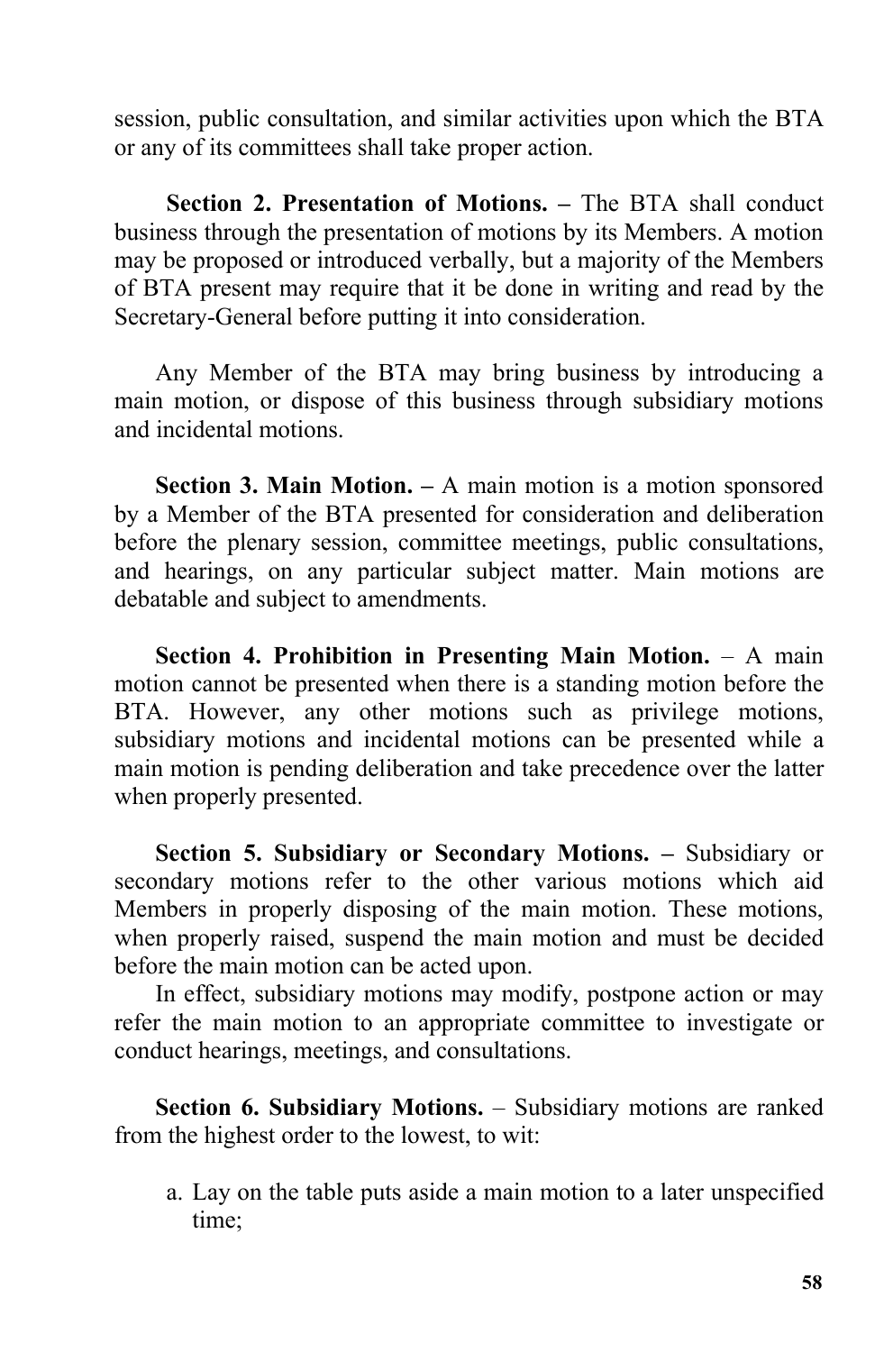session, public consultation, and similar activities upon which the BTA or any of its committees shall take proper action.

**Section 2. Presentation of Motions. –** The BTA shall conduct business through the presentation of motions by its Members. A motion may be proposed or introduced verbally, but a majority of the Members of BTA present may require that it be done in writing and read by the Secretary-General before putting it into consideration.

Any Member of the BTA may bring business by introducing a main motion, or dispose of this business through subsidiary motions and incidental motions.

**Section 3. Main Motion. –** A main motion is a motion sponsored by a Member of the BTA presented for consideration and deliberation before the plenary session, committee meetings, public consultations, and hearings, on any particular subject matter. Main motions are debatable and subject to amendments.

**Section 4. Prohibition in Presenting Main Motion.** – A main motion cannot be presented when there is a standing motion before the BTA. However, any other motions such as privilege motions, subsidiary motions and incidental motions can be presented while a main motion is pending deliberation and take precedence over the latter when properly presented.

**Section 5. Subsidiary or Secondary Motions. –** Subsidiary or secondary motions refer to the other various motions which aid Members in properly disposing of the main motion. These motions, when properly raised, suspend the main motion and must be decided before the main motion can be acted upon.

In effect, subsidiary motions may modify, postpone action or may refer the main motion to an appropriate committee to investigate or conduct hearings, meetings, and consultations.

**Section 6. Subsidiary Motions.** – Subsidiary motions are ranked from the highest order to the lowest, to wit:

a. Lay on the table puts aside a main motion to a later unspecified time;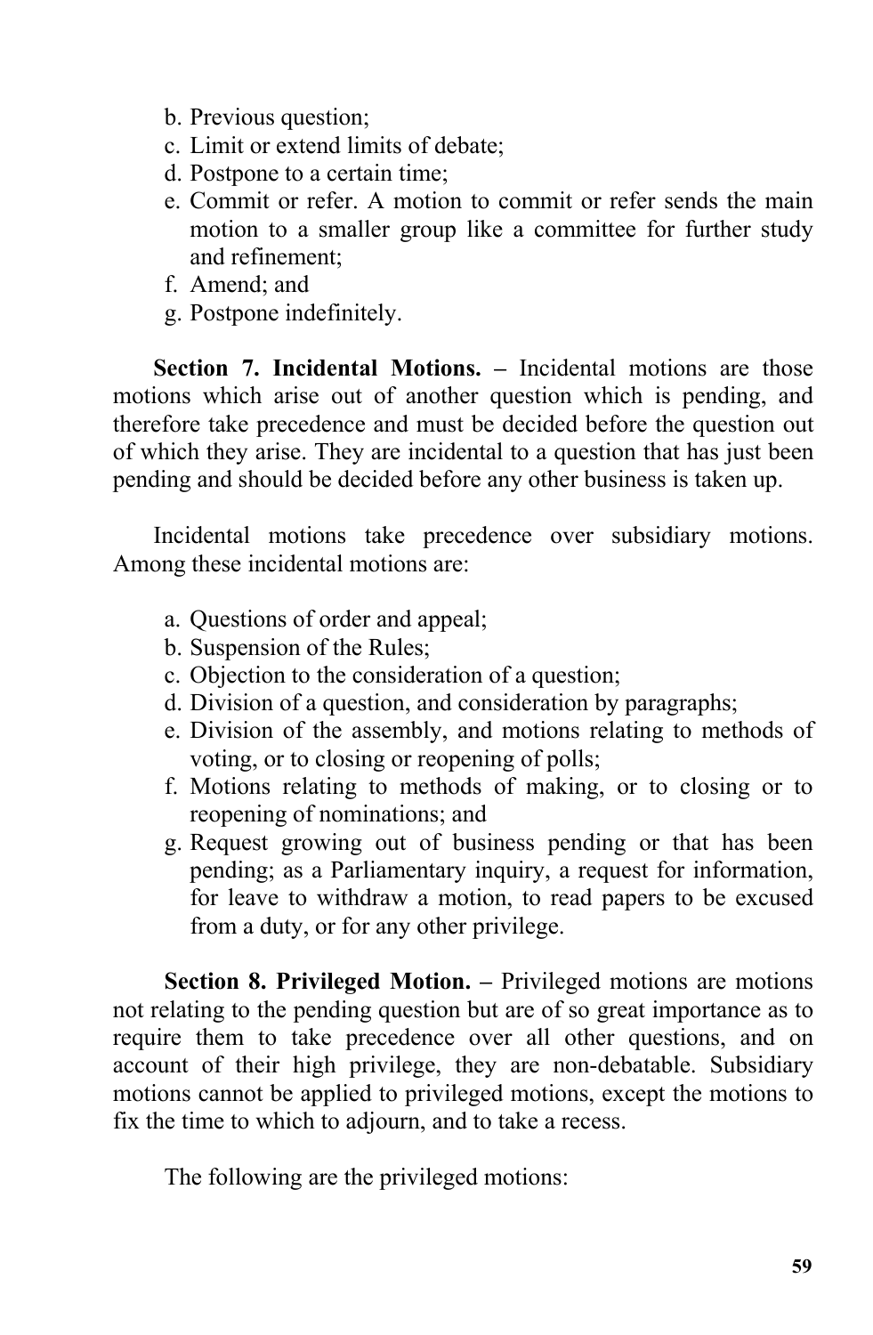b. Previous question;
c. Limit or extend limits of debate;
d. Postpone to a certain time;
e. Commit or refer. A motion to commit or refer sends the main motion to a smaller group like a committee for further study and refinement;
f. Amend; and
g. Postpone indefinitely.

**Section 7. Incidental Motions. –** Incidental motions are those motions which arise out of another question which is pending, and therefore take precedence and must be decided before the question out of which they arise. They are incidental to a question that has just been pending and should be decided before any other business is taken up.

Incidental motions take precedence over subsidiary motions. Among these incidental motions are:

a. Questions of order and appeal;
b. Suspension of the Rules;
c. Objection to the consideration of a question;
d. Division of a question, and consideration by paragraphs;
e. Division of the assembly, and motions relating to methods of voting, or to closing or reopening of polls;
f. Motions relating to methods of making, or to closing or to reopening of nominations; and
g. Request growing out of business pending or that has been pending; as a Parliamentary inquiry, a request for information, for leave to withdraw a motion, to read papers to be excused from a duty, or for any other privilege.

**Section 8. Privileged Motion. –** Privileged motions are motions not relating to the pending question but are of so great importance as to require them to take precedence over all other questions, and on account of their high privilege, they are non-debatable. Subsidiary motions cannot be applied to privileged motions, except the motions to fix the time to which to adjourn, and to take a recess.

The following are the privileged motions: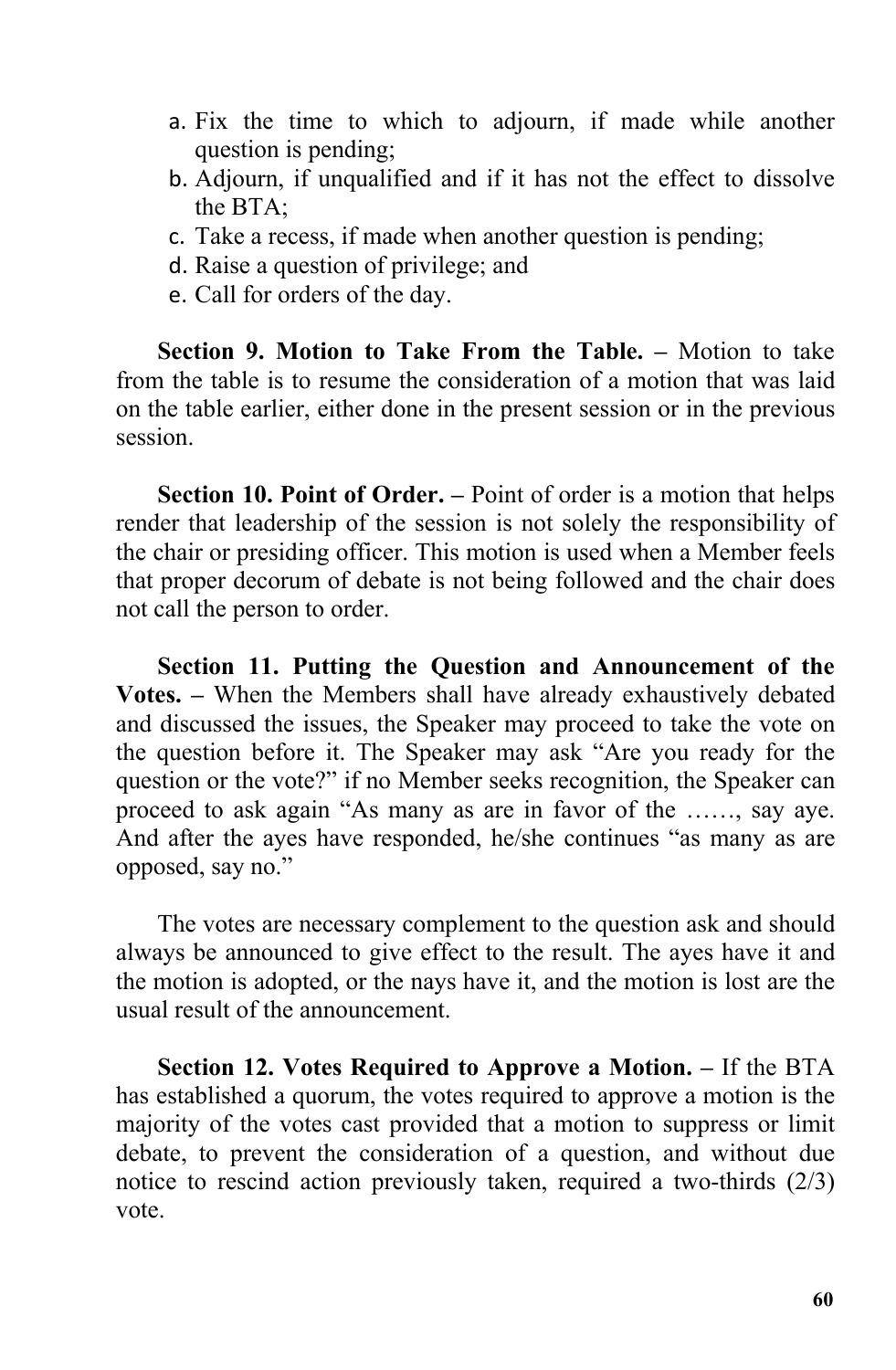a. Fix the time to which to adjourn, if made while another question is pending;
b. Adjourn, if unqualified and if it has not the effect to dissolve the BTA;
c. Take a recess, if made when another question is pending;
d. Raise a question of privilege; and
e. Call for orders of the day.

**Section 9. Motion to Take From the Table. –** Motion to take from the table is to resume the consideration of a motion that was laid on the table earlier, either done in the present session or in the previous session.

**Section 10. Point of Order. –** Point of order is a motion that helps render that leadership of the session is not solely the responsibility of the chair or presiding officer. This motion is used when a Member feels that proper decorum of debate is not being followed and the chair does not call the person to order.

**Section 11. Putting the Question and Announcement of the Votes. –** When the Members shall have already exhaustively debated and discussed the issues, the Speaker may proceed to take the vote on the question before it. The Speaker may ask "Are you ready for the question or the vote?" if no Member seeks recognition, the Speaker can proceed to ask again "As many as are in favor of the ……, say aye. And after the ayes have responded, he/she continues "as many as are opposed, say no."

The votes are necessary complement to the question ask and should always be announced to give effect to the result. The ayes have it and the motion is adopted, or the nays have it, and the motion is lost are the usual result of the announcement.

**Section 12. Votes Required to Approve a Motion. –** If the BTA has established a quorum, the votes required to approve a motion is the majority of the votes cast provided that a motion to suppress or limit debate, to prevent the consideration of a question, and without due notice to rescind action previously taken, required a two-thirds (2/3) vote.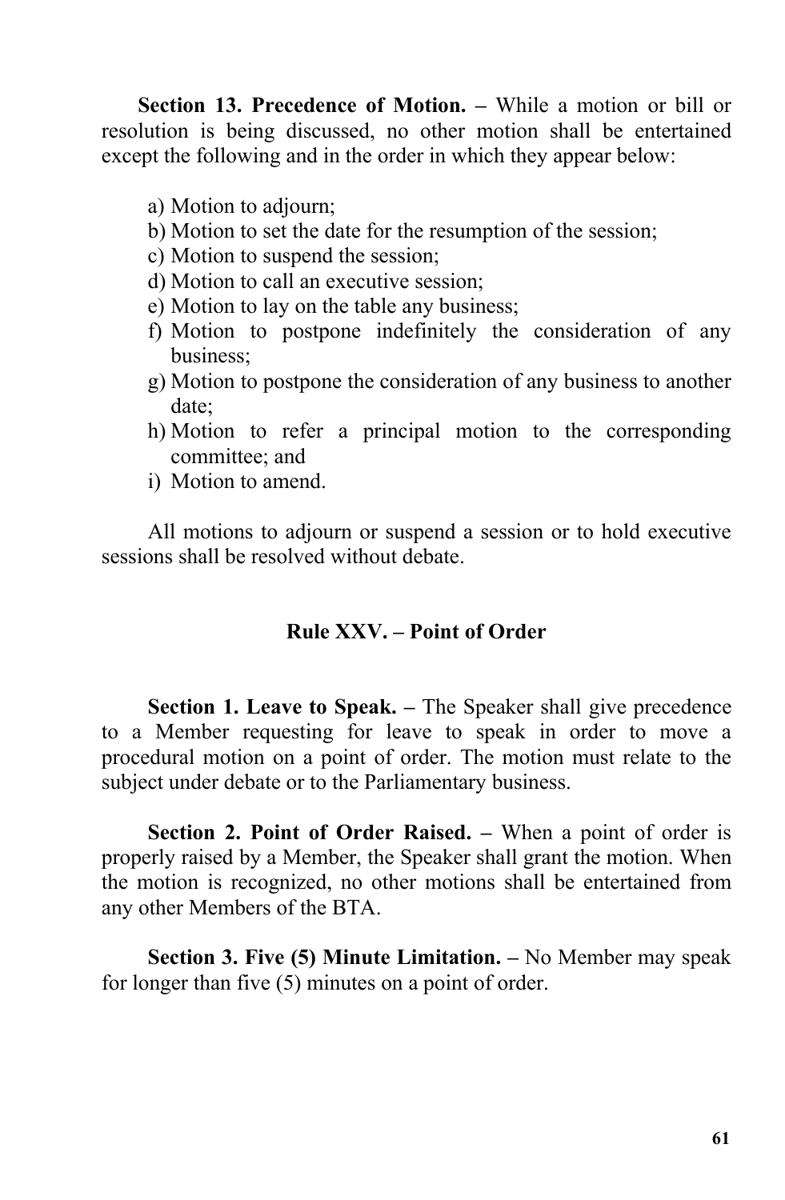**Section 13. Precedence of Motion. –** While a motion or bill or resolution is being discussed, no other motion shall be entertained except the following and in the order in which they appear below:

a) Motion to adjourn;
b) Motion to set the date for the resumption of the session;
c) Motion to suspend the session;
d) Motion to call an executive session;
e) Motion to lay on the table any business;
f) Motion to postpone indefinitely the consideration of any business;
g) Motion to postpone the consideration of any business to another date;
h) Motion to refer a principal motion to the corresponding committee; and
i) Motion to amend.

All motions to adjourn or suspend a session or to hold executive sessions shall be resolved without debate.

## Rule XXV. – Point of Order

**Section 1. Leave to Speak. –** The Speaker shall give precedence to a Member requesting for leave to speak in order to move a procedural motion on a point of order. The motion must relate to the subject under debate or to the Parliamentary business.

**Section 2. Point of Order Raised. –** When a point of order is properly raised by a Member, the Speaker shall grant the motion. When the motion is recognized, no other motions shall be entertained from any other Members of the BTA.

**Section 3. Five (5) Minute Limitation. –** No Member may speak for longer than five (5) minutes on a point of order.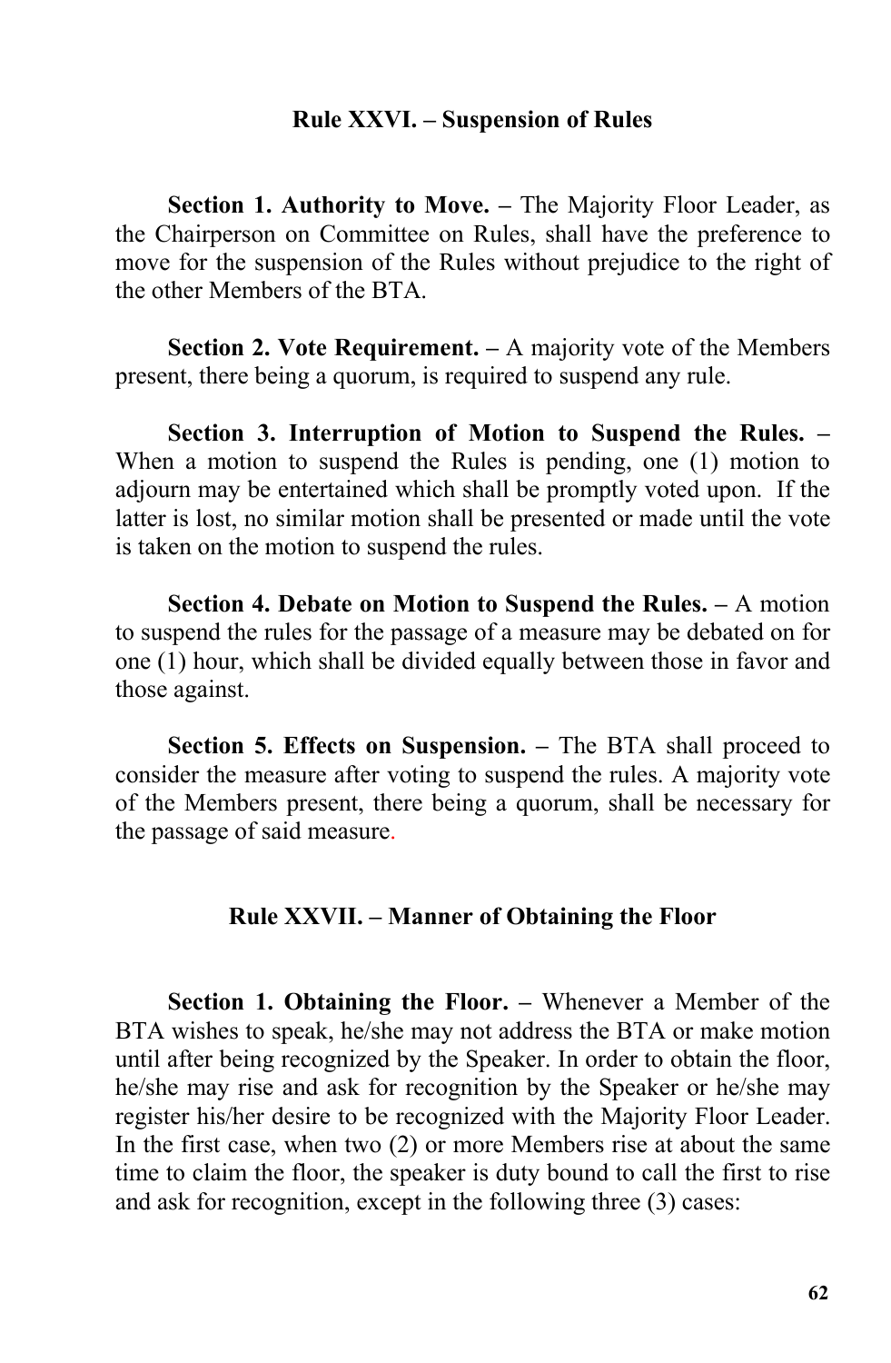## Rule XXVI. – Suspension of Rules

**Section 1. Authority to Move. –** The Majority Floor Leader, as the Chairperson on Committee on Rules, shall have the preference to move for the suspension of the Rules without prejudice to the right of the other Members of the BTA.

**Section 2. Vote Requirement. –** A majority vote of the Members present, there being a quorum, is required to suspend any rule.

**Section 3. Interruption of Motion to Suspend the Rules. –** When a motion to suspend the Rules is pending, one (1) motion to adjourn may be entertained which shall be promptly voted upon. If the latter is lost, no similar motion shall be presented or made until the vote is taken on the motion to suspend the rules.

**Section 4. Debate on Motion to Suspend the Rules. –** A motion to suspend the rules for the passage of a measure may be debated on for one (1) hour, which shall be divided equally between those in favor and those against.

**Section 5. Effects on Suspension. –** The BTA shall proceed to consider the measure after voting to suspend the rules. A majority vote of the Members present, there being a quorum, shall be necessary for the passage of said measure.

## Rule XXVII. – Manner of Obtaining the Floor

**Section 1. Obtaining the Floor. –** Whenever a Member of the BTA wishes to speak, he/she may not address the BTA or make motion until after being recognized by the Speaker. In order to obtain the floor, he/she may rise and ask for recognition by the Speaker or he/she may register his/her desire to be recognized with the Majority Floor Leader. In the first case, when two (2) or more Members rise at about the same time to claim the floor, the speaker is duty bound to call the first to rise and ask for recognition, except in the following three (3) cases: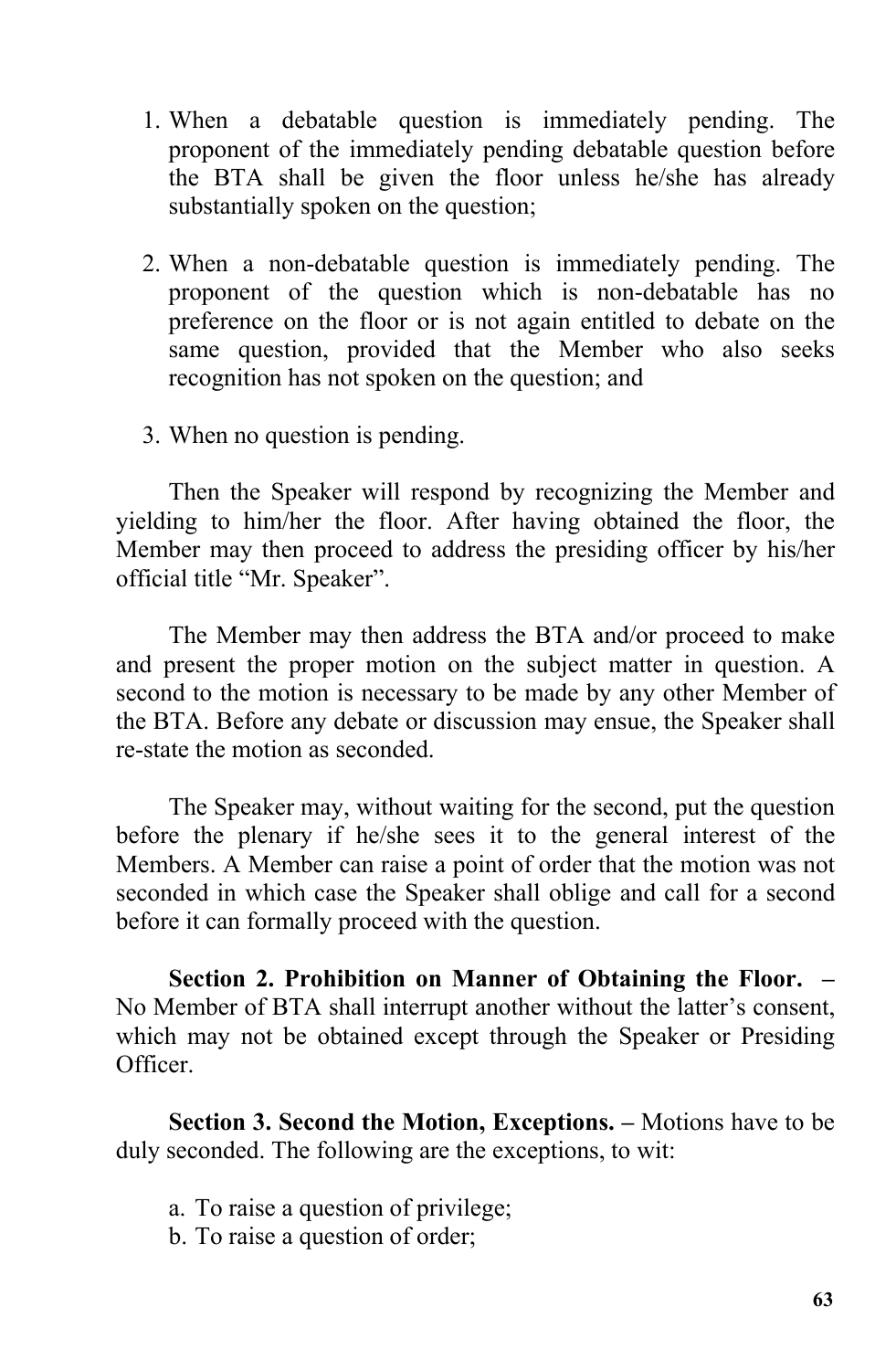1. When a debatable question is immediately pending. The proponent of the immediately pending debatable question before the BTA shall be given the floor unless he/she has already substantially spoken on the question;

2. When a non-debatable question is immediately pending. The proponent of the question which is non-debatable has no preference on the floor or is not again entitled to debate on the same question, provided that the Member who also seeks recognition has not spoken on the question; and

3. When no question is pending.

Then the Speaker will respond by recognizing the Member and yielding to him/her the floor. After having obtained the floor, the Member may then proceed to address the presiding officer by his/her official title "Mr. Speaker".

The Member may then address the BTA and/or proceed to make and present the proper motion on the subject matter in question. A second to the motion is necessary to be made by any other Member of the BTA. Before any debate or discussion may ensue, the Speaker shall re-state the motion as seconded.

The Speaker may, without waiting for the second, put the question before the plenary if he/she sees it to the general interest of the Members. A Member can raise a point of order that the motion was not seconded in which case the Speaker shall oblige and call for a second before it can formally proceed with the question.

**Section 2. Prohibition on Manner of Obtaining the Floor. –** No Member of BTA shall interrupt another without the latter's consent, which may not be obtained except through the Speaker or Presiding Officer.

**Section 3. Second the Motion, Exceptions. –** Motions have to be duly seconded. The following are the exceptions, to wit:

a. To raise a question of privilege;
b. To raise a question of order;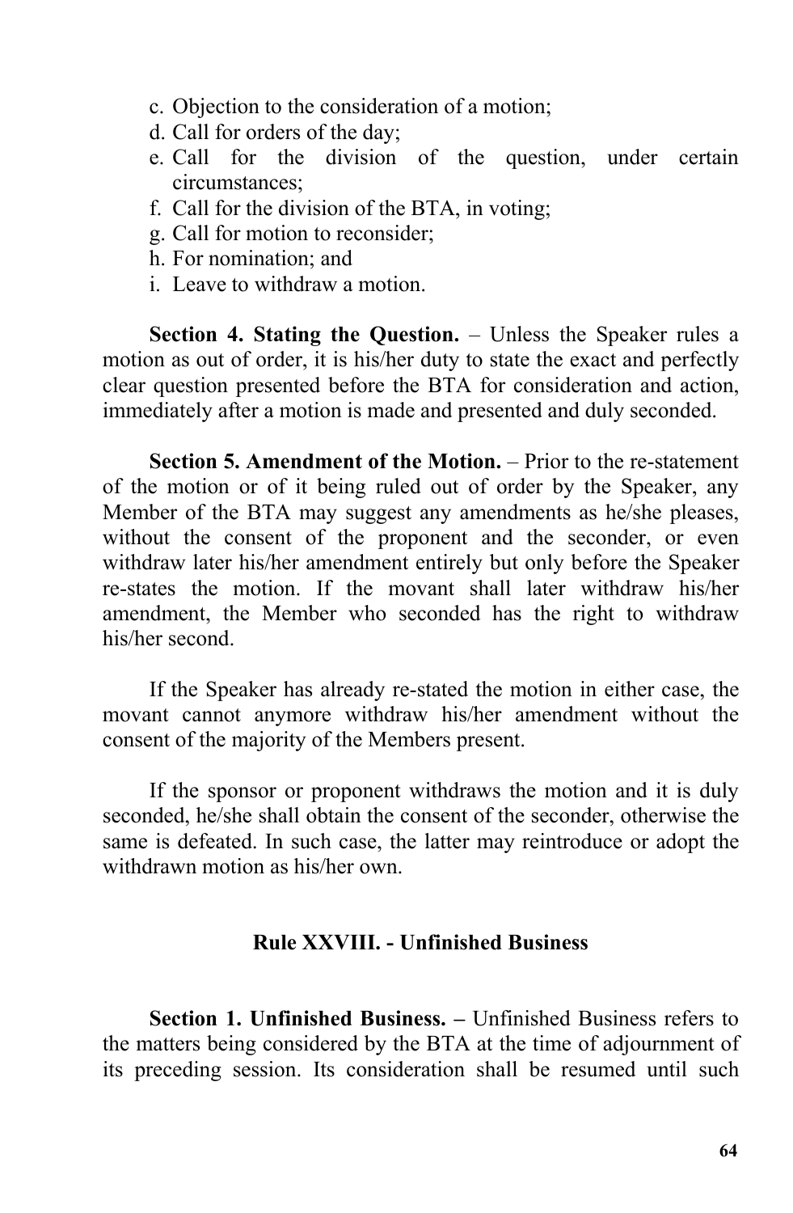c. Objection to the consideration of a motion;
d. Call for orders of the day;
e. Call for the division of the question, under certain circumstances;
f. Call for the division of the BTA, in voting;
g. Call for motion to reconsider;
h. For nomination; and
i. Leave to withdraw a motion.

**Section 4. Stating the Question.** – Unless the Speaker rules a motion as out of order, it is his/her duty to state the exact and perfectly clear question presented before the BTA for consideration and action, immediately after a motion is made and presented and duly seconded.

**Section 5. Amendment of the Motion.** – Prior to the re-statement of the motion or of it being ruled out of order by the Speaker, any Member of the BTA may suggest any amendments as he/she pleases, without the consent of the proponent and the seconder, or even withdraw later his/her amendment entirely but only before the Speaker re-states the motion. If the movant shall later withdraw his/her amendment, the Member who seconded has the right to withdraw his/her second.

If the Speaker has already re-stated the motion in either case, the movant cannot anymore withdraw his/her amendment without the consent of the majority of the Members present.

If the sponsor or proponent withdraws the motion and it is duly seconded, he/she shall obtain the consent of the seconder, otherwise the same is defeated. In such case, the latter may reintroduce or adopt the withdrawn motion as his/her own.

### Rule XXVIII. - Unfinished Business

**Section 1. Unfinished Business. –** Unfinished Business refers to the matters being considered by the BTA at the time of adjournment of its preceding session. Its consideration shall be resumed until such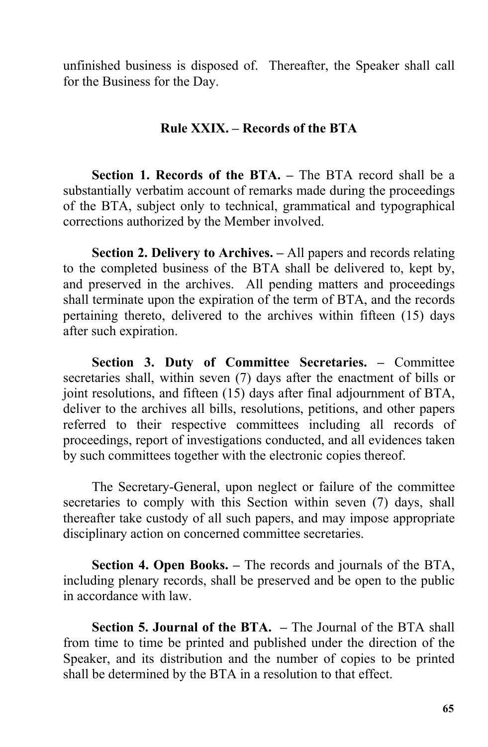unfinished business is disposed of. Thereafter, the Speaker shall call for the Business for the Day.

## Rule XXIX. – Records of the BTA

**Section 1. Records of the BTA. –** The BTA record shall be a substantially verbatim account of remarks made during the proceedings of the BTA, subject only to technical, grammatical and typographical corrections authorized by the Member involved.

**Section 2. Delivery to Archives. –** All papers and records relating to the completed business of the BTA shall be delivered to, kept by, and preserved in the archives. All pending matters and proceedings shall terminate upon the expiration of the term of BTA, and the records pertaining thereto, delivered to the archives within fifteen (15) days after such expiration.

**Section 3. Duty of Committee Secretaries. –** Committee secretaries shall, within seven (7) days after the enactment of bills or joint resolutions, and fifteen (15) days after final adjournment of BTA, deliver to the archives all bills, resolutions, petitions, and other papers referred to their respective committees including all records of proceedings, report of investigations conducted, and all evidences taken by such committees together with the electronic copies thereof.

The Secretary-General, upon neglect or failure of the committee secretaries to comply with this Section within seven (7) days, shall thereafter take custody of all such papers, and may impose appropriate disciplinary action on concerned committee secretaries.

**Section 4. Open Books. –** The records and journals of the BTA, including plenary records, shall be preserved and be open to the public in accordance with law.

**Section 5. Journal of the BTA. –** The Journal of the BTA shall from time to time be printed and published under the direction of the Speaker, and its distribution and the number of copies to be printed shall be determined by the BTA in a resolution to that effect.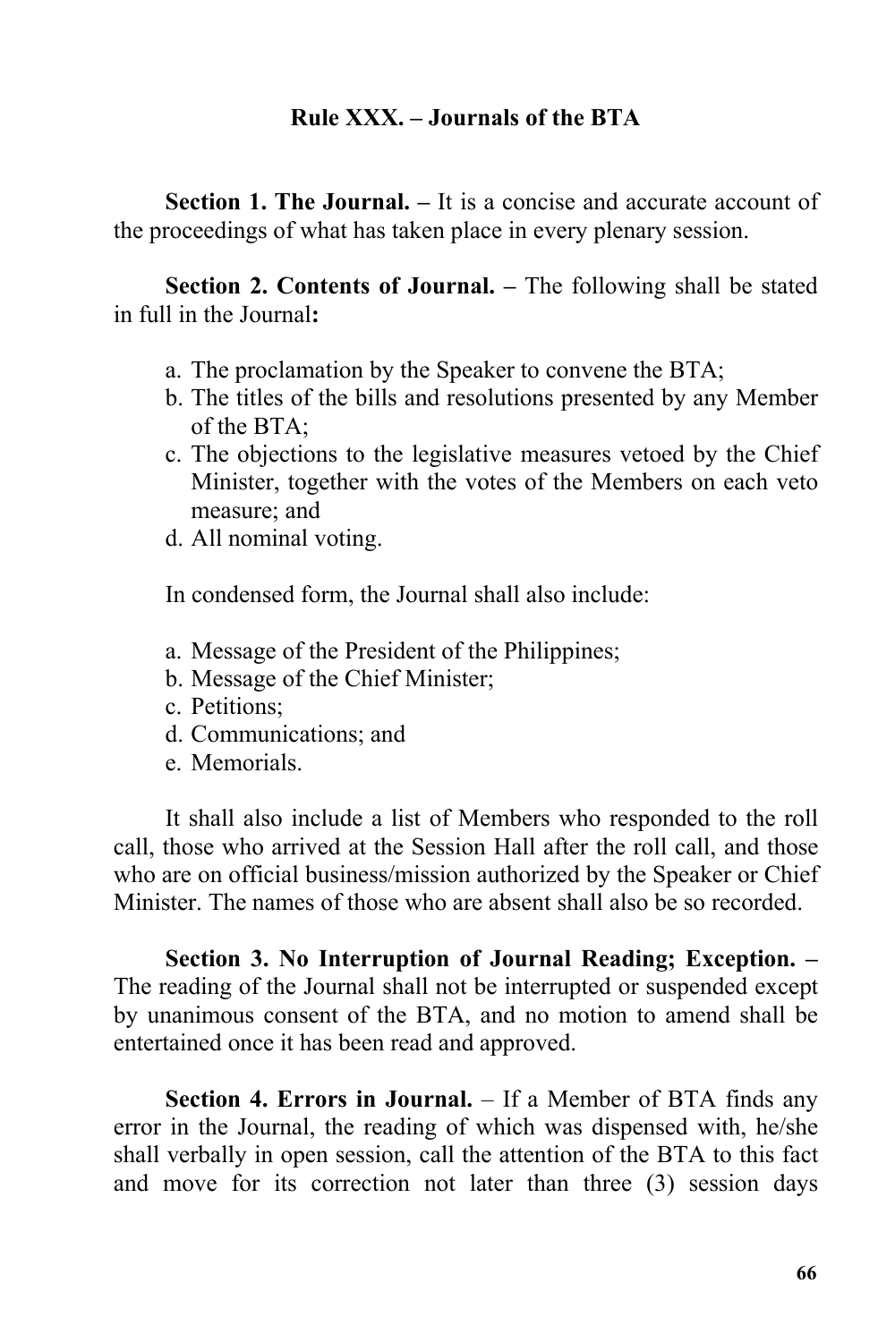## Rule XXX. – Journals of the BTA

**Section 1. The Journal. –** It is a concise and accurate account of the proceedings of what has taken place in every plenary session.

**Section 2. Contents of Journal. –** The following shall be stated in full in the Journal**:**

a. The proclamation by the Speaker to convene the BTA;
b. The titles of the bills and resolutions presented by any Member of the BTA;
c. The objections to the legislative measures vetoed by the Chief Minister, together with the votes of the Members on each veto measure; and
d. All nominal voting.

In condensed form, the Journal shall also include:

a. Message of the President of the Philippines;
b. Message of the Chief Minister;
c. Petitions;
d. Communications; and
e. Memorials.

It shall also include a list of Members who responded to the roll call, those who arrived at the Session Hall after the roll call, and those who are on official business/mission authorized by the Speaker or Chief Minister. The names of those who are absent shall also be so recorded.

**Section 3. No Interruption of Journal Reading; Exception. –** The reading of the Journal shall not be interrupted or suspended except by unanimous consent of the BTA, and no motion to amend shall be entertained once it has been read and approved.

**Section 4. Errors in Journal.** – If a Member of BTA finds any error in the Journal, the reading of which was dispensed with, he/she shall verbally in open session, call the attention of the BTA to this fact and move for its correction not later than three (3) session days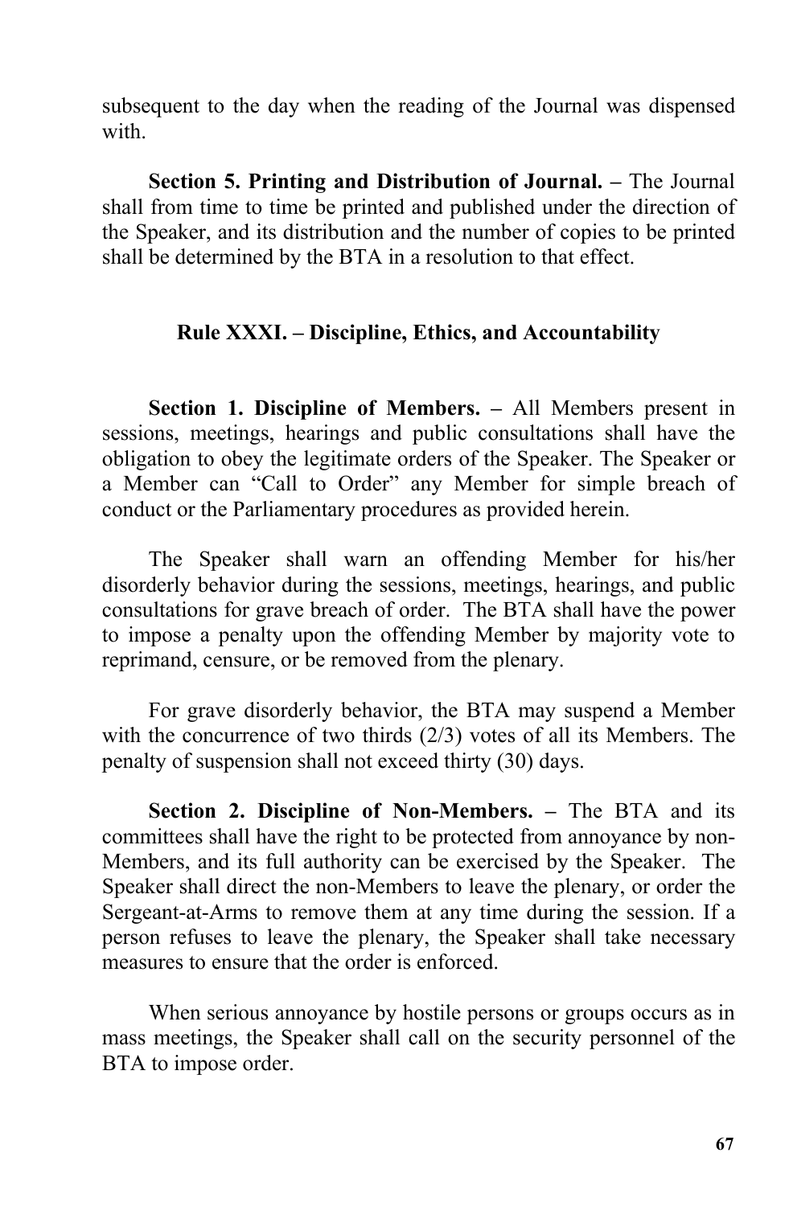subsequent to the day when the reading of the Journal was dispensed with.

**Section 5. Printing and Distribution of Journal. –** The Journal shall from time to time be printed and published under the direction of the Speaker, and its distribution and the number of copies to be printed shall be determined by the BTA in a resolution to that effect.

## Rule XXXI. – Discipline, Ethics, and Accountability

**Section 1. Discipline of Members. –** All Members present in sessions, meetings, hearings and public consultations shall have the obligation to obey the legitimate orders of the Speaker. The Speaker or a Member can "Call to Order" any Member for simple breach of conduct or the Parliamentary procedures as provided herein.

The Speaker shall warn an offending Member for his/her disorderly behavior during the sessions, meetings, hearings, and public consultations for grave breach of order. The BTA shall have the power to impose a penalty upon the offending Member by majority vote to reprimand, censure, or be removed from the plenary.

For grave disorderly behavior, the BTA may suspend a Member with the concurrence of two thirds (2/3) votes of all its Members. The penalty of suspension shall not exceed thirty (30) days.

**Section 2. Discipline of Non-Members. –** The BTA and its committees shall have the right to be protected from annoyance by non-Members, and its full authority can be exercised by the Speaker. The Speaker shall direct the non-Members to leave the plenary, or order the Sergeant-at-Arms to remove them at any time during the session. If a person refuses to leave the plenary, the Speaker shall take necessary measures to ensure that the order is enforced.

When serious annoyance by hostile persons or groups occurs as in mass meetings, the Speaker shall call on the security personnel of the BTA to impose order.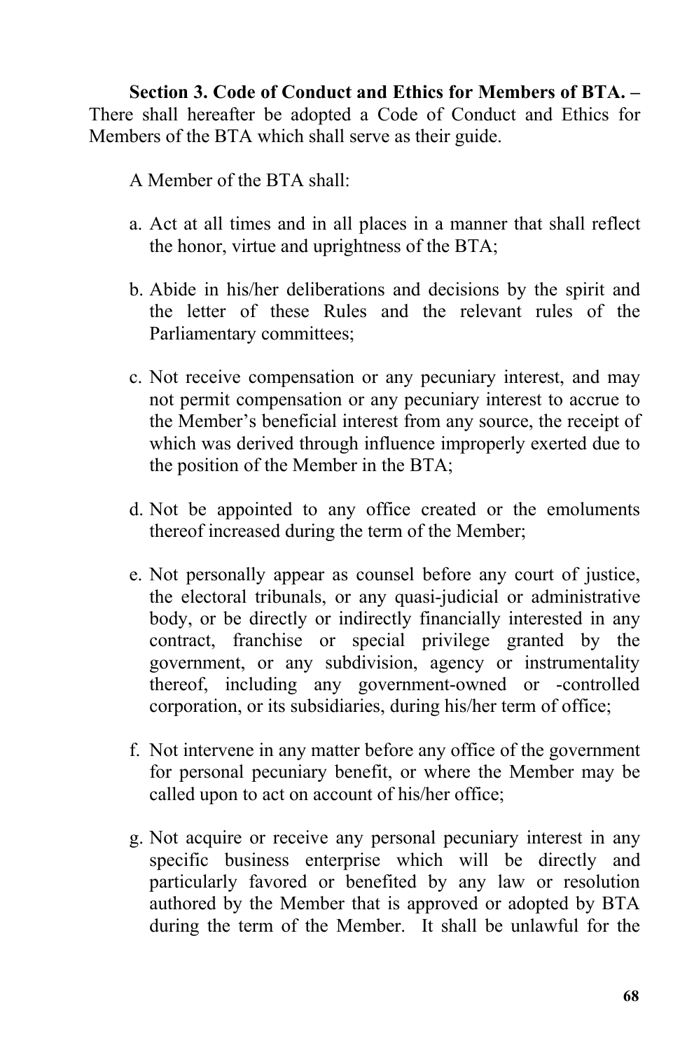**Section 3. Code of Conduct and Ethics for Members of BTA. –** There shall hereafter be adopted a Code of Conduct and Ethics for Members of the BTA which shall serve as their guide.

A Member of the BTA shall:

a. Act at all times and in all places in a manner that shall reflect the honor, virtue and uprightness of the BTA;

b. Abide in his/her deliberations and decisions by the spirit and the letter of these Rules and the relevant rules of the Parliamentary committees;

c. Not receive compensation or any pecuniary interest, and may not permit compensation or any pecuniary interest to accrue to the Member's beneficial interest from any source, the receipt of which was derived through influence improperly exerted due to the position of the Member in the BTA;

d. Not be appointed to any office created or the emoluments thereof increased during the term of the Member;

e. Not personally appear as counsel before any court of justice, the electoral tribunals, or any quasi-judicial or administrative body, or be directly or indirectly financially interested in any contract, franchise or special privilege granted by the government, or any subdivision, agency or instrumentality thereof, including any government-owned or -controlled corporation, or its subsidiaries, during his/her term of office;

f. Not intervene in any matter before any office of the government for personal pecuniary benefit, or where the Member may be called upon to act on account of his/her office;

g. Not acquire or receive any personal pecuniary interest in any specific business enterprise which will be directly and particularly favored or benefited by any law or resolution authored by the Member that is approved or adopted by BTA during the term of the Member. It shall be unlawful for the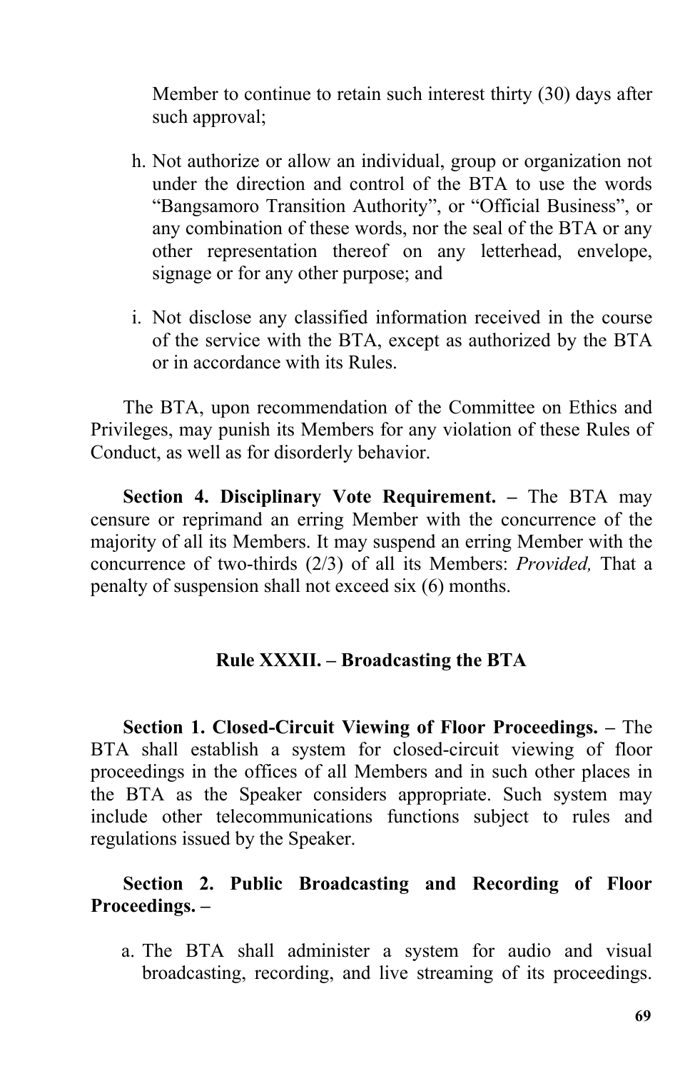Member to continue to retain such interest thirty (30) days after such approval;

h. Not authorize or allow an individual, group or organization not under the direction and control of the BTA to use the words "Bangsamoro Transition Authority", or "Official Business", or any combination of these words, nor the seal of the BTA or any other representation thereof on any letterhead, envelope, signage or for any other purpose; and

i. Not disclose any classified information received in the course of the service with the BTA, except as authorized by the BTA or in accordance with its Rules.

The BTA, upon recommendation of the Committee on Ethics and Privileges, may punish its Members for any violation of these Rules of Conduct, as well as for disorderly behavior.

**Section 4. Disciplinary Vote Requirement. –** The BTA may censure or reprimand an erring Member with the concurrence of the majority of all its Members. It may suspend an erring Member with the concurrence of two-thirds (2/3) of all its Members: *Provided,* That a penalty of suspension shall not exceed six (6) months.

## Rule XXXII. – Broadcasting the BTA

**Section 1. Closed-Circuit Viewing of Floor Proceedings. –** The BTA shall establish a system for closed-circuit viewing of floor proceedings in the offices of all Members and in such other places in the BTA as the Speaker considers appropriate. Such system may include other telecommunications functions subject to rules and regulations issued by the Speaker.

**Section 2. Public Broadcasting and Recording of Floor Proceedings. –**

a. The BTA shall administer a system for audio and visual broadcasting, recording, and live streaming of its proceedings.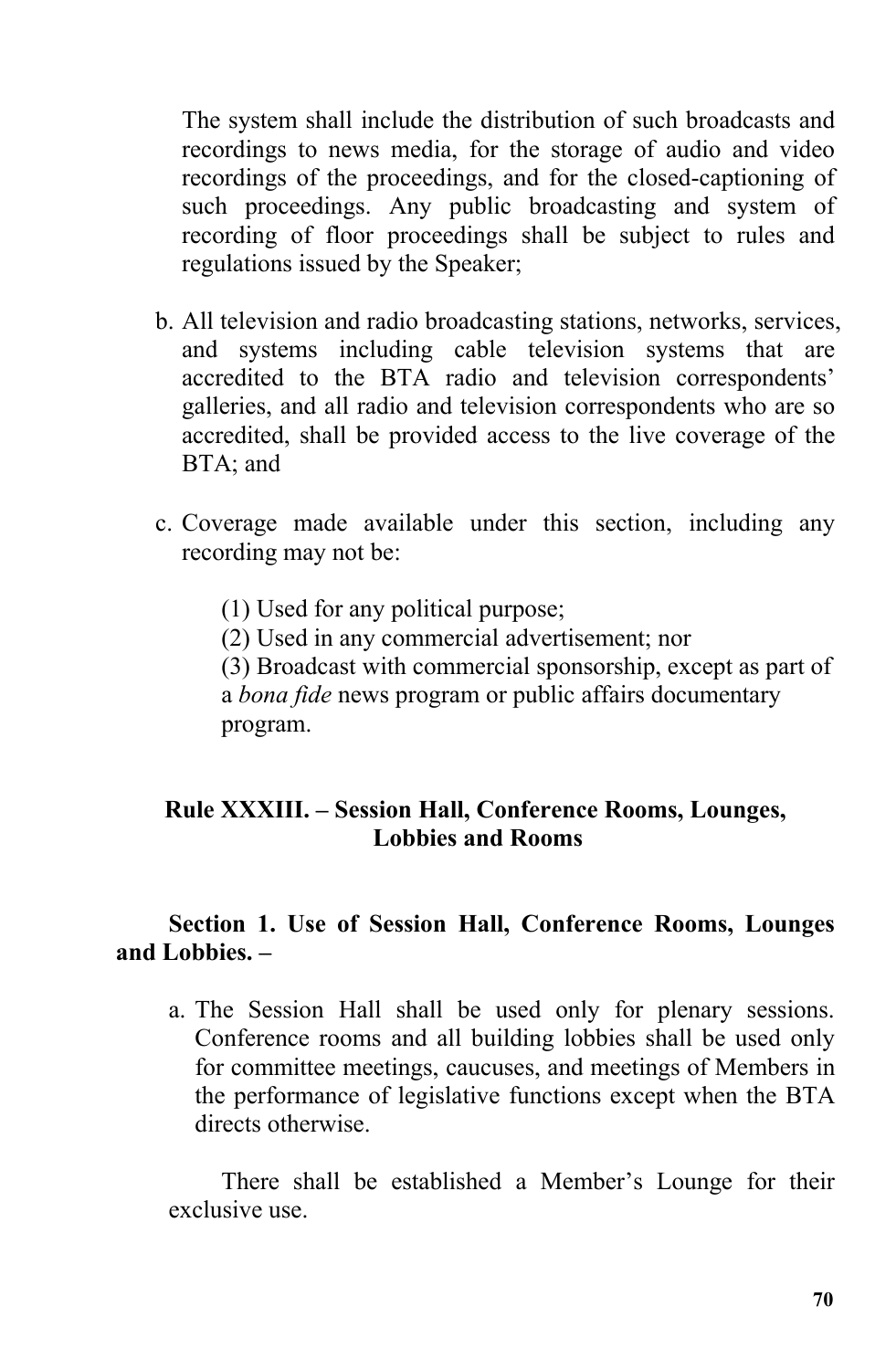The system shall include the distribution of such broadcasts and recordings to news media, for the storage of audio and video recordings of the proceedings, and for the closed-captioning of such proceedings. Any public broadcasting and system of recording of floor proceedings shall be subject to rules and regulations issued by the Speaker;

b. All television and radio broadcasting stations, networks, services, and systems including cable television systems that are accredited to the BTA radio and television correspondents' galleries, and all radio and television correspondents who are so accredited, shall be provided access to the live coverage of the BTA; and

c. Coverage made available under this section, including any recording may not be:

   (1) Used for any political purpose;
   (2) Used in any commercial advertisement; nor
   (3) Broadcast with commercial sponsorship, except as part of a *bona fide* news program or public affairs documentary program.

## Rule XXXIII. – Session Hall, Conference Rooms, Lounges, Lobbies and Rooms

**Section 1. Use of Session Hall, Conference Rooms, Lounges and Lobbies. –**

a. The Session Hall shall be used only for plenary sessions. Conference rooms and all building lobbies shall be used only for committee meetings, caucuses, and meetings of Members in the performance of legislative functions except when the BTA directs otherwise.

   There shall be established a Member's Lounge for their exclusive use.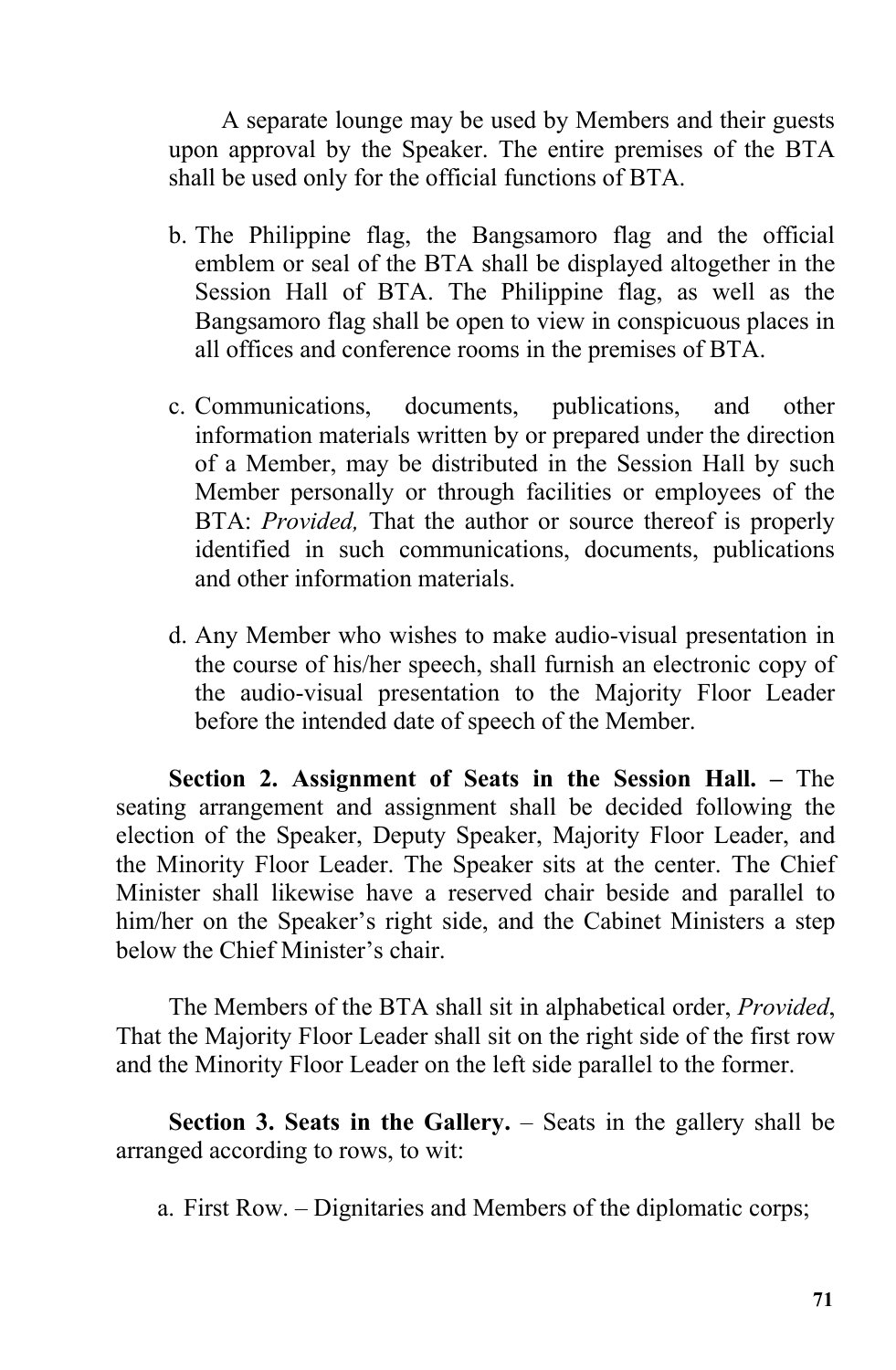A separate lounge may be used by Members and their guests upon approval by the Speaker. The entire premises of the BTA shall be used only for the official functions of BTA.

b. The Philippine flag, the Bangsamoro flag and the official emblem or seal of the BTA shall be displayed altogether in the Session Hall of BTA. The Philippine flag, as well as the Bangsamoro flag shall be open to view in conspicuous places in all offices and conference rooms in the premises of BTA.

c. Communications, documents, publications, and other information materials written by or prepared under the direction of a Member, may be distributed in the Session Hall by such Member personally or through facilities or employees of the BTA: *Provided,* That the author or source thereof is properly identified in such communications, documents, publications and other information materials.

d. Any Member who wishes to make audio-visual presentation in the course of his/her speech, shall furnish an electronic copy of the audio-visual presentation to the Majority Floor Leader before the intended date of speech of the Member.

**Section 2. Assignment of Seats in the Session Hall. –** The seating arrangement and assignment shall be decided following the election of the Speaker, Deputy Speaker, Majority Floor Leader, and the Minority Floor Leader. The Speaker sits at the center. The Chief Minister shall likewise have a reserved chair beside and parallel to him/her on the Speaker's right side, and the Cabinet Ministers a step below the Chief Minister's chair.

The Members of the BTA shall sit in alphabetical order, *Provided*, That the Majority Floor Leader shall sit on the right side of the first row and the Minority Floor Leader on the left side parallel to the former.

**Section 3. Seats in the Gallery.** – Seats in the gallery shall be arranged according to rows, to wit:

a. First Row. – Dignitaries and Members of the diplomatic corps;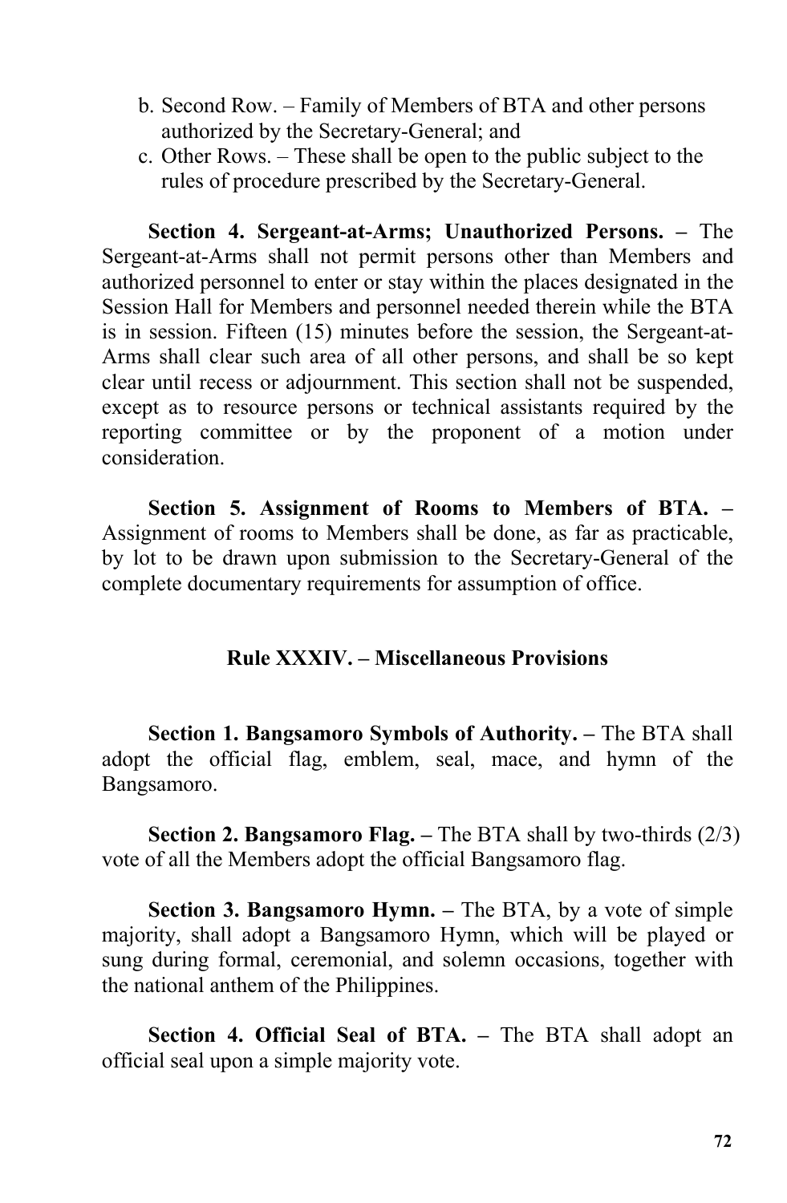b. Second Row. – Family of Members of BTA and other persons authorized by the Secretary-General; and
c. Other Rows. – These shall be open to the public subject to the rules of procedure prescribed by the Secretary-General.

**Section 4. Sergeant-at-Arms; Unauthorized Persons. –** The Sergeant-at-Arms shall not permit persons other than Members and authorized personnel to enter or stay within the places designated in the Session Hall for Members and personnel needed therein while the BTA is in session. Fifteen (15) minutes before the session, the Sergeant-at-Arms shall clear such area of all other persons, and shall be so kept clear until recess or adjournment. This section shall not be suspended, except as to resource persons or technical assistants required by the reporting committee or by the proponent of a motion under consideration.

**Section 5. Assignment of Rooms to Members of BTA. –** Assignment of rooms to Members shall be done, as far as practicable, by lot to be drawn upon submission to the Secretary-General of the complete documentary requirements for assumption of office.

## Rule XXXIV. – Miscellaneous Provisions

**Section 1. Bangsamoro Symbols of Authority. –** The BTA shall adopt the official flag, emblem, seal, mace, and hymn of the Bangsamoro.

**Section 2. Bangsamoro Flag. –** The BTA shall by two-thirds (2/3) vote of all the Members adopt the official Bangsamoro flag.

**Section 3. Bangsamoro Hymn. –** The BTA, by a vote of simple majority, shall adopt a Bangsamoro Hymn, which will be played or sung during formal, ceremonial, and solemn occasions, together with the national anthem of the Philippines.

**Section 4. Official Seal of BTA. –** The BTA shall adopt an official seal upon a simple majority vote.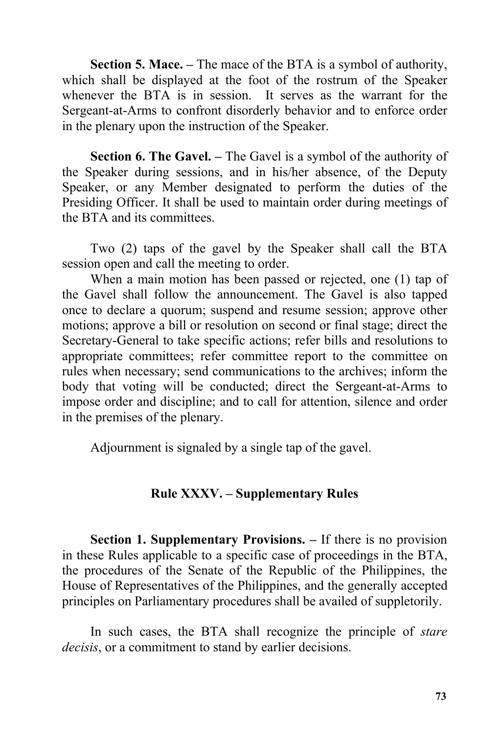**Section 5. Mace. –** The mace of the BTA is a symbol of authority, which shall be displayed at the foot of the rostrum of the Speaker whenever the BTA is in session. It serves as the warrant for the Sergeant-at-Arms to confront disorderly behavior and to enforce order in the plenary upon the instruction of the Speaker.

**Section 6. The Gavel. –** The Gavel is a symbol of the authority of the Speaker during sessions, and in his/her absence, of the Deputy Speaker, or any Member designated to perform the duties of the Presiding Officer. It shall be used to maintain order during meetings of the BTA and its committees.

Two (2) taps of the gavel by the Speaker shall call the BTA session open and call the meeting to order.

When a main motion has been passed or rejected, one (1) tap of the Gavel shall follow the announcement. The Gavel is also tapped once to declare a quorum; suspend and resume session; approve other motions; approve a bill or resolution on second or final stage; direct the Secretary-General to take specific actions; refer bills and resolutions to appropriate committees; refer committee report to the committee on rules when necessary; send communications to the archives; inform the body that voting will be conducted; direct the Sergeant-at-Arms to impose order and discipline; and to call for attention, silence and order in the premises of the plenary.

Adjournment is signaled by a single tap of the gavel.

## Rule XXXV. – Supplementary Rules

**Section 1. Supplementary Provisions. –** If there is no provision in these Rules applicable to a specific case of proceedings in the BTA, the procedures of the Senate of the Republic of the Philippines, the House of Representatives of the Philippines, and the generally accepted principles on Parliamentary procedures shall be availed of suppletorily.

In such cases, the BTA shall recognize the principle of *stare decisis*, or a commitment to stand by earlier decisions.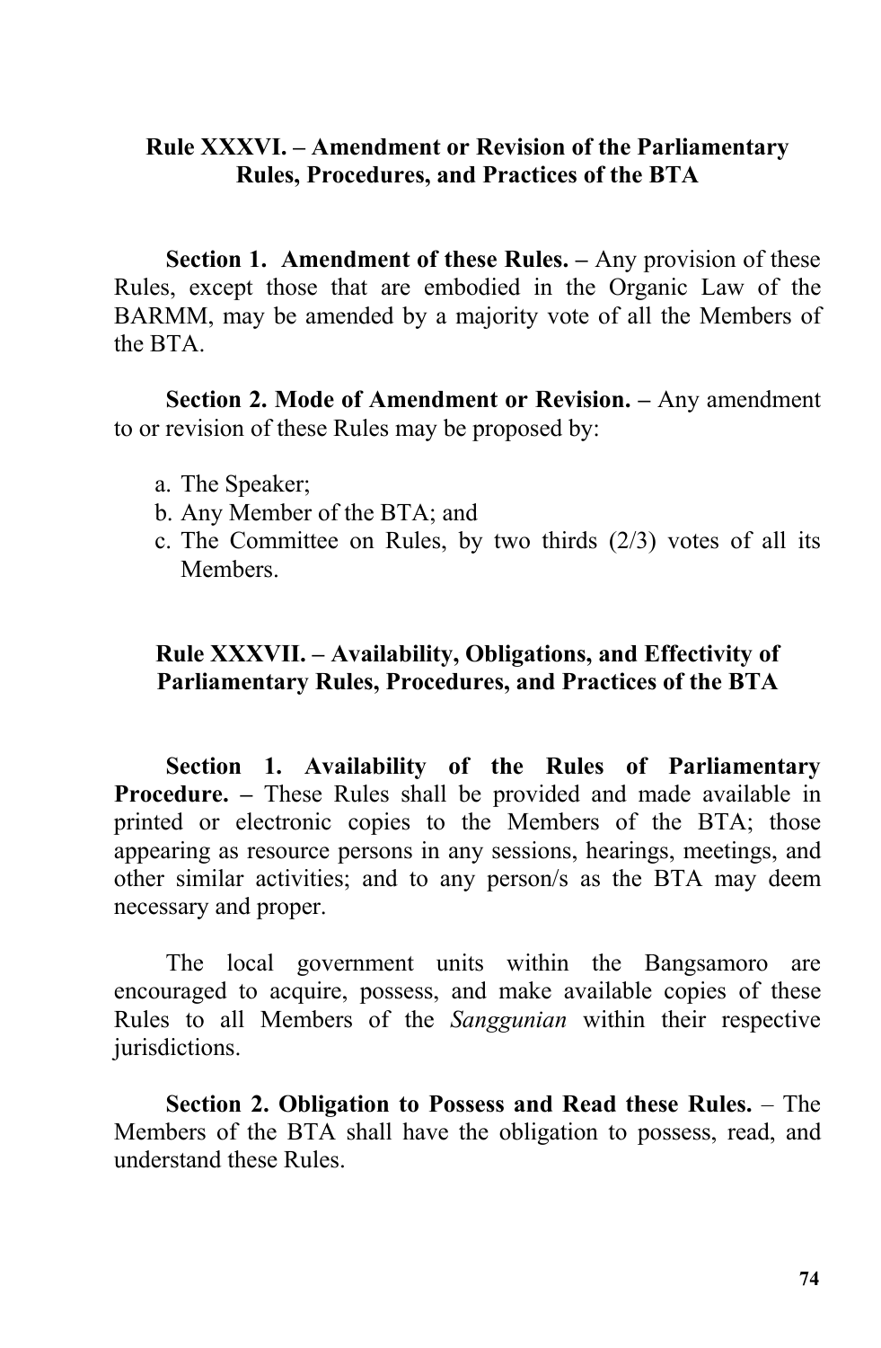## Rule XXXVI. – Amendment or Revision of the Parliamentary Rules, Procedures, and Practices of the BTA

**Section 1. Amendment of these Rules. –** Any provision of these Rules, except those that are embodied in the Organic Law of the BARMM, may be amended by a majority vote of all the Members of the BTA.

**Section 2. Mode of Amendment or Revision. –** Any amendment to or revision of these Rules may be proposed by:

a. The Speaker;
b. Any Member of the BTA; and
c. The Committee on Rules, by two thirds (2/3) votes of all its Members.

## Rule XXXVII. – Availability, Obligations, and Effectivity of Parliamentary Rules, Procedures, and Practices of the BTA

**Section 1. Availability of the Rules of Parliamentary Procedure. –** These Rules shall be provided and made available in printed or electronic copies to the Members of the BTA; those appearing as resource persons in any sessions, hearings, meetings, and other similar activities; and to any person/s as the BTA may deem necessary and proper.

The local government units within the Bangsamoro are encouraged to acquire, possess, and make available copies of these Rules to all Members of the *Sanggunian* within their respective jurisdictions.

**Section 2. Obligation to Possess and Read these Rules.** – The Members of the BTA shall have the obligation to possess, read, and understand these Rules.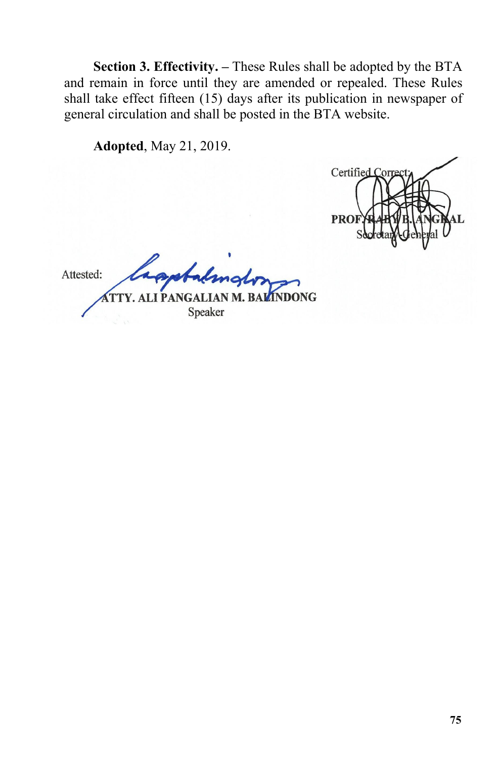**Section 3. Effectivity.** – These Rules shall be adopted by the BTA and remain in force until they are amended or repealed. These Rules shall take effect fifteen (15) days after its publication in newspaper of general circulation and shall be posted in the BTA website.

**Adopted**, May 21, 2019.

Certified Correct:

**PROF. RABY B. ANGKAL**
Secretary-General

Attested:

**ATTY. ALI PANGALIAN M. BALINDONG**
Speaker